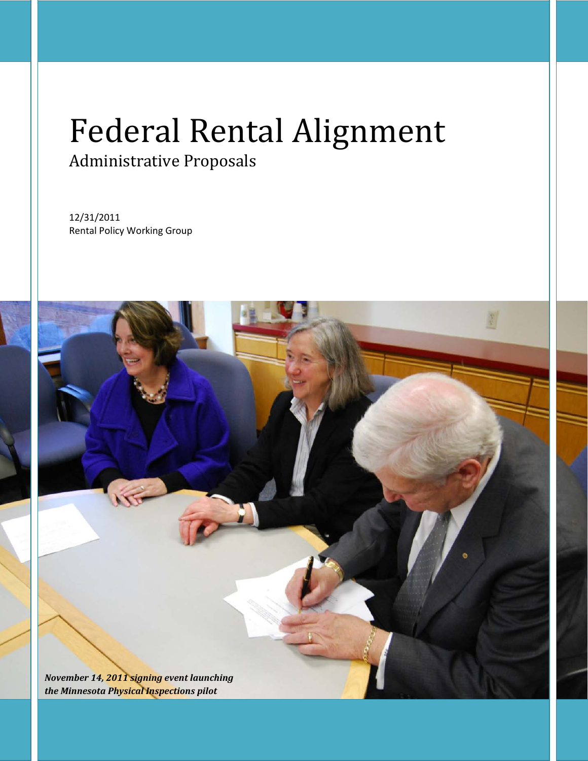# Federal Rental Alignment

## Administrative Proposals

12/31/2011
Rental Policy Working Group

***November 14, 2011 signing event launching the Minnesota Physical Inspections pilot***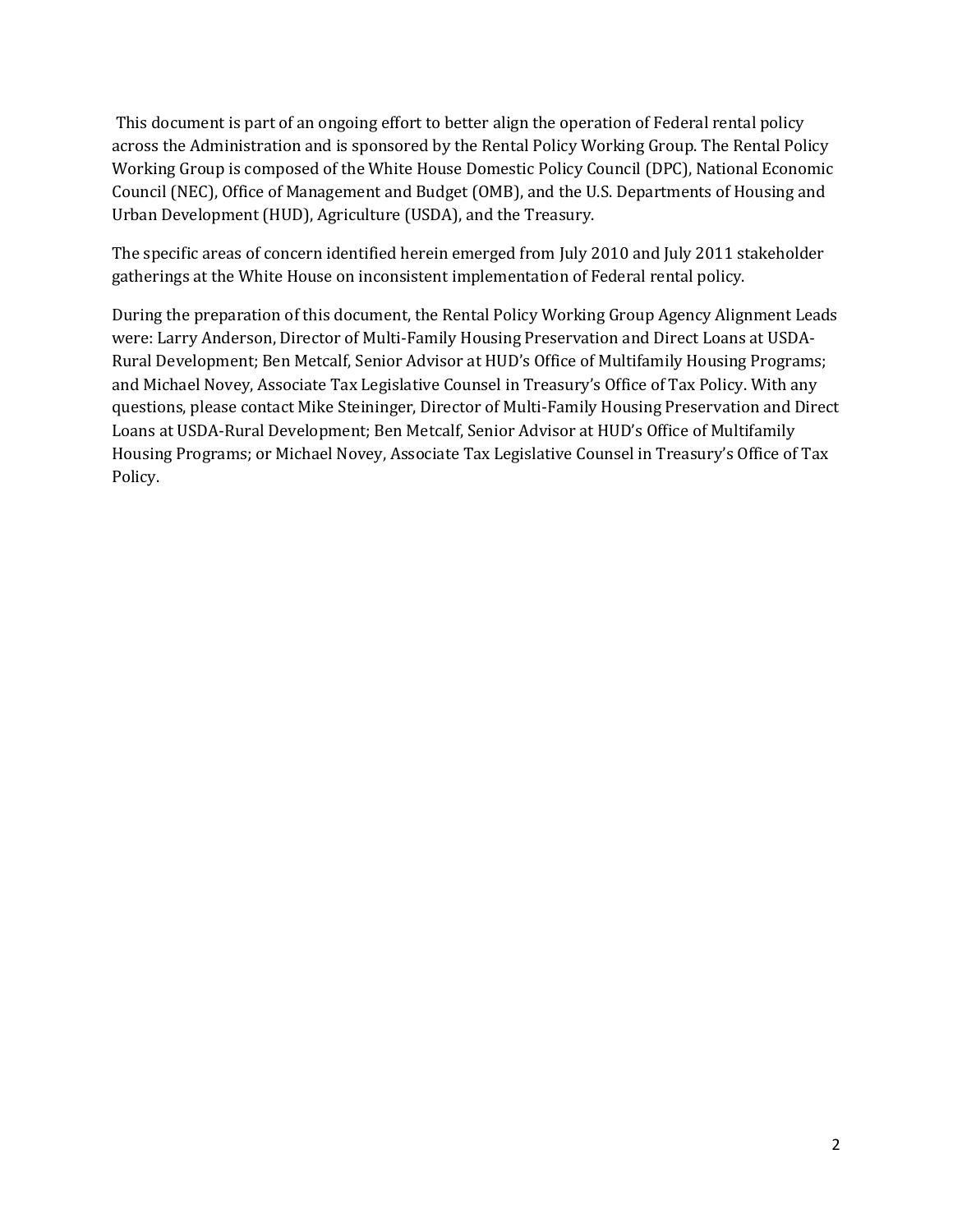This document is part of an ongoing effort to better align the operation of Federal rental policy across the Administration and is sponsored by the Rental Policy Working Group. The Rental Policy Working Group is composed of the White House Domestic Policy Council (DPC), National Economic Council (NEC), Office of Management and Budget (OMB), and the U.S. Departments of Housing and Urban Development (HUD), Agriculture (USDA), and the Treasury.

The specific areas of concern identified herein emerged from July 2010 and July 2011 stakeholder gatherings at the White House on inconsistent implementation of Federal rental policy.

During the preparation of this document, the Rental Policy Working Group Agency Alignment Leads were: Larry Anderson, Director of Multi-Family Housing Preservation and Direct Loans at USDA-Rural Development; Ben Metcalf, Senior Advisor at HUD's Office of Multifamily Housing Programs; and Michael Novey, Associate Tax Legislative Counsel in Treasury's Office of Tax Policy. With any questions, please contact Mike Steininger, Director of Multi-Family Housing Preservation and Direct Loans at USDA-Rural Development; Ben Metcalf, Senior Advisor at HUD's Office of Multifamily Housing Programs; or Michael Novey, Associate Tax Legislative Counsel in Treasury's Office of Tax Policy.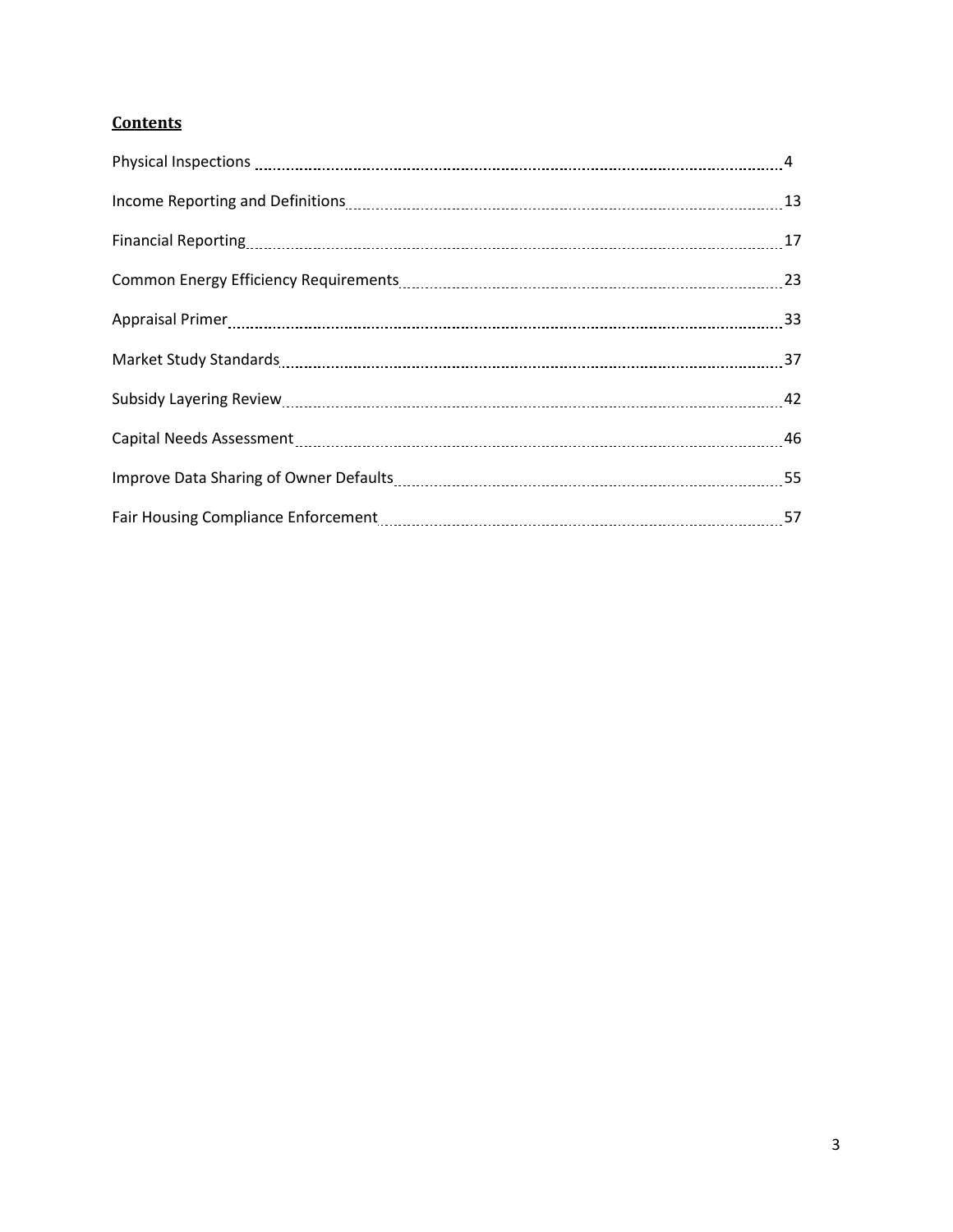## **Contents**

| | |
|---|---|
| Physical Inspections | 4 |
| Income Reporting and Definitions | 13 |
| Financial Reporting | 17 |
| Common Energy Efficiency Requirements | 23 |
| Appraisal Primer | 33 |
| Market Study Standards | 37 |
| Subsidy Layering Review | 42 |
| Capital Needs Assessment | 46 |
| Improve Data Sharing of Owner Defaults | 55 |
| Fair Housing Compliance Enforcement | 57 |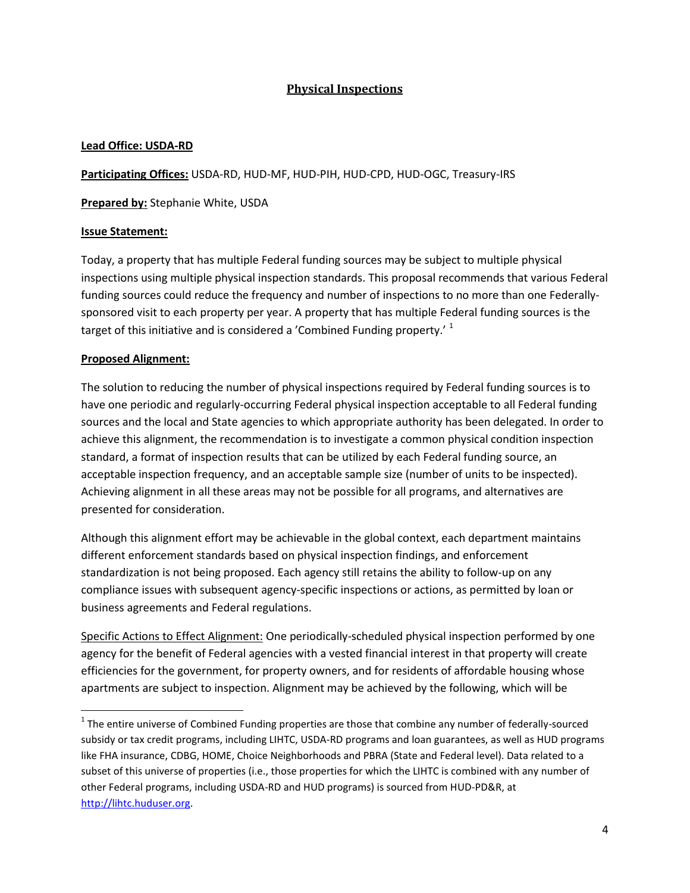## Physical Inspections

**Lead Office: USDA-RD**

**Participating Offices:** USDA-RD, HUD-MF, HUD-PIH, HUD-CPD, HUD-OGC, Treasury-IRS

**Prepared by:** Stephanie White, USDA

**Issue Statement:**

Today, a property that has multiple Federal funding sources may be subject to multiple physical inspections using multiple physical inspection standards. This proposal recommends that various Federal funding sources could reduce the frequency and number of inspections to no more than one Federally-sponsored visit to each property per year. A property that has multiple Federal funding sources is the target of this initiative and is considered a 'Combined Funding property.' [1]

**Proposed Alignment:**

The solution to reducing the number of physical inspections required by Federal funding sources is to have one periodic and regularly-occurring Federal physical inspection acceptable to all Federal funding sources and the local and State agencies to which appropriate authority has been delegated. In order to achieve this alignment, the recommendation is to investigate a common physical condition inspection standard, a format of inspection results that can be utilized by each Federal funding source, an acceptable inspection frequency, and an acceptable sample size (number of units to be inspected). Achieving alignment in all these areas may not be possible for all programs, and alternatives are presented for consideration.

Although this alignment effort may be achievable in the global context, each department maintains different enforcement standards based on physical inspection findings, and enforcement standardization is not being proposed. Each agency still retains the ability to follow-up on any compliance issues with subsequent agency-specific inspections or actions, as permitted by loan or business agreements and Federal regulations.

Specific Actions to Effect Alignment: One periodically-scheduled physical inspection performed by one agency for the benefit of Federal agencies with a vested financial interest in that property will create efficiencies for the government, for property owners, and for residents of affordable housing whose apartments are subject to inspection. Alignment may be achieved by the following, which will be

[1] The entire universe of Combined Funding properties are those that combine any number of federally-sourced subsidy or tax credit programs, including LIHTC, USDA-RD programs and loan guarantees, as well as HUD programs like FHA insurance, CDBG, HOME, Choice Neighborhoods and PBRA (State and Federal level). Data related to a subset of this universe of properties (i.e., those properties for which the LIHTC is combined with any number of other Federal programs, including USDA-RD and HUD programs) is sourced from HUD-PD&R, at http://lihtc.huduser.org.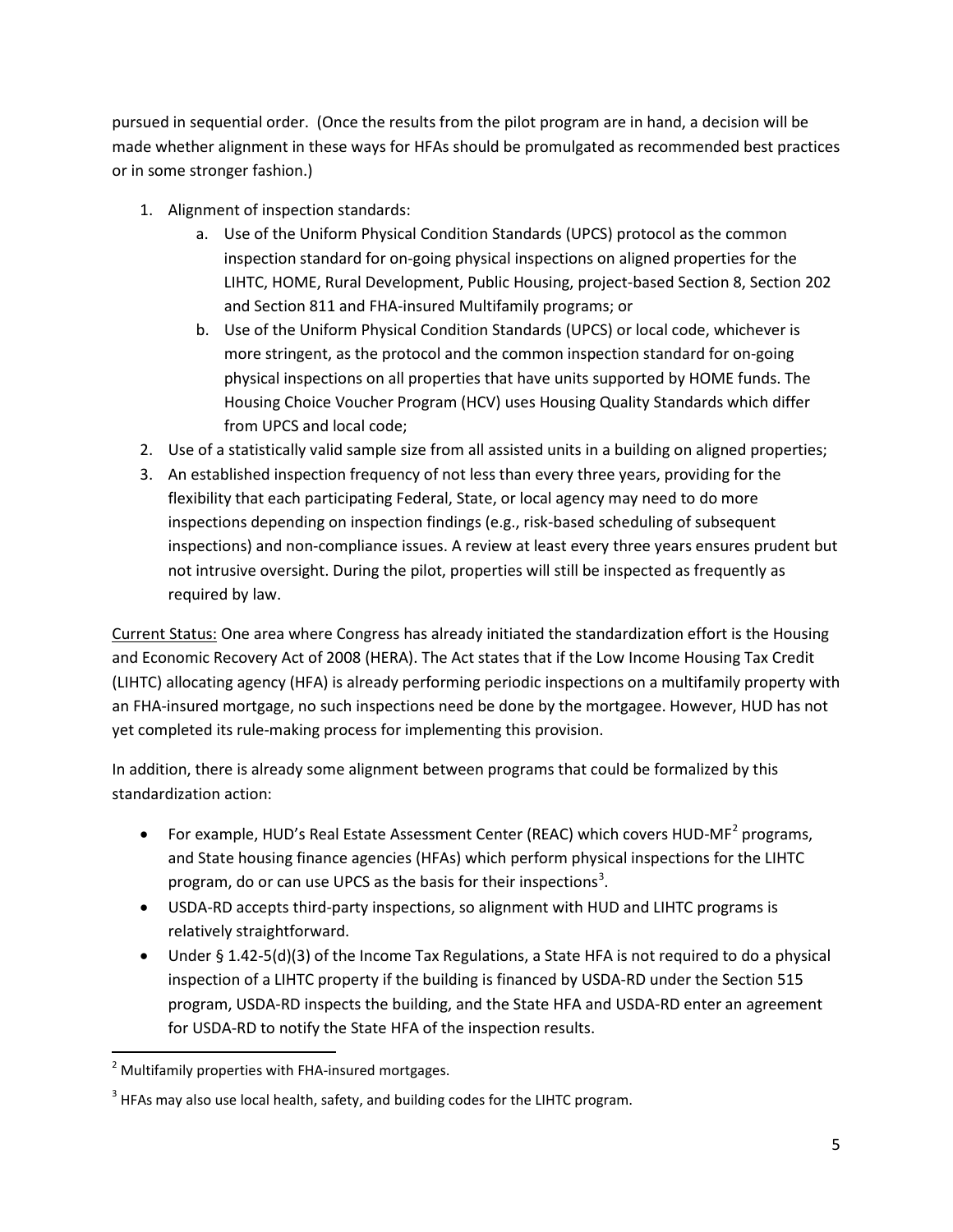pursued in sequential order. (Once the results from the pilot program are in hand, a decision will be made whether alignment in these ways for HFAs should be promulgated as recommended best practices or in some stronger fashion.)

1. Alignment of inspection standards:
   a. Use of the Uniform Physical Condition Standards (UPCS) protocol as the common inspection standard for on-going physical inspections on aligned properties for the LIHTC, HOME, Rural Development, Public Housing, project-based Section 8, Section 202 and Section 811 and FHA-insured Multifamily programs; or
   b. Use of the Uniform Physical Condition Standards (UPCS) or local code, whichever is more stringent, as the protocol and the common inspection standard for on-going physical inspections on all properties that have units supported by HOME funds. The Housing Choice Voucher Program (HCV) uses Housing Quality Standards which differ from UPCS and local code;
2. Use of a statistically valid sample size from all assisted units in a building on aligned properties;
3. An established inspection frequency of not less than every three years, providing for the flexibility that each participating Federal, State, or local agency may need to do more inspections depending on inspection findings (e.g., risk-based scheduling of subsequent inspections) and non-compliance issues. A review at least every three years ensures prudent but not intrusive oversight. During the pilot, properties will still be inspected as frequently as required by law.

<u>Current Status:</u> One area where Congress has already initiated the standardization effort is the Housing and Economic Recovery Act of 2008 (HERA). The Act states that if the Low Income Housing Tax Credit (LIHTC) allocating agency (HFA) is already performing periodic inspections on a multifamily property with an FHA-insured mortgage, no such inspections need be done by the mortgagee. However, HUD has not yet completed its rule-making process for implementing this provision.

In addition, there is already some alignment between programs that could be formalized by this standardization action:

- For example, HUD's Real Estate Assessment Center (REAC) which covers HUD-MF[2] programs, and State housing finance agencies (HFAs) which perform physical inspections for the LIHTC program, do or can use UPCS as the basis for their inspections[3].
- USDA-RD accepts third-party inspections, so alignment with HUD and LIHTC programs is relatively straightforward.
- Under § 1.42-5(d)(3) of the Income Tax Regulations, a State HFA is not required to do a physical inspection of a LIHTC property if the building is financed by USDA-RD under the Section 515 program, USDA-RD inspects the building, and the State HFA and USDA-RD enter an agreement for USDA-RD to notify the State HFA of the inspection results.

---

[2] Multifamily properties with FHA-insured mortgages.

[3] HFAs may also use local health, safety, and building codes for the LIHTC program.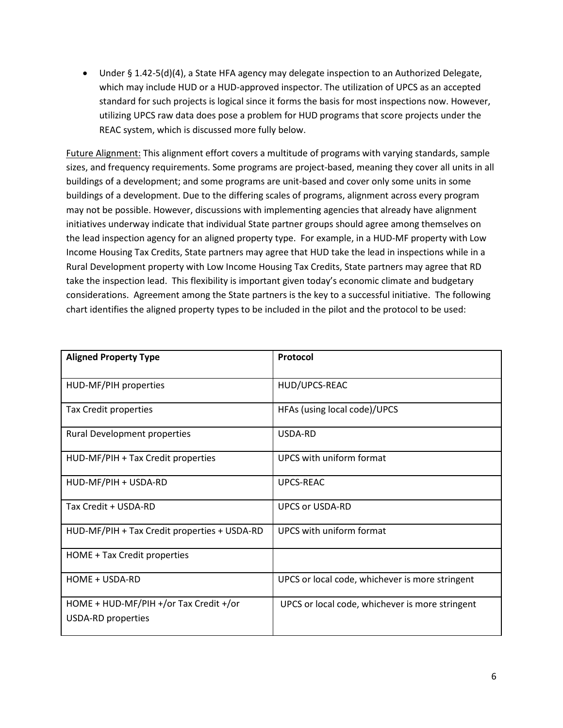- Under § 1.42-5(d)(4), a State HFA agency may delegate inspection to an Authorized Delegate, which may include HUD or a HUD-approved inspector. The utilization of UPCS as an accepted standard for such projects is logical since it forms the basis for most inspections now. However, utilizing UPCS raw data does pose a problem for HUD programs that score projects under the REAC system, which is discussed more fully below.

Future Alignment: This alignment effort covers a multitude of programs with varying standards, sample sizes, and frequency requirements. Some programs are project-based, meaning they cover all units in all buildings of a development; and some programs are unit-based and cover only some units in some buildings of a development. Due to the differing scales of programs, alignment across every program may not be possible. However, discussions with implementing agencies that already have alignment initiatives underway indicate that individual State partner groups should agree among themselves on the lead inspection agency for an aligned property type. For example, in a HUD-MF property with Low Income Housing Tax Credits, State partners may agree that HUD take the lead in inspections while in a Rural Development property with Low Income Housing Tax Credits, State partners may agree that RD take the inspection lead. This flexibility is important given today's economic climate and budgetary considerations. Agreement among the State partners is the key to a successful initiative. The following chart identifies the aligned property types to be included in the pilot and the protocol to be used:

| **Aligned Property Type** | **Protocol** |
|---|---|
| HUD-MF/PIH properties | HUD/UPCS-REAC |
| Tax Credit properties | HFAs (using local code)/UPCS |
| Rural Development properties | USDA-RD |
| HUD-MF/PIH + Tax Credit properties | UPCS with uniform format |
| HUD-MF/PIH + USDA-RD | UPCS-REAC |
| Tax Credit + USDA-RD | UPCS or USDA-RD |
| HUD-MF/PIH + Tax Credit properties + USDA-RD | UPCS with uniform format |
| HOME + Tax Credit properties | |
| HOME + USDA-RD | UPCS or local code, whichever is more stringent |
| HOME + HUD-MF/PIH +/or Tax Credit +/or USDA-RD properties | UPCS or local code, whichever is more stringent |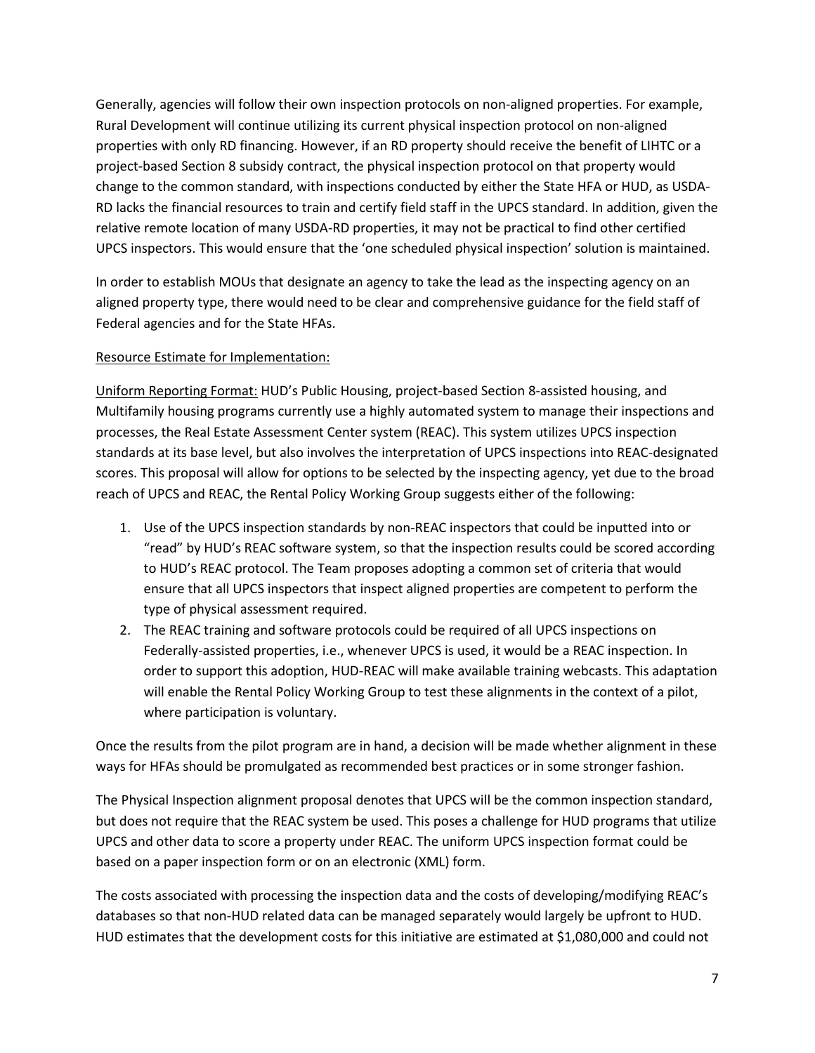Generally, agencies will follow their own inspection protocols on non-aligned properties. For example, Rural Development will continue utilizing its current physical inspection protocol on non-aligned properties with only RD financing. However, if an RD property should receive the benefit of LIHTC or a project-based Section 8 subsidy contract, the physical inspection protocol on that property would change to the common standard, with inspections conducted by either the State HFA or HUD, as USDA-RD lacks the financial resources to train and certify field staff in the UPCS standard. In addition, given the relative remote location of many USDA-RD properties, it may not be practical to find other certified UPCS inspectors. This would ensure that the 'one scheduled physical inspection' solution is maintained.

In order to establish MOUs that designate an agency to take the lead as the inspecting agency on an aligned property type, there would need to be clear and comprehensive guidance for the field staff of Federal agencies and for the State HFAs.

<u>Resource Estimate for Implementation:</u>

<u>Uniform Reporting Format:</u> HUD's Public Housing, project-based Section 8-assisted housing, and Multifamily housing programs currently use a highly automated system to manage their inspections and processes, the Real Estate Assessment Center system (REAC). This system utilizes UPCS inspection standards at its base level, but also involves the interpretation of UPCS inspections into REAC-designated scores. This proposal will allow for options to be selected by the inspecting agency, yet due to the broad reach of UPCS and REAC, the Rental Policy Working Group suggests either of the following:

1. Use of the UPCS inspection standards by non-REAC inspectors that could be inputted into or "read" by HUD's REAC software system, so that the inspection results could be scored according to HUD's REAC protocol. The Team proposes adopting a common set of criteria that would ensure that all UPCS inspectors that inspect aligned properties are competent to perform the type of physical assessment required.
2. The REAC training and software protocols could be required of all UPCS inspections on Federally-assisted properties, i.e., whenever UPCS is used, it would be a REAC inspection. In order to support this adoption, HUD-REAC will make available training webcasts. This adaptation will enable the Rental Policy Working Group to test these alignments in the context of a pilot, where participation is voluntary.

Once the results from the pilot program are in hand, a decision will be made whether alignment in these ways for HFAs should be promulgated as recommended best practices or in some stronger fashion.

The Physical Inspection alignment proposal denotes that UPCS will be the common inspection standard, but does not require that the REAC system be used. This poses a challenge for HUD programs that utilize UPCS and other data to score a property under REAC. The uniform UPCS inspection format could be based on a paper inspection form or on an electronic (XML) form.

The costs associated with processing the inspection data and the costs of developing/modifying REAC's databases so that non-HUD related data can be managed separately would largely be upfront to HUD. HUD estimates that the development costs for this initiative are estimated at $1,080,000 and could not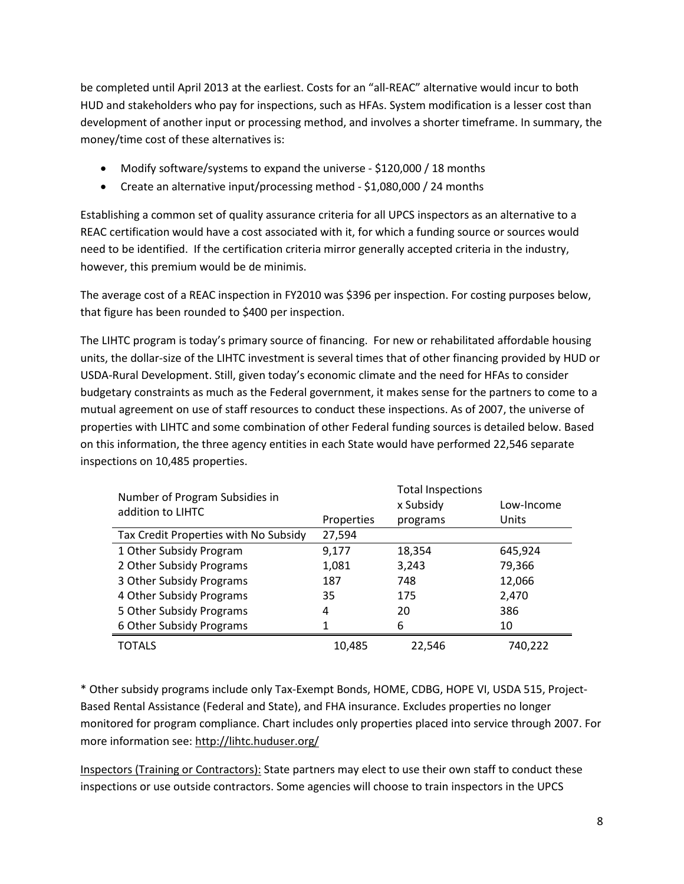be completed until April 2013 at the earliest. Costs for an "all-REAC" alternative would incur to both HUD and stakeholders who pay for inspections, such as HFAs. System modification is a lesser cost than development of another input or processing method, and involves a shorter timeframe. In summary, the money/time cost of these alternatives is:

- Modify software/systems to expand the universe - $120,000 / 18 months
- Create an alternative input/processing method - $1,080,000 / 24 months

Establishing a common set of quality assurance criteria for all UPCS inspectors as an alternative to a REAC certification would have a cost associated with it, for which a funding source or sources would need to be identified. If the certification criteria mirror generally accepted criteria in the industry, however, this premium would be de minimis.

The average cost of a REAC inspection in FY2010 was $396 per inspection. For costing purposes below, that figure has been rounded to $400 per inspection.

The LIHTC program is today's primary source of financing. For new or rehabilitated affordable housing units, the dollar-size of the LIHTC investment is several times that of other financing provided by HUD or USDA-Rural Development. Still, given today's economic climate and the need for HFAs to consider budgetary constraints as much as the Federal government, it makes sense for the partners to come to a mutual agreement on use of staff resources to conduct these inspections. As of 2007, the universe of properties with LIHTC and some combination of other Federal funding sources is detailed below. Based on this information, the three agency entities in each State would have performed 22,546 separate inspections on 10,485 properties.

| Number of Program Subsidies in addition to LIHTC | Properties | Total Inspections x Subsidy programs | Low-Income Units |
|---|---|---|---|
| Tax Credit Properties with No Subsidy | 27,594 | | |
| 1 Other Subsidy Program | 9,177 | 18,354 | 645,924 |
| 2 Other Subsidy Programs | 1,081 | 3,243 | 79,366 |
| 3 Other Subsidy Programs | 187 | 748 | 12,066 |
| 4 Other Subsidy Programs | 35 | 175 | 2,470 |
| 5 Other Subsidy Programs | 4 | 20 | 386 |
| 6 Other Subsidy Programs | 1 | 6 | 10 |
| TOTALS | 10,485 | 22,546 | 740,222 |

* Other subsidy programs include only Tax-Exempt Bonds, HOME, CDBG, HOPE VI, USDA 515, Project-Based Rental Assistance (Federal and State), and FHA insurance. Excludes properties no longer monitored for program compliance. Chart includes only properties placed into service through 2007. For more information see: http://lihtc.huduser.org/

Inspectors (Training or Contractors): State partners may elect to use their own staff to conduct these inspections or use outside contractors. Some agencies will choose to train inspectors in the UPCS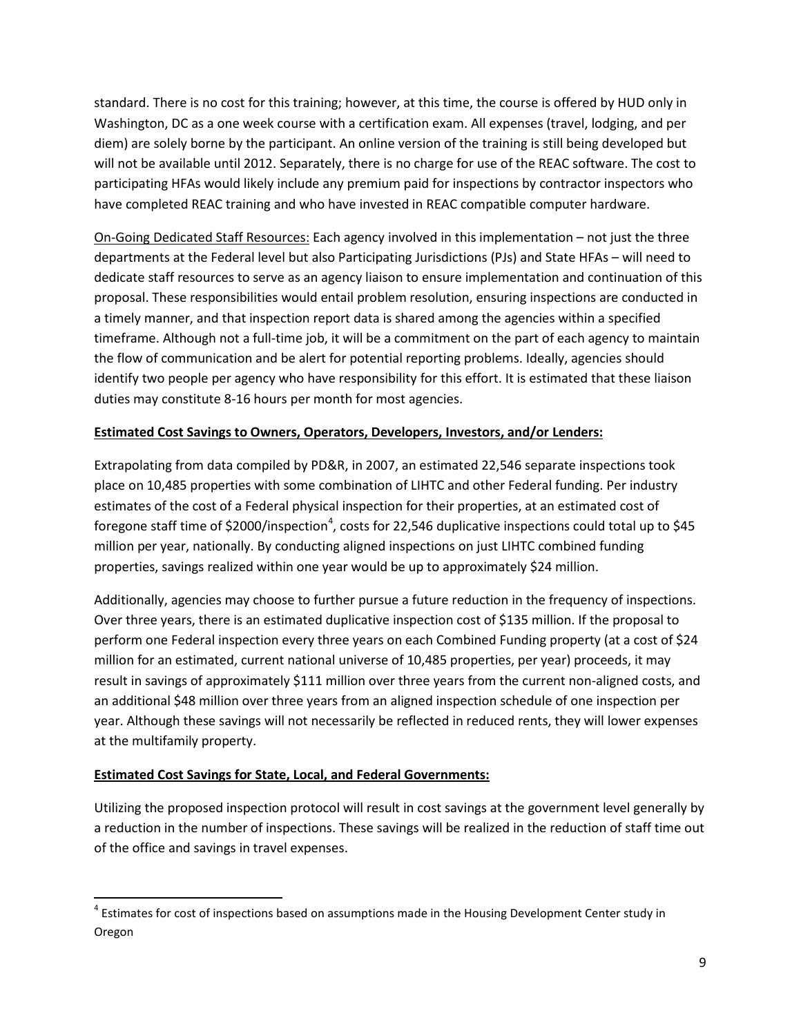standard. There is no cost for this training; however, at this time, the course is offered by HUD only in Washington, DC as a one week course with a certification exam. All expenses (travel, lodging, and per diem) are solely borne by the participant. An online version of the training is still being developed but will not be available until 2012. Separately, there is no charge for use of the REAC software. The cost to participating HFAs would likely include any premium paid for inspections by contractor inspectors who have completed REAC training and who have invested in REAC compatible computer hardware.

On-Going Dedicated Staff Resources: Each agency involved in this implementation – not just the three departments at the Federal level but also Participating Jurisdictions (PJs) and State HFAs – will need to dedicate staff resources to serve as an agency liaison to ensure implementation and continuation of this proposal. These responsibilities would entail problem resolution, ensuring inspections are conducted in a timely manner, and that inspection report data is shared among the agencies within a specified timeframe. Although not a full-time job, it will be a commitment on the part of each agency to maintain the flow of communication and be alert for potential reporting problems. Ideally, agencies should identify two people per agency who have responsibility for this effort. It is estimated that these liaison duties may constitute 8-16 hours per month for most agencies.

**Estimated Cost Savings to Owners, Operators, Developers, Investors, and/or Lenders:**

Extrapolating from data compiled by PD&R, in 2007, an estimated 22,546 separate inspections took place on 10,485 properties with some combination of LIHTC and other Federal funding. Per industry estimates of the cost of a Federal physical inspection for their properties, at an estimated cost of foregone staff time of $2000/inspection[4], costs for 22,546 duplicative inspections could total up to $45 million per year, nationally. By conducting aligned inspections on just LIHTC combined funding properties, savings realized within one year would be up to approximately $24 million.

Additionally, agencies may choose to further pursue a future reduction in the frequency of inspections. Over three years, there is an estimated duplicative inspection cost of $135 million. If the proposal to perform one Federal inspection every three years on each Combined Funding property (at a cost of $24 million for an estimated, current national universe of 10,485 properties, per year) proceeds, it may result in savings of approximately $111 million over three years from the current non-aligned costs, and an additional $48 million over three years from an aligned inspection schedule of one inspection per year. Although these savings will not necessarily be reflected in reduced rents, they will lower expenses at the multifamily property.

**Estimated Cost Savings for State, Local, and Federal Governments:**

Utilizing the proposed inspection protocol will result in cost savings at the government level generally by a reduction in the number of inspections. These savings will be realized in the reduction of staff time out of the office and savings in travel expenses.

[4] Estimates for cost of inspections based on assumptions made in the Housing Development Center study in Oregon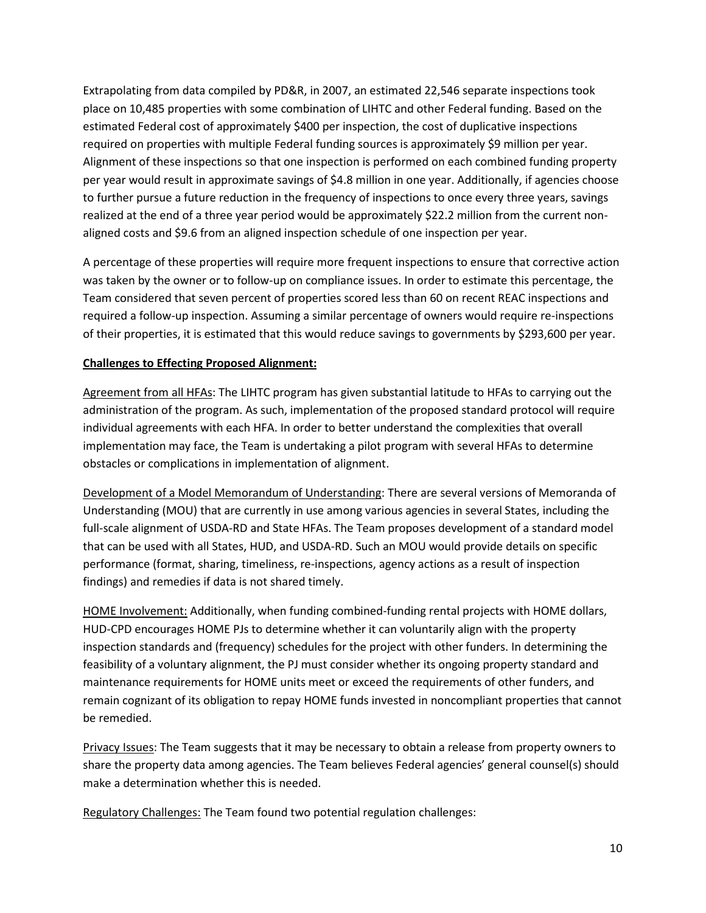Extrapolating from data compiled by PD&R, in 2007, an estimated 22,546 separate inspections took place on 10,485 properties with some combination of LIHTC and other Federal funding. Based on the estimated Federal cost of approximately $400 per inspection, the cost of duplicative inspections required on properties with multiple Federal funding sources is approximately $9 million per year. Alignment of these inspections so that one inspection is performed on each combined funding property per year would result in approximate savings of $4.8 million in one year. Additionally, if agencies choose to further pursue a future reduction in the frequency of inspections to once every three years, savings realized at the end of a three year period would be approximately $22.2 million from the current non-aligned costs and $9.6 from an aligned inspection schedule of one inspection per year.

A percentage of these properties will require more frequent inspections to ensure that corrective action was taken by the owner or to follow-up on compliance issues. In order to estimate this percentage, the Team considered that seven percent of properties scored less than 60 on recent REAC inspections and required a follow-up inspection. Assuming a similar percentage of owners would require re-inspections of their properties, it is estimated that this would reduce savings to governments by $293,600 per year.

**<u>Challenges to Effecting Proposed Alignment:</u>**

<u>Agreement from all HFAs</u>: The LIHTC program has given substantial latitude to HFAs to carrying out the administration of the program. As such, implementation of the proposed standard protocol will require individual agreements with each HFA. In order to better understand the complexities that overall implementation may face, the Team is undertaking a pilot program with several HFAs to determine obstacles or complications in implementation of alignment.

<u>Development of a Model Memorandum of Understanding</u>: There are several versions of Memoranda of Understanding (MOU) that are currently in use among various agencies in several States, including the full-scale alignment of USDA-RD and State HFAs. The Team proposes development of a standard model that can be used with all States, HUD, and USDA-RD. Such an MOU would provide details on specific performance (format, sharing, timeliness, re-inspections, agency actions as a result of inspection findings) and remedies if data is not shared timely.

<u>HOME Involvement:</u> Additionally, when funding combined-funding rental projects with HOME dollars, HUD-CPD encourages HOME PJs to determine whether it can voluntarily align with the property inspection standards and (frequency) schedules for the project with other funders. In determining the feasibility of a voluntary alignment, the PJ must consider whether its ongoing property standard and maintenance requirements for HOME units meet or exceed the requirements of other funders, and remain cognizant of its obligation to repay HOME funds invested in noncompliant properties that cannot be remedied.

<u>Privacy Issues</u>: The Team suggests that it may be necessary to obtain a release from property owners to share the property data among agencies. The Team believes Federal agencies' general counsel(s) should make a determination whether this is needed.

<u>Regulatory Challenges:</u> The Team found two potential regulation challenges: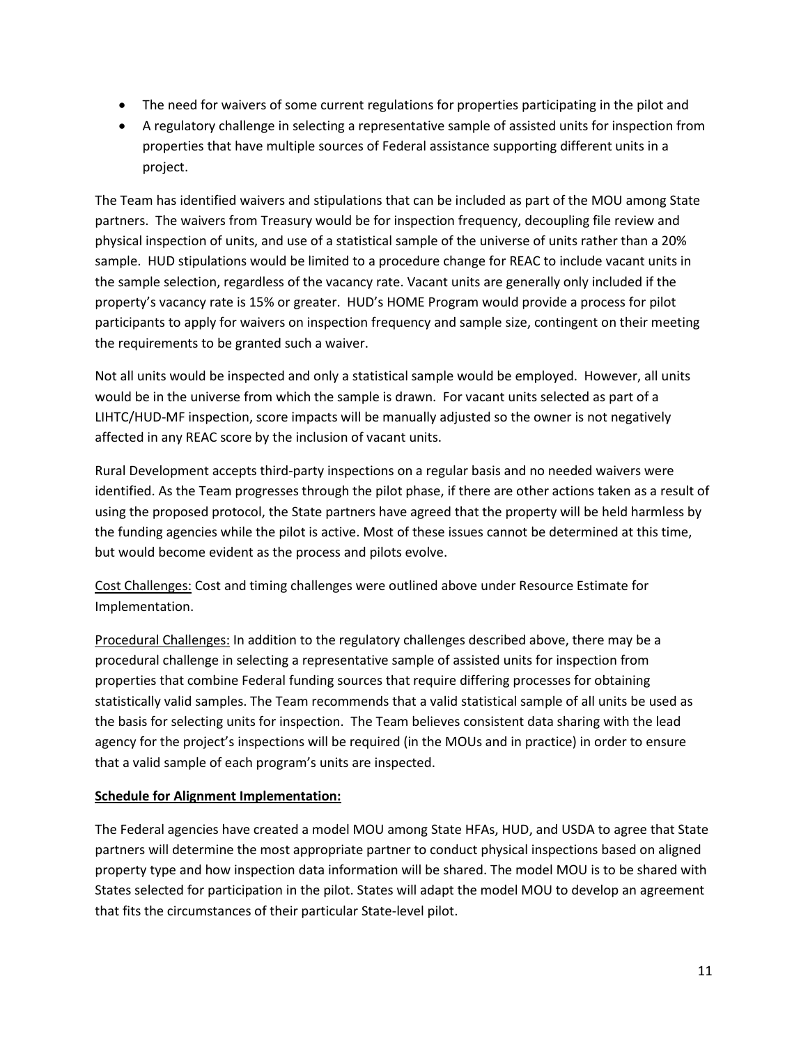- The need for waivers of some current regulations for properties participating in the pilot and
- A regulatory challenge in selecting a representative sample of assisted units for inspection from properties that have multiple sources of Federal assistance supporting different units in a project.

The Team has identified waivers and stipulations that can be included as part of the MOU among State partners. The waivers from Treasury would be for inspection frequency, decoupling file review and physical inspection of units, and use of a statistical sample of the universe of units rather than a 20% sample. HUD stipulations would be limited to a procedure change for REAC to include vacant units in the sample selection, regardless of the vacancy rate. Vacant units are generally only included if the property's vacancy rate is 15% or greater. HUD's HOME Program would provide a process for pilot participants to apply for waivers on inspection frequency and sample size, contingent on their meeting the requirements to be granted such a waiver.

Not all units would be inspected and only a statistical sample would be employed. However, all units would be in the universe from which the sample is drawn. For vacant units selected as part of a LIHTC/HUD-MF inspection, score impacts will be manually adjusted so the owner is not negatively affected in any REAC score by the inclusion of vacant units.

Rural Development accepts third-party inspections on a regular basis and no needed waivers were identified. As the Team progresses through the pilot phase, if there are other actions taken as a result of using the proposed protocol, the State partners have agreed that the property will be held harmless by the funding agencies while the pilot is active. Most of these issues cannot be determined at this time, but would become evident as the process and pilots evolve.

<u>Cost Challenges:</u> Cost and timing challenges were outlined above under Resource Estimate for Implementation.

<u>Procedural Challenges:</u> In addition to the regulatory challenges described above, there may be a procedural challenge in selecting a representative sample of assisted units for inspection from properties that combine Federal funding sources that require differing processes for obtaining statistically valid samples. The Team recommends that a valid statistical sample of all units be used as the basis for selecting units for inspection. The Team believes consistent data sharing with the lead agency for the project's inspections will be required (in the MOUs and in practice) in order to ensure that a valid sample of each program's units are inspected.

**<u>Schedule for Alignment Implementation:</u>**

The Federal agencies have created a model MOU among State HFAs, HUD, and USDA to agree that State partners will determine the most appropriate partner to conduct physical inspections based on aligned property type and how inspection data information will be shared. The model MOU is to be shared with States selected for participation in the pilot. States will adapt the model MOU to develop an agreement that fits the circumstances of their particular State-level pilot.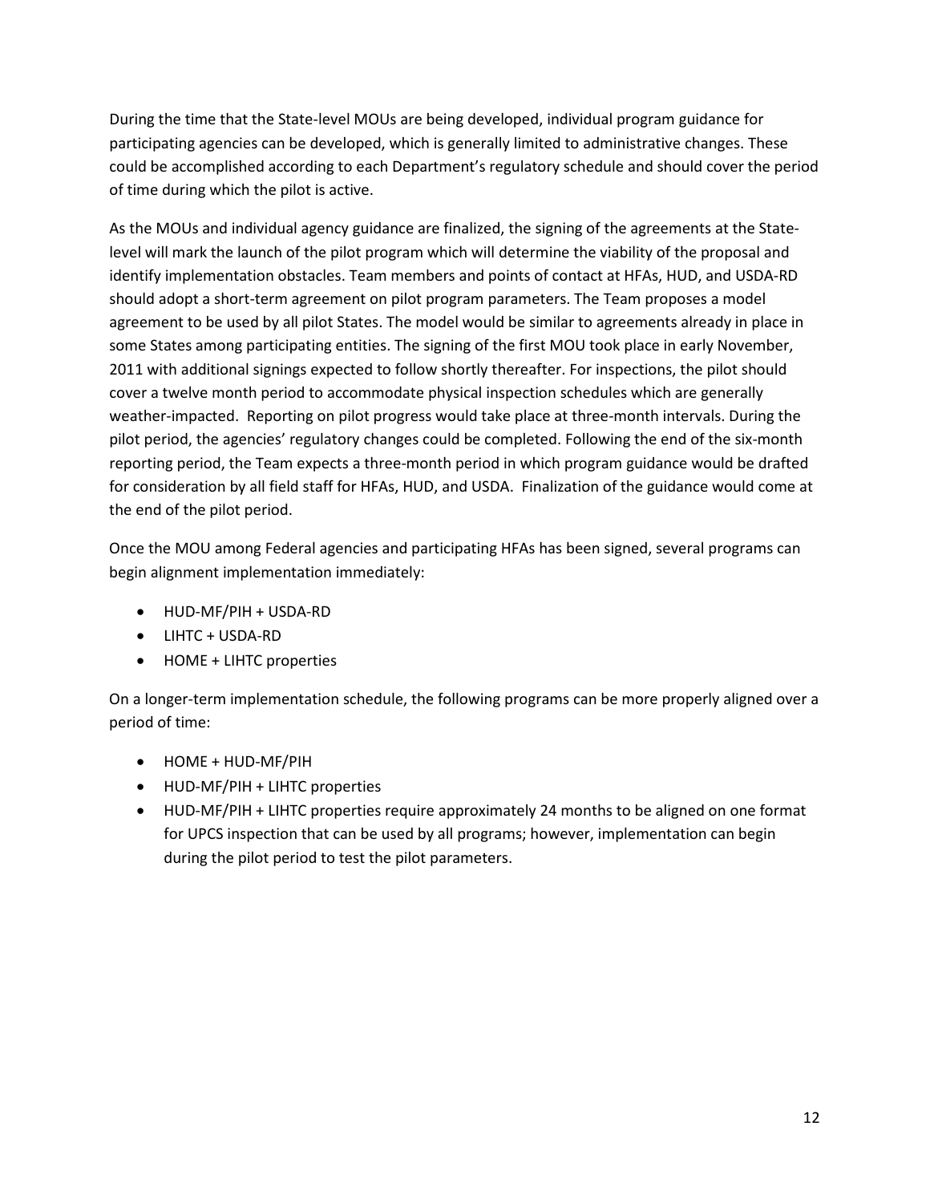During the time that the State-level MOUs are being developed, individual program guidance for participating agencies can be developed, which is generally limited to administrative changes. These could be accomplished according to each Department's regulatory schedule and should cover the period of time during which the pilot is active.

As the MOUs and individual agency guidance are finalized, the signing of the agreements at the State-level will mark the launch of the pilot program which will determine the viability of the proposal and identify implementation obstacles. Team members and points of contact at HFAs, HUD, and USDA-RD should adopt a short-term agreement on pilot program parameters. The Team proposes a model agreement to be used by all pilot States. The model would be similar to agreements already in place in some States among participating entities. The signing of the first MOU took place in early November, 2011 with additional signings expected to follow shortly thereafter. For inspections, the pilot should cover a twelve month period to accommodate physical inspection schedules which are generally weather-impacted. Reporting on pilot progress would take place at three-month intervals. During the pilot period, the agencies' regulatory changes could be completed. Following the end of the six-month reporting period, the Team expects a three-month period in which program guidance would be drafted for consideration by all field staff for HFAs, HUD, and USDA. Finalization of the guidance would come at the end of the pilot period.

Once the MOU among Federal agencies and participating HFAs has been signed, several programs can begin alignment implementation immediately:

- HUD-MF/PIH + USDA-RD
- LIHTC + USDA-RD
- HOME + LIHTC properties

On a longer-term implementation schedule, the following programs can be more properly aligned over a period of time:

- HOME + HUD-MF/PIH
- HUD-MF/PIH + LIHTC properties
- HUD-MF/PIH + LIHTC properties require approximately 24 months to be aligned on one format for UPCS inspection that can be used by all programs; however, implementation can begin during the pilot period to test the pilot parameters.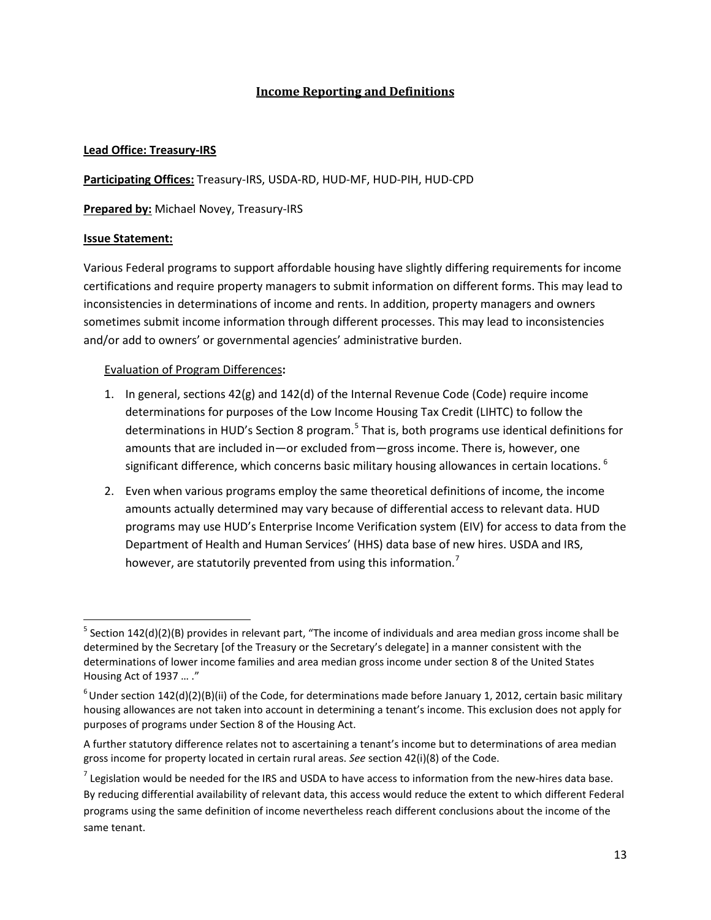## Income Reporting and Definitions

**Lead Office: Treasury-IRS**

**Participating Offices:** Treasury-IRS, USDA-RD, HUD-MF, HUD-PIH, HUD-CPD

**Prepared by:** Michael Novey, Treasury-IRS

**Issue Statement:**

Various Federal programs to support affordable housing have slightly differing requirements for income certifications and require property managers to submit information on different forms. This may lead to inconsistencies in determinations of income and rents. In addition, property managers and owners sometimes submit income information through different processes. This may lead to inconsistencies and/or add to owners' or governmental agencies' administrative burden.

Evaluation of Program Differences**:**

1. In general, sections 42(g) and 142(d) of the Internal Revenue Code (Code) require income determinations for purposes of the Low Income Housing Tax Credit (LIHTC) to follow the determinations in HUD's Section 8 program.[5] That is, both programs use identical definitions for amounts that are included in—or excluded from—gross income. There is, however, one significant difference, which concerns basic military housing allowances in certain locations. [6]
2. Even when various programs employ the same theoretical definitions of income, the income amounts actually determined may vary because of differential access to relevant data. HUD programs may use HUD's Enterprise Income Verification system (EIV) for access to data from the Department of Health and Human Services' (HHS) data base of new hires. USDA and IRS, however, are statutorily prevented from using this information.[7]

---

[5] Section 142(d)(2)(B) provides in relevant part, "The income of individuals and area median gross income shall be determined by the Secretary [of the Treasury or the Secretary's delegate] in a manner consistent with the determinations of lower income families and area median gross income under section 8 of the United States Housing Act of 1937 … ."

[6] Under section 142(d)(2)(B)(ii) of the Code, for determinations made before January 1, 2012, certain basic military housing allowances are not taken into account in determining a tenant's income. This exclusion does not apply for purposes of programs under Section 8 of the Housing Act.

A further statutory difference relates not to ascertaining a tenant's income but to determinations of area median gross income for property located in certain rural areas. *See* section 42(i)(8) of the Code.

[7] Legislation would be needed for the IRS and USDA to have access to information from the new-hires data base. By reducing differential availability of relevant data, this access would reduce the extent to which different Federal programs using the same definition of income nevertheless reach different conclusions about the income of the same tenant.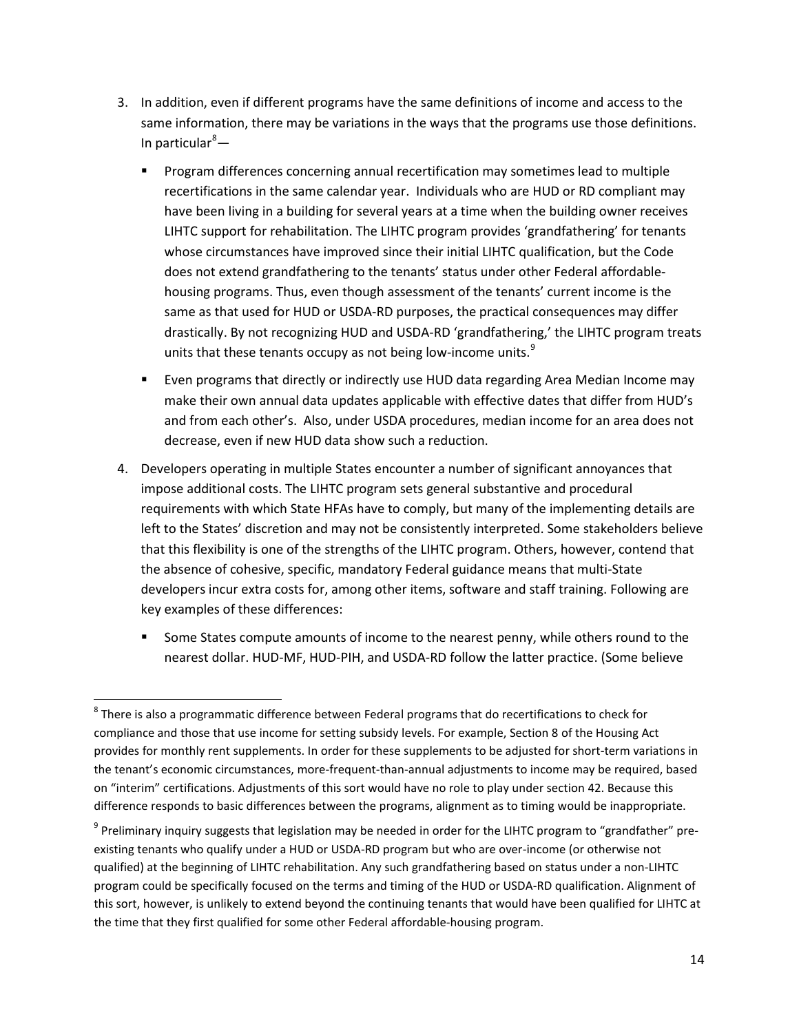3. In addition, even if different programs have the same definitions of income and access to the same information, there may be variations in the ways that the programs use those definitions. In particular[8]—

   - Program differences concerning annual recertification may sometimes lead to multiple recertifications in the same calendar year. Individuals who are HUD or RD compliant may have been living in a building for several years at a time when the building owner receives LIHTC support for rehabilitation. The LIHTC program provides 'grandfathering' for tenants whose circumstances have improved since their initial LIHTC qualification, but the Code does not extend grandfathering to the tenants' status under other Federal affordable-housing programs. Thus, even though assessment of the tenants' current income is the same as that used for HUD or USDA-RD purposes, the practical consequences may differ drastically. By not recognizing HUD and USDA-RD 'grandfathering,' the LIHTC program treats units that these tenants occupy as not being low-income units.[9]
   - Even programs that directly or indirectly use HUD data regarding Area Median Income may make their own annual data updates applicable with effective dates that differ from HUD's and from each other's. Also, under USDA procedures, median income for an area does not decrease, even if new HUD data show such a reduction.

4. Developers operating in multiple States encounter a number of significant annoyances that impose additional costs. The LIHTC program sets general substantive and procedural requirements with which State HFAs have to comply, but many of the implementing details are left to the States' discretion and may not be consistently interpreted. Some stakeholders believe that this flexibility is one of the strengths of the LIHTC program. Others, however, contend that the absence of cohesive, specific, mandatory Federal guidance means that multi-State developers incur extra costs for, among other items, software and staff training. Following are key examples of these differences:

   - Some States compute amounts of income to the nearest penny, while others round to the nearest dollar. HUD-MF, HUD-PIH, and USDA-RD follow the latter practice. (Some believe

---

[8] There is also a programmatic difference between Federal programs that do recertifications to check for compliance and those that use income for setting subsidy levels. For example, Section 8 of the Housing Act provides for monthly rent supplements. In order for these supplements to be adjusted for short-term variations in the tenant's economic circumstances, more-frequent-than-annual adjustments to income may be required, based on "interim" certifications. Adjustments of this sort would have no role to play under section 42. Because this difference responds to basic differences between the programs, alignment as to timing would be inappropriate.

[9] Preliminary inquiry suggests that legislation may be needed in order for the LIHTC program to "grandfather" pre-existing tenants who qualify under a HUD or USDA-RD program but who are over-income (or otherwise not qualified) at the beginning of LIHTC rehabilitation. Any such grandfathering based on status under a non-LIHTC program could be specifically focused on the terms and timing of the HUD or USDA-RD qualification. Alignment of this sort, however, is unlikely to extend beyond the continuing tenants that would have been qualified for LIHTC at the time that they first qualified for some other Federal affordable-housing program.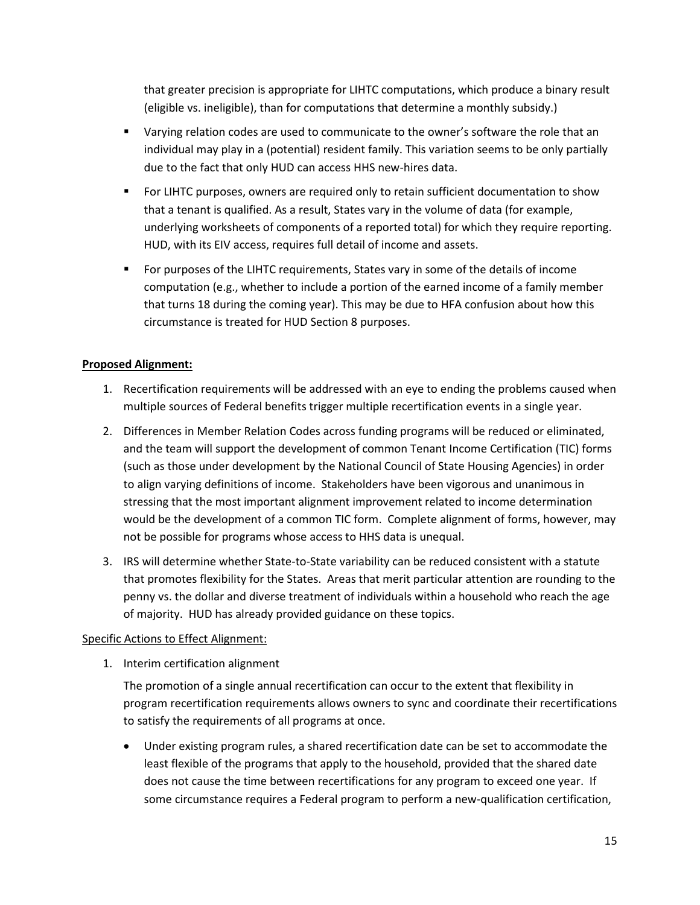that greater precision is appropriate for LIHTC computations, which produce a binary result (eligible vs. ineligible), than for computations that determine a monthly subsidy.)

- Varying relation codes are used to communicate to the owner's software the role that an individual may play in a (potential) resident family. This variation seems to be only partially due to the fact that only HUD can access HHS new-hires data.
- For LIHTC purposes, owners are required only to retain sufficient documentation to show that a tenant is qualified. As a result, States vary in the volume of data (for example, underlying worksheets of components of a reported total) for which they require reporting. HUD, with its EIV access, requires full detail of income and assets.
- For purposes of the LIHTC requirements, States vary in some of the details of income computation (e.g., whether to include a portion of the earned income of a family member that turns 18 during the coming year). This may be due to HFA confusion about how this circumstance is treated for HUD Section 8 purposes.

**Proposed Alignment:**

1. Recertification requirements will be addressed with an eye to ending the problems caused when multiple sources of Federal benefits trigger multiple recertification events in a single year.
2. Differences in Member Relation Codes across funding programs will be reduced or eliminated, and the team will support the development of common Tenant Income Certification (TIC) forms (such as those under development by the National Council of State Housing Agencies) in order to align varying definitions of income. Stakeholders have been vigorous and unanimous in stressing that the most important alignment improvement related to income determination would be the development of a common TIC form. Complete alignment of forms, however, may not be possible for programs whose access to HHS data is unequal.
3. IRS will determine whether State-to-State variability can be reduced consistent with a statute that promotes flexibility for the States. Areas that merit particular attention are rounding to the penny vs. the dollar and diverse treatment of individuals within a household who reach the age of majority. HUD has already provided guidance on these topics.

Specific Actions to Effect Alignment:

1. Interim certification alignment

   The promotion of a single annual recertification can occur to the extent that flexibility in program recertification requirements allows owners to sync and coordinate their recertifications to satisfy the requirements of all programs at once.

   - Under existing program rules, a shared recertification date can be set to accommodate the least flexible of the programs that apply to the household, provided that the shared date does not cause the time between recertifications for any program to exceed one year. If some circumstance requires a Federal program to perform a new-qualification certification,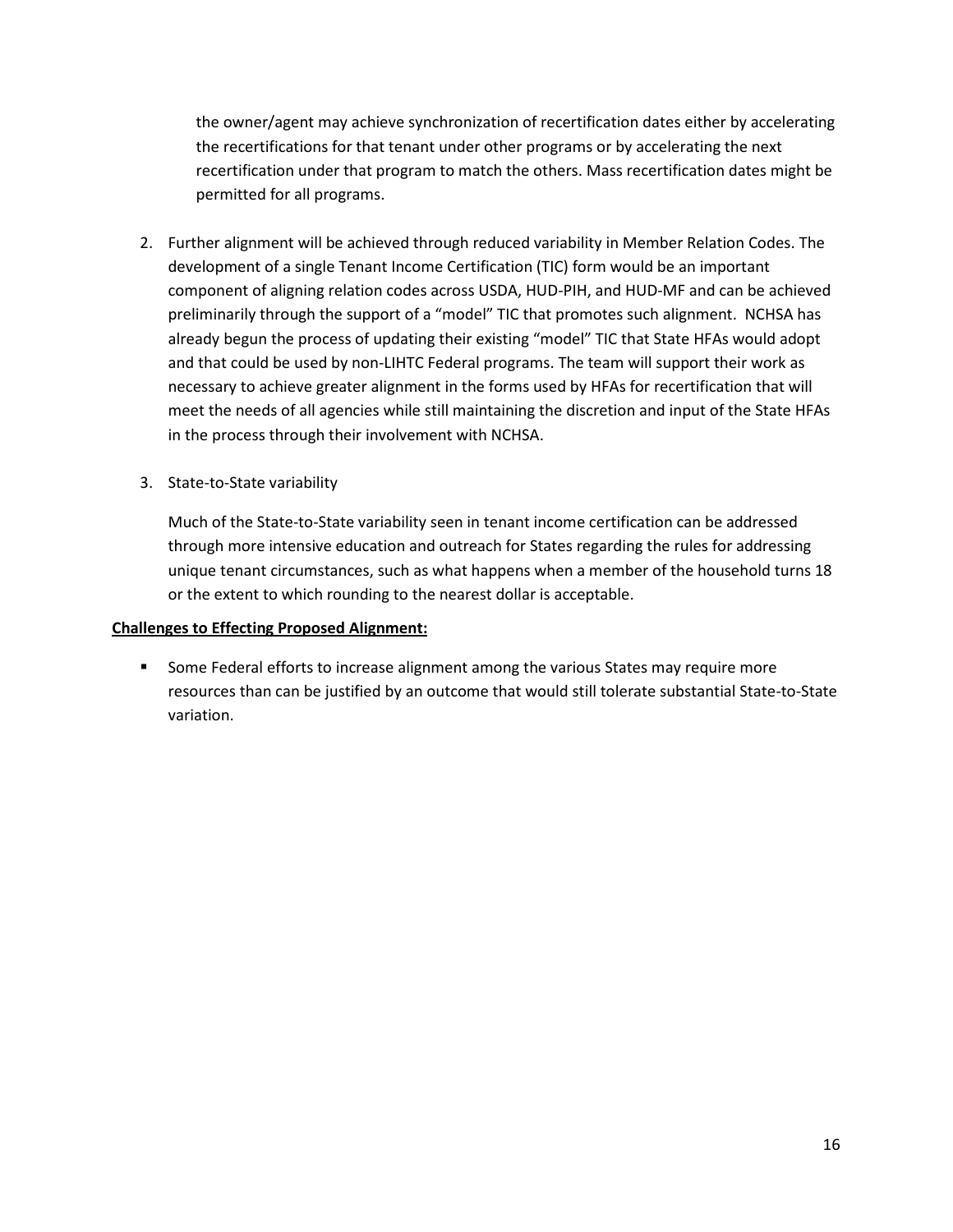the owner/agent may achieve synchronization of recertification dates either by accelerating the recertifications for that tenant under other programs or by accelerating the next recertification under that program to match the others. Mass recertification dates might be permitted for all programs.

2. Further alignment will be achieved through reduced variability in Member Relation Codes. The development of a single Tenant Income Certification (TIC) form would be an important component of aligning relation codes across USDA, HUD-PIH, and HUD-MF and can be achieved preliminarily through the support of a "model" TIC that promotes such alignment. NCHSA has already begun the process of updating their existing "model" TIC that State HFAs would adopt and that could be used by non-LIHTC Federal programs. The team will support their work as necessary to achieve greater alignment in the forms used by HFAs for recertification that will meet the needs of all agencies while still maintaining the discretion and input of the State HFAs in the process through their involvement with NCHSA.

3. State-to-State variability

   Much of the State-to-State variability seen in tenant income certification can be addressed through more intensive education and outreach for States regarding the rules for addressing unique tenant circumstances, such as what happens when a member of the household turns 18 or the extent to which rounding to the nearest dollar is acceptable.

**Challenges to Effecting Proposed Alignment:**

- Some Federal efforts to increase alignment among the various States may require more resources than can be justified by an outcome that would still tolerate substantial State-to-State variation.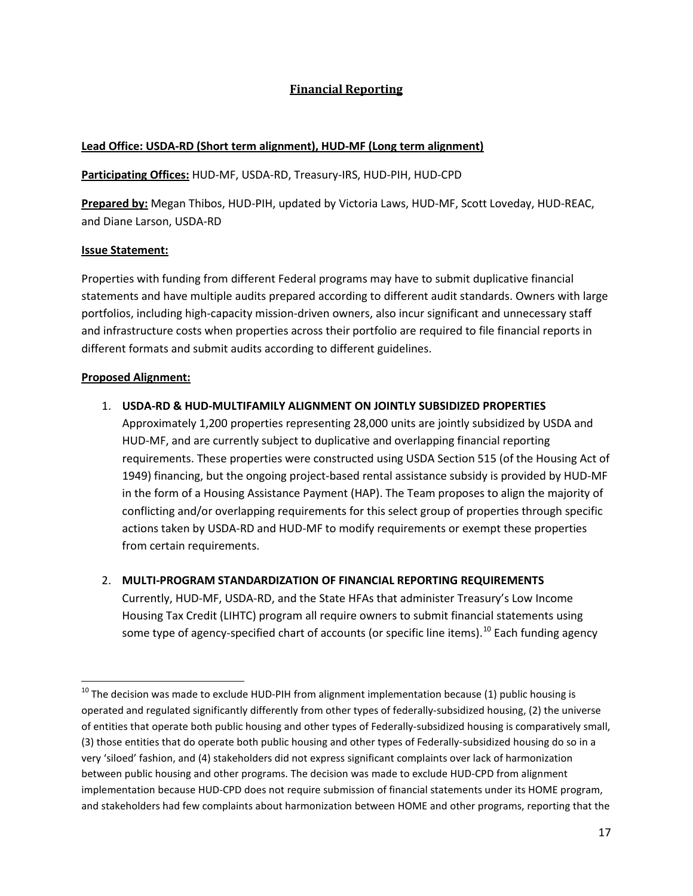## Financial Reporting

**Lead Office: USDA-RD (Short term alignment), HUD-MF (Long term alignment)**

**Participating Offices:** HUD-MF, USDA-RD, Treasury-IRS, HUD-PIH, HUD-CPD

**Prepared by:** Megan Thibos, HUD-PIH, updated by Victoria Laws, HUD-MF, Scott Loveday, HUD-REAC, and Diane Larson, USDA-RD

**Issue Statement:**

Properties with funding from different Federal programs may have to submit duplicative financial statements and have multiple audits prepared according to different audit standards. Owners with large portfolios, including high-capacity mission-driven owners, also incur significant and unnecessary staff and infrastructure costs when properties across their portfolio are required to file financial reports in different formats and submit audits according to different guidelines.

**Proposed Alignment:**

1. **USDA-RD & HUD-MULTIFAMILY ALIGNMENT ON JOINTLY SUBSIDIZED PROPERTIES**
   Approximately 1,200 properties representing 28,000 units are jointly subsidized by USDA and HUD-MF, and are currently subject to duplicative and overlapping financial reporting requirements. These properties were constructed using USDA Section 515 (of the Housing Act of 1949) financing, but the ongoing project-based rental assistance subsidy is provided by HUD-MF in the form of a Housing Assistance Payment (HAP). The Team proposes to align the majority of conflicting and/or overlapping requirements for this select group of properties through specific actions taken by USDA-RD and HUD-MF to modify requirements or exempt these properties from certain requirements.

2. **MULTI-PROGRAM STANDARDIZATION OF FINANCIAL REPORTING REQUIREMENTS**
   Currently, HUD-MF, USDA-RD, and the State HFAs that administer Treasury's Low Income Housing Tax Credit (LIHTC) program all require owners to submit financial statements using some type of agency-specified chart of accounts (or specific line items).[10] Each funding agency

[10] The decision was made to exclude HUD-PIH from alignment implementation because (1) public housing is operated and regulated significantly differently from other types of federally-subsidized housing, (2) the universe of entities that operate both public housing and other types of Federally-subsidized housing is comparatively small, (3) those entities that do operate both public housing and other types of Federally-subsidized housing do so in a very 'siloed' fashion, and (4) stakeholders did not express significant complaints over lack of harmonization between public housing and other programs. The decision was made to exclude HUD-CPD from alignment implementation because HUD-CPD does not require submission of financial statements under its HOME program, and stakeholders had few complaints about harmonization between HOME and other programs, reporting that the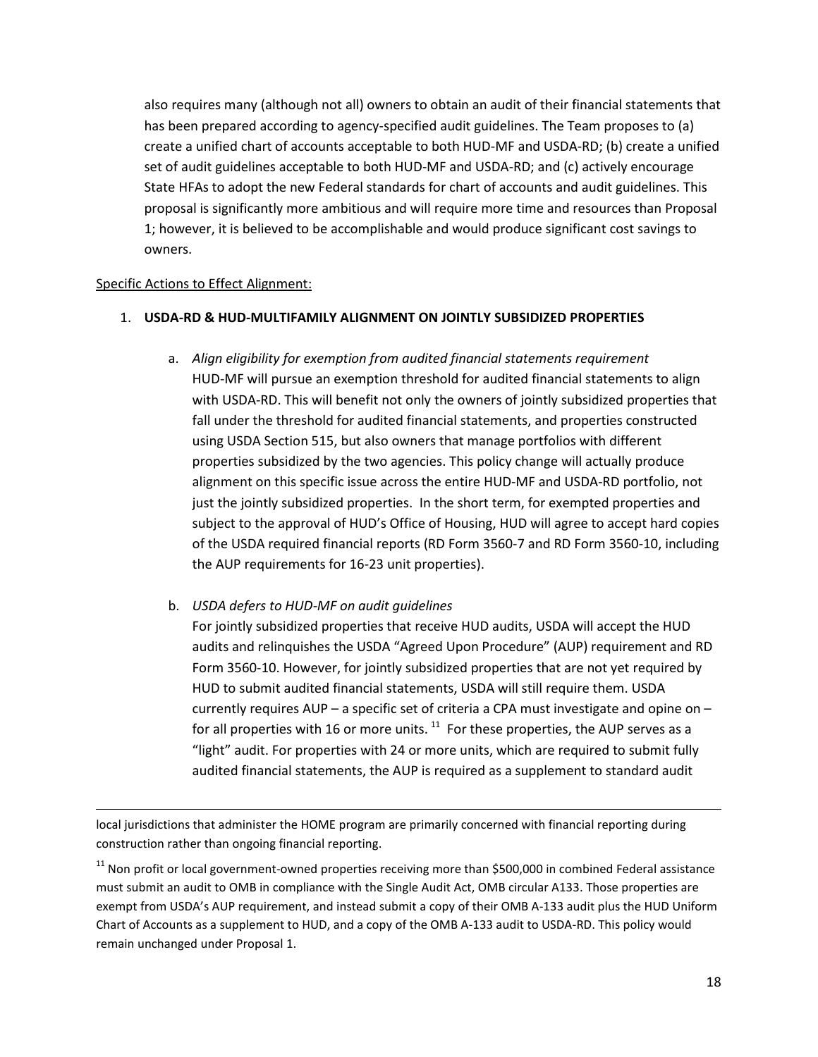also requires many (although not all) owners to obtain an audit of their financial statements that has been prepared according to agency-specified audit guidelines. The Team proposes to (a) create a unified chart of accounts acceptable to both HUD-MF and USDA-RD; (b) create a unified set of audit guidelines acceptable to both HUD-MF and USDA-RD; and (c) actively encourage State HFAs to adopt the new Federal standards for chart of accounts and audit guidelines. This proposal is significantly more ambitious and will require more time and resources than Proposal 1; however, it is believed to be accomplishable and would produce significant cost savings to owners.

Specific Actions to Effect Alignment:

1. **USDA-RD & HUD-MULTIFAMILY ALIGNMENT ON JOINTLY SUBSIDIZED PROPERTIES**

   a. *Align eligibility for exemption from audited financial statements requirement*
   HUD-MF will pursue an exemption threshold for audited financial statements to align with USDA-RD. This will benefit not only the owners of jointly subsidized properties that fall under the threshold for audited financial statements, and properties constructed using USDA Section 515, but also owners that manage portfolios with different properties subsidized by the two agencies. This policy change will actually produce alignment on this specific issue across the entire HUD-MF and USDA-RD portfolio, not just the jointly subsidized properties. In the short term, for exempted properties and subject to the approval of HUD's Office of Housing, HUD will agree to accept hard copies of the USDA required financial reports (RD Form 3560-7 and RD Form 3560-10, including the AUP requirements for 16-23 unit properties).

   b. *USDA defers to HUD-MF on audit guidelines*
   For jointly subsidized properties that receive HUD audits, USDA will accept the HUD audits and relinquishes the USDA "Agreed Upon Procedure" (AUP) requirement and RD Form 3560-10. However, for jointly subsidized properties that are not yet required by HUD to submit audited financial statements, USDA will still require them. USDA currently requires AUP – a specific set of criteria a CPA must investigate and opine on – for all properties with 16 or more units. [11] For these properties, the AUP serves as a "light" audit. For properties with 24 or more units, which are required to submit fully audited financial statements, the AUP is required as a supplement to standard audit

---

local jurisdictions that administer the HOME program are primarily concerned with financial reporting during construction rather than ongoing financial reporting.

[11] Non profit or local government-owned properties receiving more than $500,000 in combined Federal assistance must submit an audit to OMB in compliance with the Single Audit Act, OMB circular A133. Those properties are exempt from USDA's AUP requirement, and instead submit a copy of their OMB A-133 audit plus the HUD Uniform Chart of Accounts as a supplement to HUD, and a copy of the OMB A-133 audit to USDA-RD. This policy would remain unchanged under Proposal 1.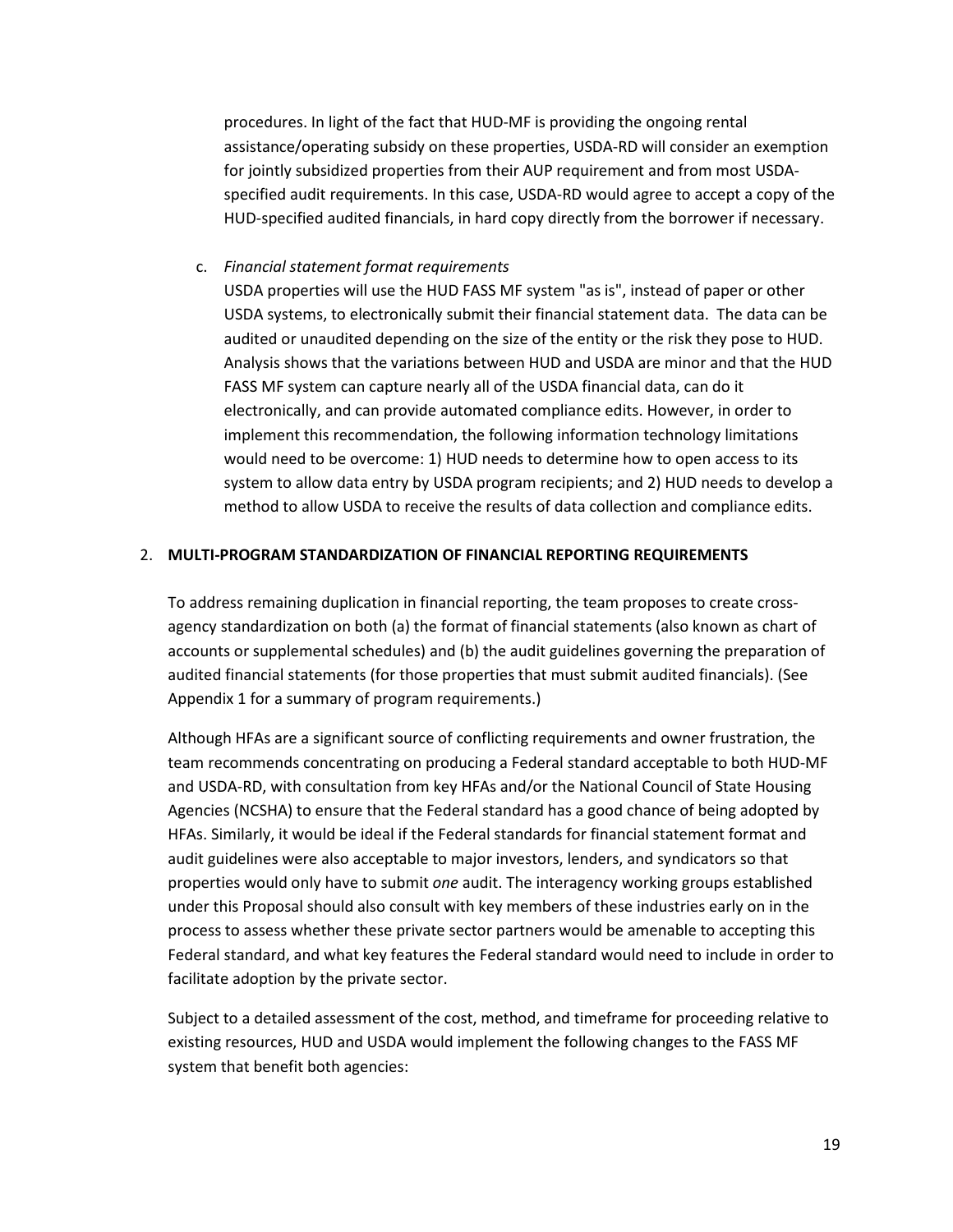procedures. In light of the fact that HUD-MF is providing the ongoing rental assistance/operating subsidy on these properties, USDA-RD will consider an exemption for jointly subsidized properties from their AUP requirement and from most USDA-specified audit requirements. In this case, USDA-RD would agree to accept a copy of the HUD-specified audited financials, in hard copy directly from the borrower if necessary.

c. *Financial statement format requirements*

USDA properties will use the HUD FASS MF system "as is", instead of paper or other USDA systems, to electronically submit their financial statement data. The data can be audited or unaudited depending on the size of the entity or the risk they pose to HUD. Analysis shows that the variations between HUD and USDA are minor and that the HUD FASS MF system can capture nearly all of the USDA financial data, can do it electronically, and can provide automated compliance edits. However, in order to implement this recommendation, the following information technology limitations would need to be overcome: 1) HUD needs to determine how to open access to its system to allow data entry by USDA program recipients; and 2) HUD needs to develop a method to allow USDA to receive the results of data collection and compliance edits.

2. **MULTI-PROGRAM STANDARDIZATION OF FINANCIAL REPORTING REQUIREMENTS**

To address remaining duplication in financial reporting, the team proposes to create cross-agency standardization on both (a) the format of financial statements (also known as chart of accounts or supplemental schedules) and (b) the audit guidelines governing the preparation of audited financial statements (for those properties that must submit audited financials). (See Appendix 1 for a summary of program requirements.)

Although HFAs are a significant source of conflicting requirements and owner frustration, the team recommends concentrating on producing a Federal standard acceptable to both HUD-MF and USDA-RD, with consultation from key HFAs and/or the National Council of State Housing Agencies (NCSHA) to ensure that the Federal standard has a good chance of being adopted by HFAs. Similarly, it would be ideal if the Federal standards for financial statement format and audit guidelines were also acceptable to major investors, lenders, and syndicators so that properties would only have to submit *one* audit. The interagency working groups established under this Proposal should also consult with key members of these industries early on in the process to assess whether these private sector partners would be amenable to accepting this Federal standard, and what key features the Federal standard would need to include in order to facilitate adoption by the private sector.

Subject to a detailed assessment of the cost, method, and timeframe for proceeding relative to existing resources, HUD and USDA would implement the following changes to the FASS MF system that benefit both agencies: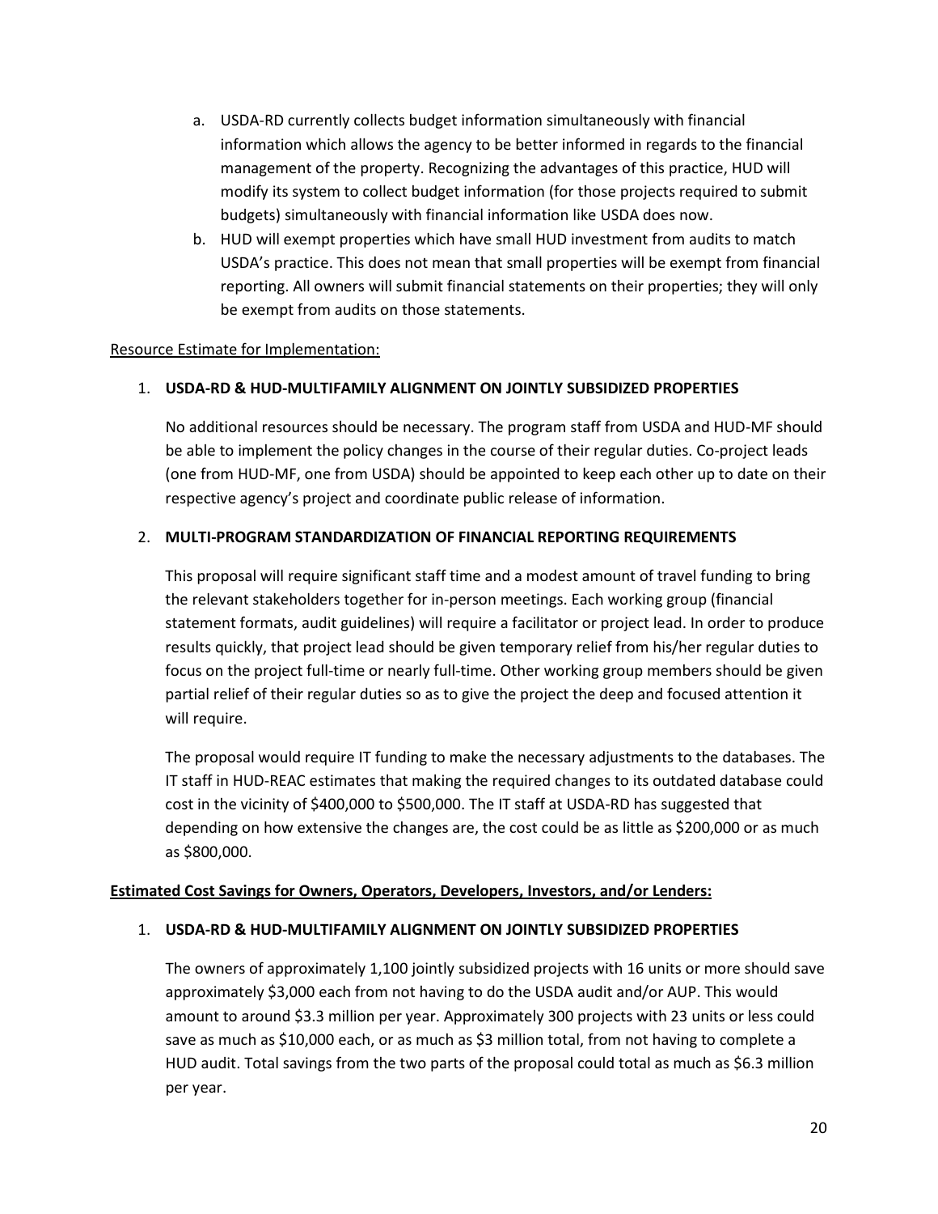a. USDA-RD currently collects budget information simultaneously with financial information which allows the agency to be better informed in regards to the financial management of the property. Recognizing the advantages of this practice, HUD will modify its system to collect budget information (for those projects required to submit budgets) simultaneously with financial information like USDA does now.
b. HUD will exempt properties which have small HUD investment from audits to match USDA's practice. This does not mean that small properties will be exempt from financial reporting. All owners will submit financial statements on their properties; they will only be exempt from audits on those statements.

Resource Estimate for Implementation:

1. **USDA-RD & HUD-MULTIFAMILY ALIGNMENT ON JOINTLY SUBSIDIZED PROPERTIES**

   No additional resources should be necessary. The program staff from USDA and HUD-MF should be able to implement the policy changes in the course of their regular duties. Co-project leads (one from HUD-MF, one from USDA) should be appointed to keep each other up to date on their respective agency's project and coordinate public release of information.

2. **MULTI-PROGRAM STANDARDIZATION OF FINANCIAL REPORTING REQUIREMENTS**

   This proposal will require significant staff time and a modest amount of travel funding to bring the relevant stakeholders together for in-person meetings. Each working group (financial statement formats, audit guidelines) will require a facilitator or project lead. In order to produce results quickly, that project lead should be given temporary relief from his/her regular duties to focus on the project full-time or nearly full-time. Other working group members should be given partial relief of their regular duties so as to give the project the deep and focused attention it will require.

   The proposal would require IT funding to make the necessary adjustments to the databases. The IT staff in HUD-REAC estimates that making the required changes to its outdated database could cost in the vicinity of $400,000 to $500,000. The IT staff at USDA-RD has suggested that depending on how extensive the changes are, the cost could be as little as $200,000 or as much as $800,000.

**Estimated Cost Savings for Owners, Operators, Developers, Investors, and/or Lenders:**

1. **USDA-RD & HUD-MULTIFAMILY ALIGNMENT ON JOINTLY SUBSIDIZED PROPERTIES**

   The owners of approximately 1,100 jointly subsidized projects with 16 units or more should save approximately $3,000 each from not having to do the USDA audit and/or AUP. This would amount to around $3.3 million per year. Approximately 300 projects with 23 units or less could save as much as $10,000 each, or as much as $3 million total, from not having to complete a HUD audit. Total savings from the two parts of the proposal could total as much as $6.3 million per year.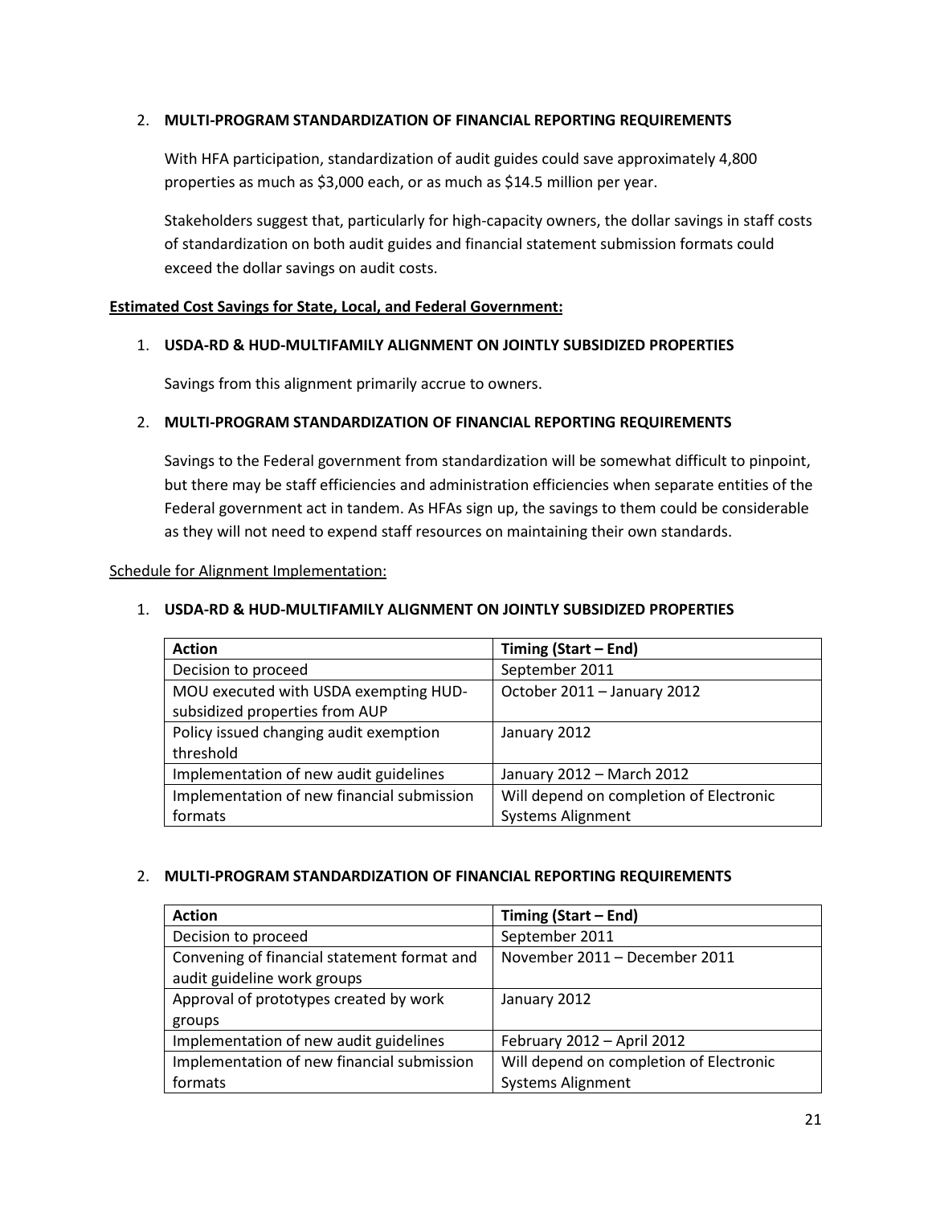2. **MULTI-PROGRAM STANDARDIZATION OF FINANCIAL REPORTING REQUIREMENTS**

   With HFA participation, standardization of audit guides could save approximately 4,800 properties as much as $3,000 each, or as much as $14.5 million per year.

   Stakeholders suggest that, particularly for high-capacity owners, the dollar savings in staff costs of standardization on both audit guides and financial statement submission formats could exceed the dollar savings on audit costs.

**Estimated Cost Savings for State, Local, and Federal Government:**

1. **USDA-RD & HUD-MULTIFAMILY ALIGNMENT ON JOINTLY SUBSIDIZED PROPERTIES**

   Savings from this alignment primarily accrue to owners.

2. **MULTI-PROGRAM STANDARDIZATION OF FINANCIAL REPORTING REQUIREMENTS**

   Savings to the Federal government from standardization will be somewhat difficult to pinpoint, but there may be staff efficiencies and administration efficiencies when separate entities of the Federal government act in tandem. As HFAs sign up, the savings to them could be considerable as they will not need to expend staff resources on maintaining their own standards.

Schedule for Alignment Implementation:

1. **USDA-RD & HUD-MULTIFAMILY ALIGNMENT ON JOINTLY SUBSIDIZED PROPERTIES**

| Action | Timing (Start – End) |
|---|---|
| Decision to proceed | September 2011 |
| MOU executed with USDA exempting HUD-subsidized properties from AUP | October 2011 – January 2012 |
| Policy issued changing audit exemption threshold | January 2012 |
| Implementation of new audit guidelines | January 2012 – March 2012 |
| Implementation of new financial submission formats | Will depend on completion of Electronic Systems Alignment |

2. **MULTI-PROGRAM STANDARDIZATION OF FINANCIAL REPORTING REQUIREMENTS**

| Action | Timing (Start – End) |
|---|---|
| Decision to proceed | September 2011 |
| Convening of financial statement format and audit guideline work groups | November 2011 – December 2011 |
| Approval of prototypes created by work groups | January 2012 |
| Implementation of new audit guidelines | February 2012 – April 2012 |
| Implementation of new financial submission formats | Will depend on completion of Electronic Systems Alignment |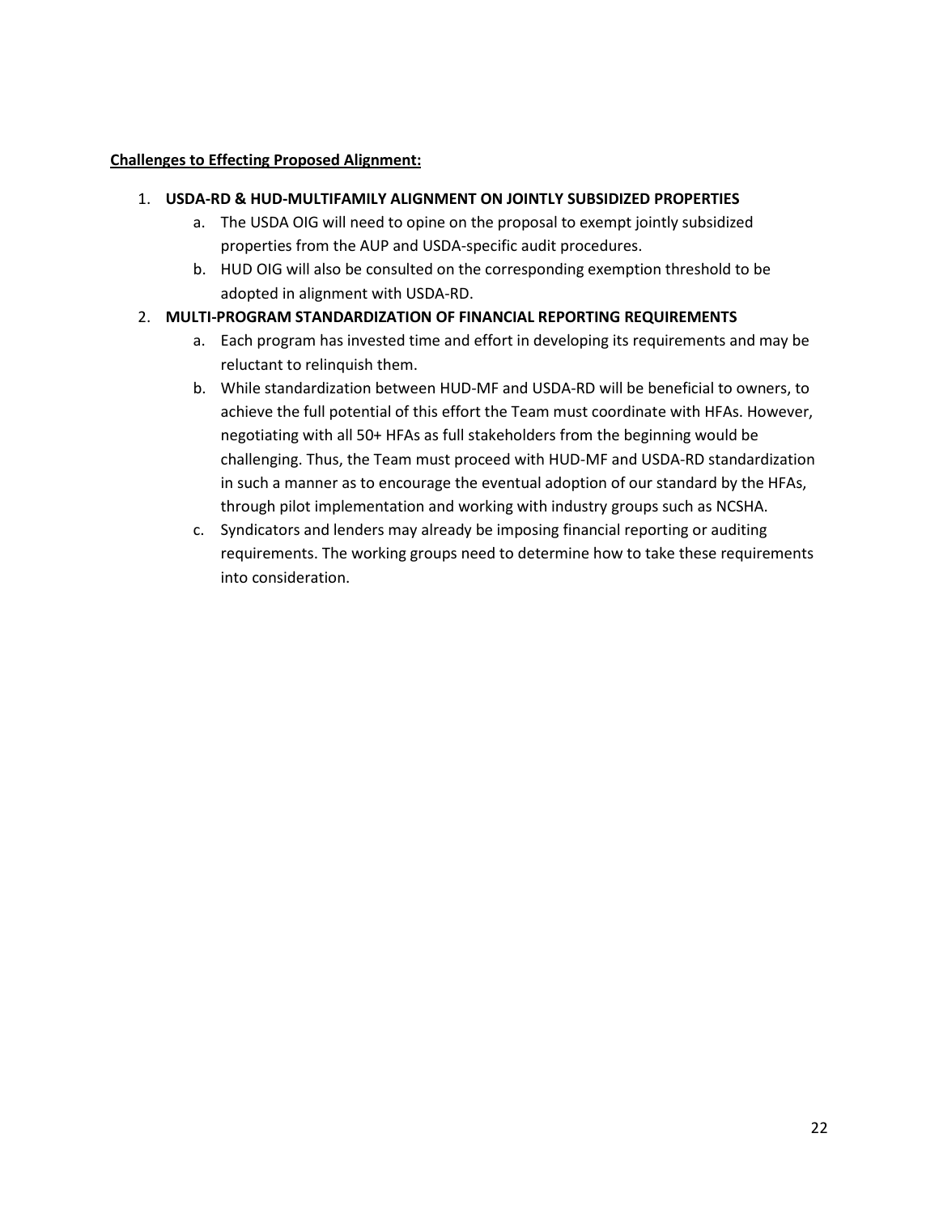**<u>Challenges to Effecting Proposed Alignment:</u>**

1. **USDA-RD & HUD-MULTIFAMILY ALIGNMENT ON JOINTLY SUBSIDIZED PROPERTIES**
    a. The USDA OIG will need to opine on the proposal to exempt jointly subsidized properties from the AUP and USDA-specific audit procedures.
    b. HUD OIG will also be consulted on the corresponding exemption threshold to be adopted in alignment with USDA-RD.
2. **MULTI-PROGRAM STANDARDIZATION OF FINANCIAL REPORTING REQUIREMENTS**
    a. Each program has invested time and effort in developing its requirements and may be reluctant to relinquish them.
    b. While standardization between HUD-MF and USDA-RD will be beneficial to owners, to achieve the full potential of this effort the Team must coordinate with HFAs. However, negotiating with all 50+ HFAs as full stakeholders from the beginning would be challenging. Thus, the Team must proceed with HUD-MF and USDA-RD standardization in such a manner as to encourage the eventual adoption of our standard by the HFAs, through pilot implementation and working with industry groups such as NCSHA.
    c. Syndicators and lenders may already be imposing financial reporting or auditing requirements. The working groups need to determine how to take these requirements into consideration.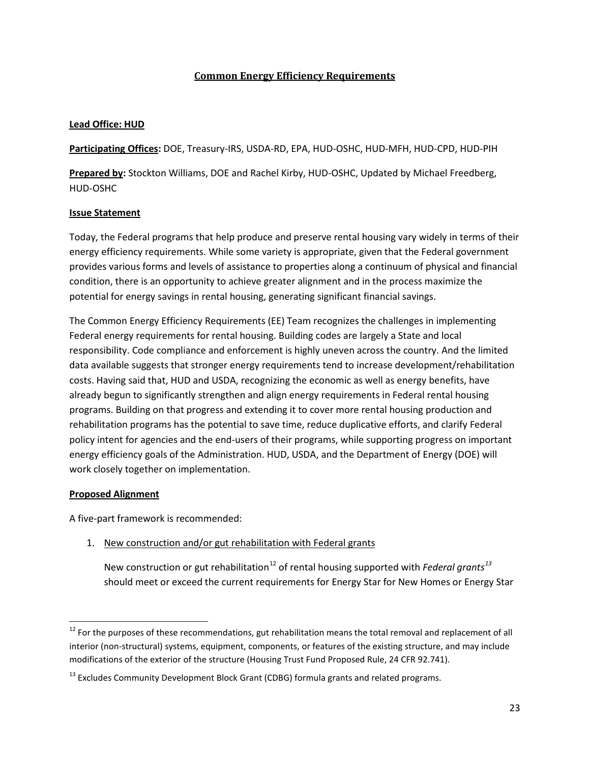## Common Energy Efficiency Requirements

**Lead Office: HUD**

**Participating Offices:** DOE, Treasury-IRS, USDA-RD, EPA, HUD-OSHC, HUD-MFH, HUD-CPD, HUD-PIH

**Prepared by:** Stockton Williams, DOE and Rachel Kirby, HUD-OSHC, Updated by Michael Freedberg, HUD-OSHC

**Issue Statement**

Today, the Federal programs that help produce and preserve rental housing vary widely in terms of their energy efficiency requirements. While some variety is appropriate, given that the Federal government provides various forms and levels of assistance to properties along a continuum of physical and financial condition, there is an opportunity to achieve greater alignment and in the process maximize the potential for energy savings in rental housing, generating significant financial savings.

The Common Energy Efficiency Requirements (EE) Team recognizes the challenges in implementing Federal energy requirements for rental housing. Building codes are largely a State and local responsibility. Code compliance and enforcement is highly uneven across the country. And the limited data available suggests that stronger energy requirements tend to increase development/rehabilitation costs. Having said that, HUD and USDA, recognizing the economic as well as energy benefits, have already begun to significantly strengthen and align energy requirements in Federal rental housing programs. Building on that progress and extending it to cover more rental housing production and rehabilitation programs has the potential to save time, reduce duplicative efforts, and clarify Federal policy intent for agencies and the end-users of their programs, while supporting progress on important energy efficiency goals of the Administration. HUD, USDA, and the Department of Energy (DOE) will work closely together on implementation.

**Proposed Alignment**

A five-part framework is recommended:

1. New construction and/or gut rehabilitation with Federal grants

   New construction or gut rehabilitation[12] of rental housing supported with *Federal grants*[13] should meet or exceed the current requirements for Energy Star for New Homes or Energy Star

[12] For the purposes of these recommendations, gut rehabilitation means the total removal and replacement of all interior (non-structural) systems, equipment, components, or features of the existing structure, and may include modifications of the exterior of the structure (Housing Trust Fund Proposed Rule, 24 CFR 92.741).

[13] Excludes Community Development Block Grant (CDBG) formula grants and related programs.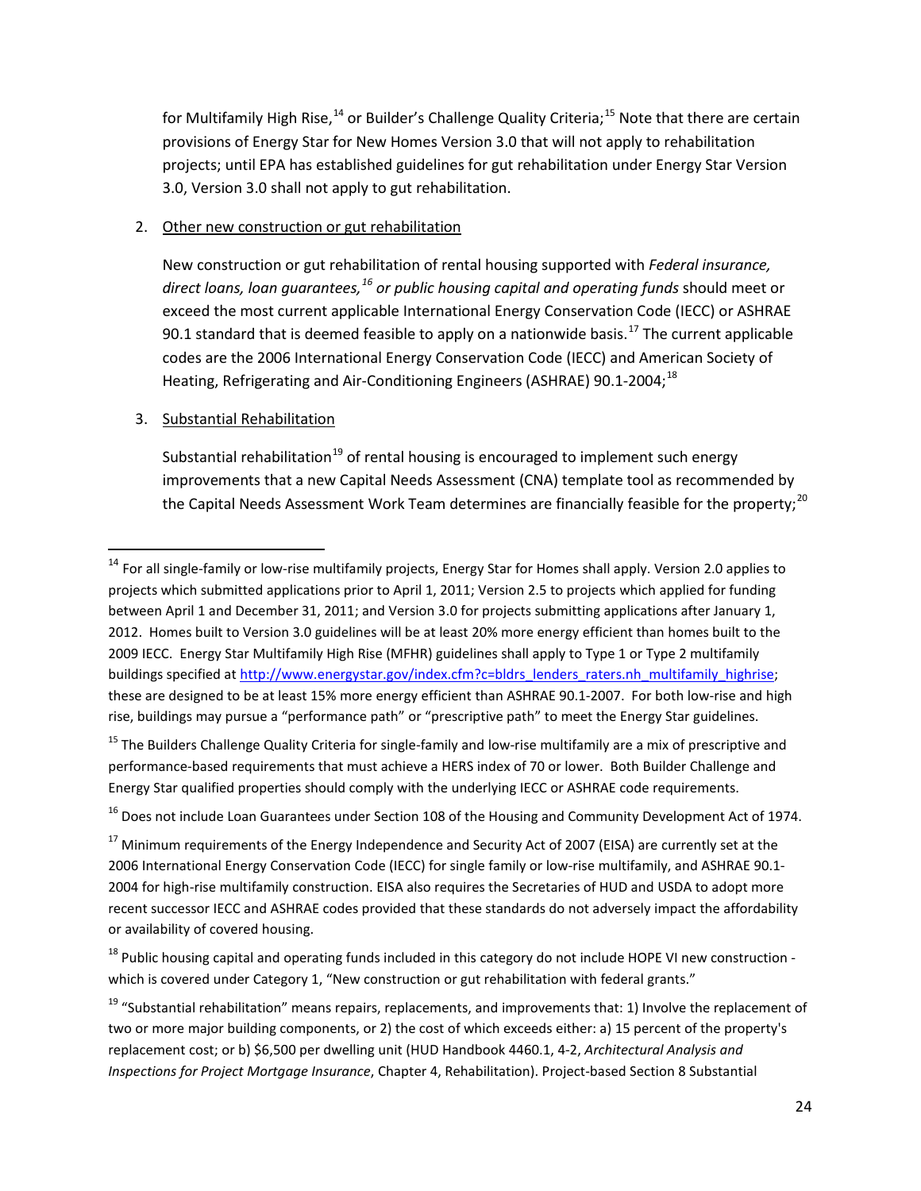for Multifamily High Rise,[14] or Builder's Challenge Quality Criteria;[15] Note that there are certain provisions of Energy Star for New Homes Version 3.0 that will not apply to rehabilitation projects; until EPA has established guidelines for gut rehabilitation under Energy Star Version 3.0, Version 3.0 shall not apply to gut rehabilitation.

2. <u>Other new construction or gut rehabilitation</u>

   New construction or gut rehabilitation of rental housing supported with *Federal insurance, direct loans, loan guarantees,[16] or public housing capital and operating funds* should meet or exceed the most current applicable International Energy Conservation Code (IECC) or ASHRAE 90.1 standard that is deemed feasible to apply on a nationwide basis.[17] The current applicable codes are the 2006 International Energy Conservation Code (IECC) and American Society of Heating, Refrigerating and Air-Conditioning Engineers (ASHRAE) 90.1-2004;[18]

3. <u>Substantial Rehabilitation</u>

   Substantial rehabilitation[19] of rental housing is encouraged to implement such energy improvements that a new Capital Needs Assessment (CNA) template tool as recommended by the Capital Needs Assessment Work Team determines are financially feasible for the property;[20]

---

[14] For all single-family or low-rise multifamily projects, Energy Star for Homes shall apply. Version 2.0 applies to projects which submitted applications prior to April 1, 2011; Version 2.5 to projects which applied for funding between April 1 and December 31, 2011; and Version 3.0 for projects submitting applications after January 1, 2012. Homes built to Version 3.0 guidelines will be at least 20% more energy efficient than homes built to the 2009 IECC. Energy Star Multifamily High Rise (MFHR) guidelines shall apply to Type 1 or Type 2 multifamily buildings specified at http://www.energystar.gov/index.cfm?c=bldrs_lenders_raters.nh_multifamily_highrise; these are designed to be at least 15% more energy efficient than ASHRAE 90.1-2007. For both low-rise and high rise, buildings may pursue a "performance path" or "prescriptive path" to meet the Energy Star guidelines.

[15] The Builders Challenge Quality Criteria for single-family and low-rise multifamily are a mix of prescriptive and performance-based requirements that must achieve a HERS index of 70 or lower. Both Builder Challenge and Energy Star qualified properties should comply with the underlying IECC or ASHRAE code requirements.

[16] Does not include Loan Guarantees under Section 108 of the Housing and Community Development Act of 1974.

[17] Minimum requirements of the Energy Independence and Security Act of 2007 (EISA) are currently set at the 2006 International Energy Conservation Code (IECC) for single family or low-rise multifamily, and ASHRAE 90.1-2004 for high-rise multifamily construction. EISA also requires the Secretaries of HUD and USDA to adopt more recent successor IECC and ASHRAE codes provided that these standards do not adversely impact the affordability or availability of covered housing.

[18] Public housing capital and operating funds included in this category do not include HOPE VI new construction - which is covered under Category 1, "New construction or gut rehabilitation with federal grants."

[19] "Substantial rehabilitation" means repairs, replacements, and improvements that: 1) Involve the replacement of two or more major building components, or 2) the cost of which exceeds either: a) 15 percent of the property's replacement cost; or b) $6,500 per dwelling unit (HUD Handbook 4460.1, 4-2, *Architectural Analysis and Inspections for Project Mortgage Insurance*, Chapter 4, Rehabilitation). Project-based Section 8 Substantial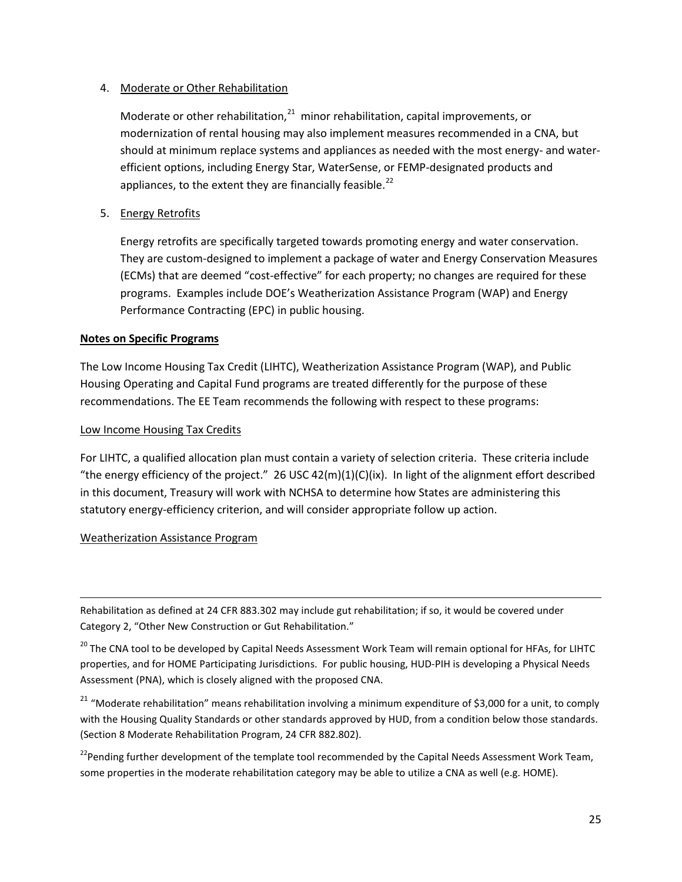4. Moderate or Other Rehabilitation

   Moderate or other rehabilitation,[21] minor rehabilitation, capital improvements, or modernization of rental housing may also implement measures recommended in a CNA, but should at minimum replace systems and appliances as needed with the most energy- and water-efficient options, including Energy Star, WaterSense, or FEMP-designated products and appliances, to the extent they are financially feasible.[22]

5. Energy Retrofits

   Energy retrofits are specifically targeted towards promoting energy and water conservation. They are custom-designed to implement a package of water and Energy Conservation Measures (ECMs) that are deemed "cost-effective" for each property; no changes are required for these programs. Examples include DOE's Weatherization Assistance Program (WAP) and Energy Performance Contracting (EPC) in public housing.

**Notes on Specific Programs**

The Low Income Housing Tax Credit (LIHTC), Weatherization Assistance Program (WAP), and Public Housing Operating and Capital Fund programs are treated differently for the purpose of these recommendations. The EE Team recommends the following with respect to these programs:

Low Income Housing Tax Credits

For LIHTC, a qualified allocation plan must contain a variety of selection criteria. These criteria include "the energy efficiency of the project." 26 USC 42(m)(1)(C)(ix). In light of the alignment effort described in this document, Treasury will work with NCHSA to determine how States are administering this statutory energy-efficiency criterion, and will consider appropriate follow up action.

Weatherization Assistance Program

---

Rehabilitation as defined at 24 CFR 883.302 may include gut rehabilitation; if so, it would be covered under Category 2, "Other New Construction or Gut Rehabilitation."

[20] The CNA tool to be developed by Capital Needs Assessment Work Team will remain optional for HFAs, for LIHTC properties, and for HOME Participating Jurisdictions. For public housing, HUD-PIH is developing a Physical Needs Assessment (PNA), which is closely aligned with the proposed CNA.

[21] "Moderate rehabilitation" means rehabilitation involving a minimum expenditure of $3,000 for a unit, to comply with the Housing Quality Standards or other standards approved by HUD, from a condition below those standards. (Section 8 Moderate Rehabilitation Program, 24 CFR 882.802).

[22] Pending further development of the template tool recommended by the Capital Needs Assessment Work Team, some properties in the moderate rehabilitation category may be able to utilize a CNA as well (e.g. HOME).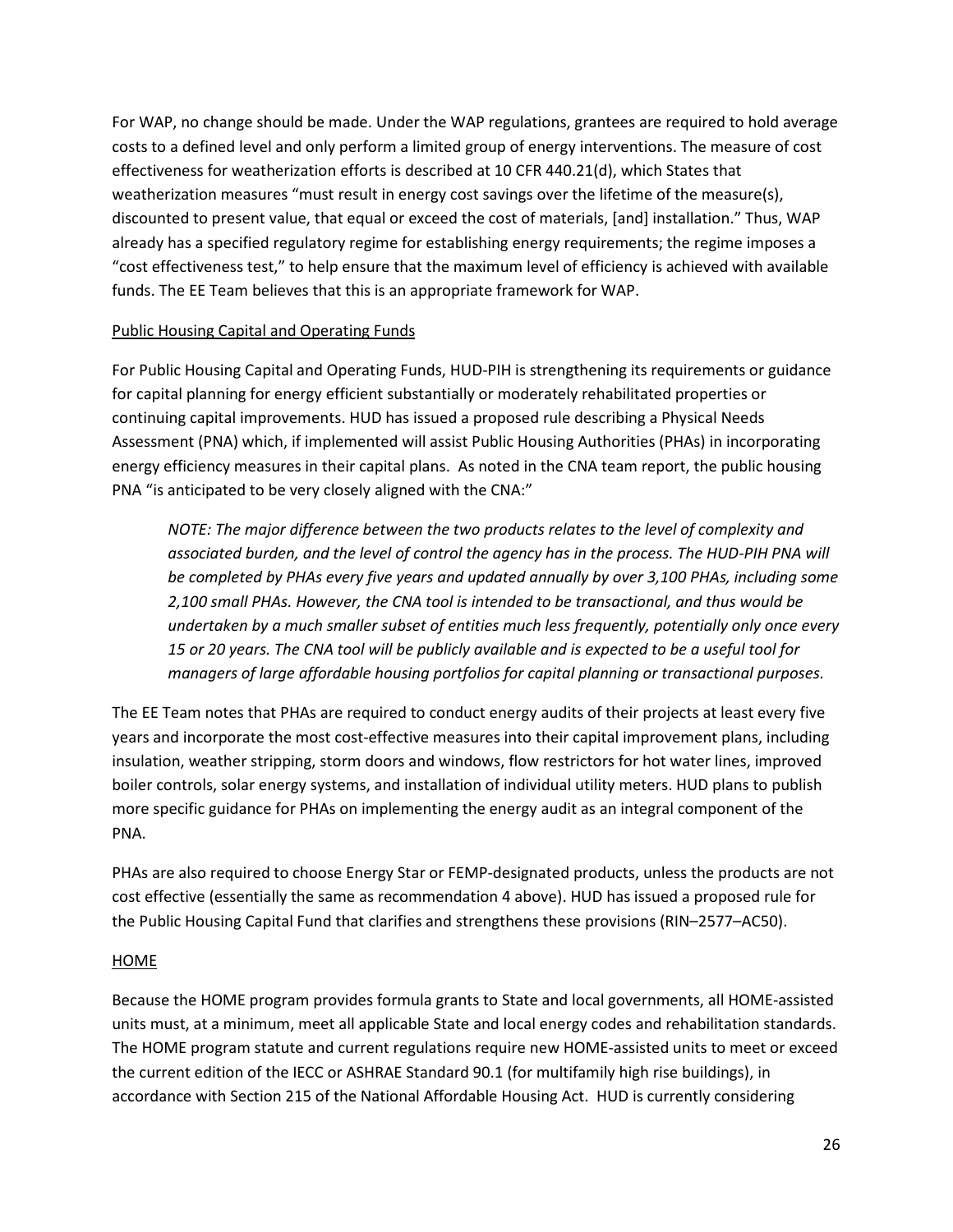For WAP, no change should be made. Under the WAP regulations, grantees are required to hold average costs to a defined level and only perform a limited group of energy interventions. The measure of cost effectiveness for weatherization efforts is described at 10 CFR 440.21(d), which States that weatherization measures "must result in energy cost savings over the lifetime of the measure(s), discounted to present value, that equal or exceed the cost of materials, [and] installation." Thus, WAP already has a specified regulatory regime for establishing energy requirements; the regime imposes a "cost effectiveness test," to help ensure that the maximum level of efficiency is achieved with available funds. The EE Team believes that this is an appropriate framework for WAP.

Public Housing Capital and Operating Funds

For Public Housing Capital and Operating Funds, HUD-PIH is strengthening its requirements or guidance for capital planning for energy efficient substantially or moderately rehabilitated properties or continuing capital improvements. HUD has issued a proposed rule describing a Physical Needs Assessment (PNA) which, if implemented will assist Public Housing Authorities (PHAs) in incorporating energy efficiency measures in their capital plans. As noted in the CNA team report, the public housing PNA "is anticipated to be very closely aligned with the CNA:"

> *NOTE: The major difference between the two products relates to the level of complexity and associated burden, and the level of control the agency has in the process. The HUD-PIH PNA will be completed by PHAs every five years and updated annually by over 3,100 PHAs, including some 2,100 small PHAs. However, the CNA tool is intended to be transactional, and thus would be undertaken by a much smaller subset of entities much less frequently, potentially only once every 15 or 20 years. The CNA tool will be publicly available and is expected to be a useful tool for managers of large affordable housing portfolios for capital planning or transactional purposes.*

The EE Team notes that PHAs are required to conduct energy audits of their projects at least every five years and incorporate the most cost-effective measures into their capital improvement plans, including insulation, weather stripping, storm doors and windows, flow restrictors for hot water lines, improved boiler controls, solar energy systems, and installation of individual utility meters. HUD plans to publish more specific guidance for PHAs on implementing the energy audit as an integral component of the PNA.

PHAs are also required to choose Energy Star or FEMP-designated products, unless the products are not cost effective (essentially the same as recommendation 4 above). HUD has issued a proposed rule for the Public Housing Capital Fund that clarifies and strengthens these provisions (RIN–2577–AC50).

HOME

Because the HOME program provides formula grants to State and local governments, all HOME-assisted units must, at a minimum, meet all applicable State and local energy codes and rehabilitation standards. The HOME program statute and current regulations require new HOME-assisted units to meet or exceed the current edition of the IECC or ASHRAE Standard 90.1 (for multifamily high rise buildings), in accordance with Section 215 of the National Affordable Housing Act. HUD is currently considering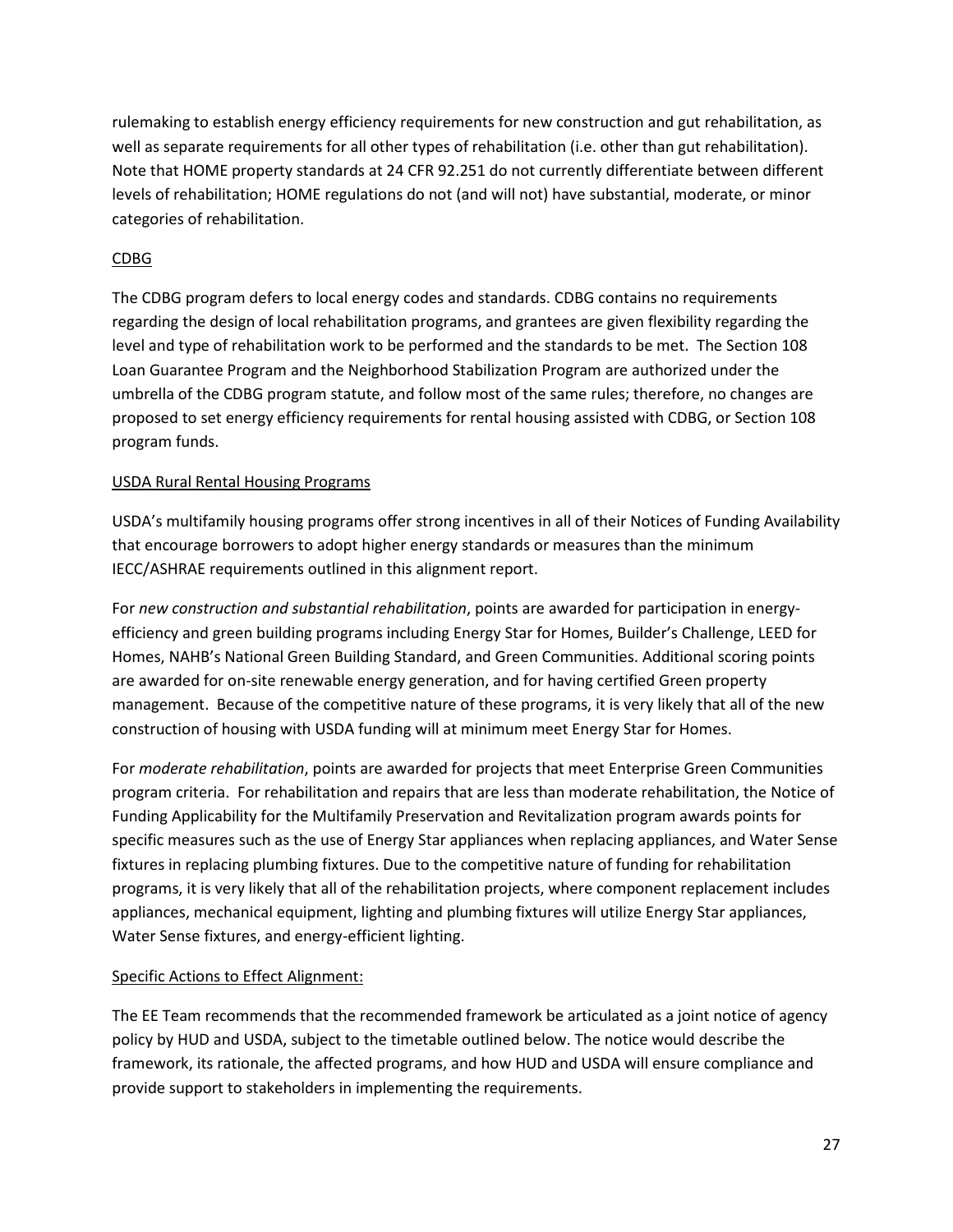rulemaking to establish energy efficiency requirements for new construction and gut rehabilitation, as well as separate requirements for all other types of rehabilitation (i.e. other than gut rehabilitation). Note that HOME property standards at 24 CFR 92.251 do not currently differentiate between different levels of rehabilitation; HOME regulations do not (and will not) have substantial, moderate, or minor categories of rehabilitation.

<u>CDBG</u>

The CDBG program defers to local energy codes and standards. CDBG contains no requirements regarding the design of local rehabilitation programs, and grantees are given flexibility regarding the level and type of rehabilitation work to be performed and the standards to be met. The Section 108 Loan Guarantee Program and the Neighborhood Stabilization Program are authorized under the umbrella of the CDBG program statute, and follow most of the same rules; therefore, no changes are proposed to set energy efficiency requirements for rental housing assisted with CDBG, or Section 108 program funds.

<u>USDA Rural Rental Housing Programs</u>

USDA's multifamily housing programs offer strong incentives in all of their Notices of Funding Availability that encourage borrowers to adopt higher energy standards or measures than the minimum IECC/ASHRAE requirements outlined in this alignment report.

For *new construction and substantial rehabilitation*, points are awarded for participation in energy-efficiency and green building programs including Energy Star for Homes, Builder's Challenge, LEED for Homes, NAHB's National Green Building Standard, and Green Communities. Additional scoring points are awarded for on-site renewable energy generation, and for having certified Green property management. Because of the competitive nature of these programs, it is very likely that all of the new construction of housing with USDA funding will at minimum meet Energy Star for Homes.

For *moderate rehabilitation*, points are awarded for projects that meet Enterprise Green Communities program criteria. For rehabilitation and repairs that are less than moderate rehabilitation, the Notice of Funding Applicability for the Multifamily Preservation and Revitalization program awards points for specific measures such as the use of Energy Star appliances when replacing appliances, and Water Sense fixtures in replacing plumbing fixtures. Due to the competitive nature of funding for rehabilitation programs, it is very likely that all of the rehabilitation projects, where component replacement includes appliances, mechanical equipment, lighting and plumbing fixtures will utilize Energy Star appliances, Water Sense fixtures, and energy-efficient lighting.

<u>Specific Actions to Effect Alignment:</u>

The EE Team recommends that the recommended framework be articulated as a joint notice of agency policy by HUD and USDA, subject to the timetable outlined below. The notice would describe the framework, its rationale, the affected programs, and how HUD and USDA will ensure compliance and provide support to stakeholders in implementing the requirements.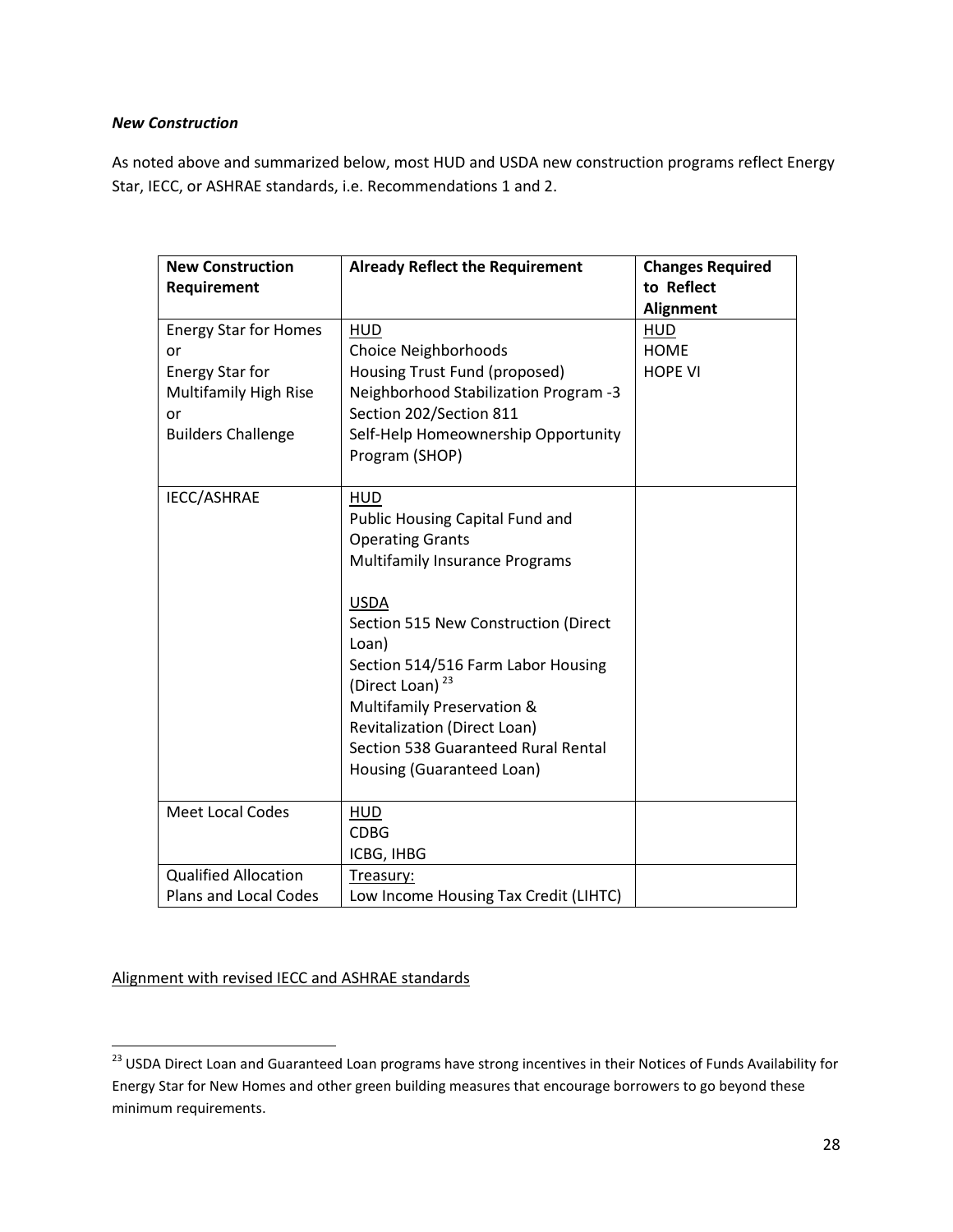*New Construction*

As noted above and summarized below, most HUD and USDA new construction programs reflect Energy Star, IECC, or ASHRAE standards, i.e. Recommendations 1 and 2.

| New Construction Requirement | Already Reflect the Requirement | Changes Required to Reflect Alignment |
|---|---|---|
| Energy Star for Homes<br>or<br>Energy Star for Multifamily High Rise<br>or<br>Builders Challenge | <u>HUD</u><br>Choice Neighborhoods<br>Housing Trust Fund (proposed)<br>Neighborhood Stabilization Program -3<br>Section 202/Section 811<br>Self-Help Homeownership Opportunity Program (SHOP) | <u>HUD</u><br>HOME<br>HOPE VI |
| IECC/ASHRAE | <u>HUD</u><br>Public Housing Capital Fund and Operating Grants<br>Multifamily Insurance Programs<br><br><u>USDA</u><br>Section 515 New Construction (Direct Loan)<br>Section 514/516 Farm Labor Housing (Direct Loan) [23]<br>Multifamily Preservation & Revitalization (Direct Loan)<br>Section 538 Guaranteed Rural Rental Housing (Guaranteed Loan) | |
| Meet Local Codes | <u>HUD</u><br>CDBG<br>ICBG, IHBG | |
| Qualified Allocation Plans and Local Codes | <u>Treasury:</u><br>Low Income Housing Tax Credit (LIHTC) | |

<u>Alignment with revised IECC and ASHRAE standards</u>

[23] USDA Direct Loan and Guaranteed Loan programs have strong incentives in their Notices of Funds Availability for Energy Star for New Homes and other green building measures that encourage borrowers to go beyond these minimum requirements.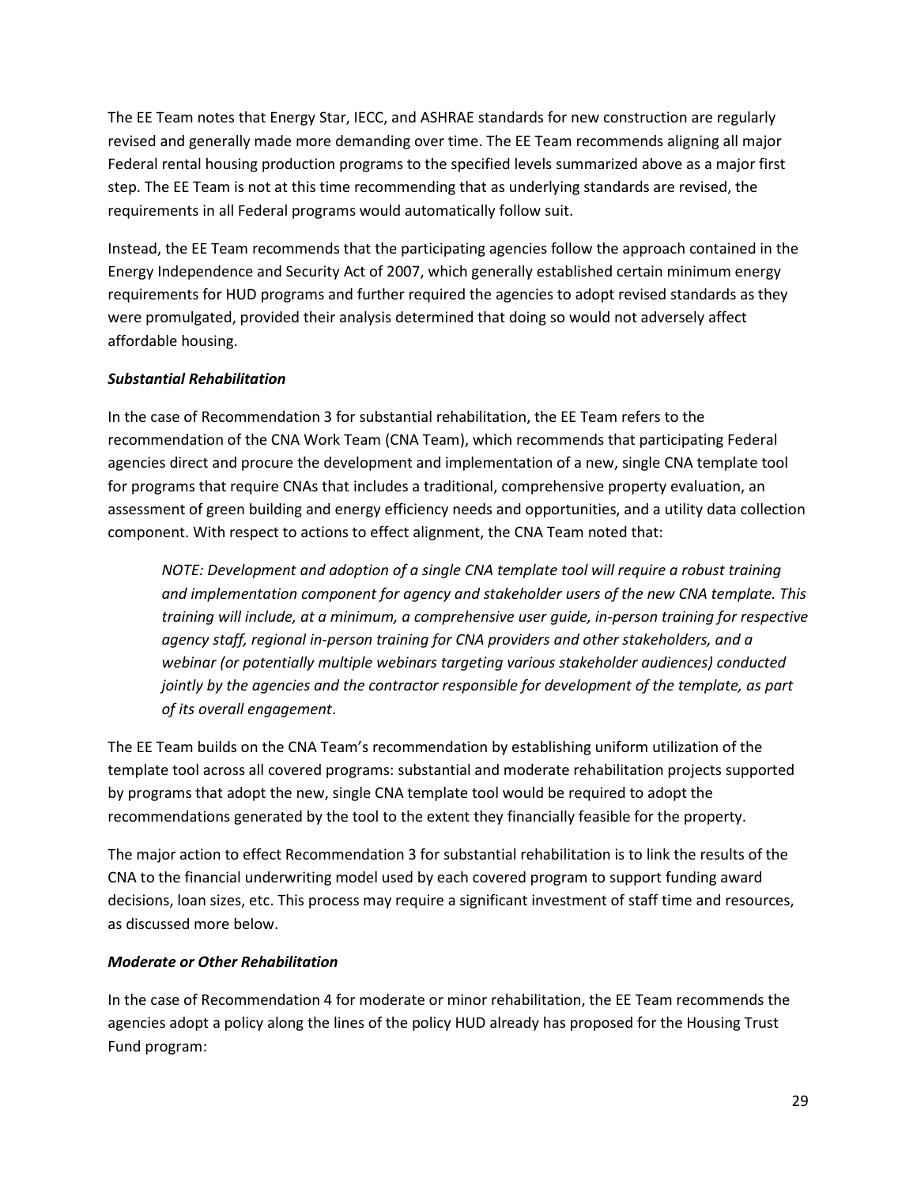The EE Team notes that Energy Star, IECC, and ASHRAE standards for new construction are regularly revised and generally made more demanding over time. The EE Team recommends aligning all major Federal rental housing production programs to the specified levels summarized above as a major first step. The EE Team is not at this time recommending that as underlying standards are revised, the requirements in all Federal programs would automatically follow suit.

Instead, the EE Team recommends that the participating agencies follow the approach contained in the Energy Independence and Security Act of 2007, which generally established certain minimum energy requirements for HUD programs and further required the agencies to adopt revised standards as they were promulgated, provided their analysis determined that doing so would not adversely affect affordable housing.

***Substantial Rehabilitation***

In the case of Recommendation 3 for substantial rehabilitation, the EE Team refers to the recommendation of the CNA Work Team (CNA Team), which recommends that participating Federal agencies direct and procure the development and implementation of a new, single CNA template tool for programs that require CNAs that includes a traditional, comprehensive property evaluation, an assessment of green building and energy efficiency needs and opportunities, and a utility data collection component. With respect to actions to effect alignment, the CNA Team noted that:

> *NOTE: Development and adoption of a single CNA template tool will require a robust training and implementation component for agency and stakeholder users of the new CNA template. This training will include, at a minimum, a comprehensive user guide, in-person training for respective agency staff, regional in-person training for CNA providers and other stakeholders, and a webinar (or potentially multiple webinars targeting various stakeholder audiences) conducted jointly by the agencies and the contractor responsible for development of the template, as part of its overall engagement*.

The EE Team builds on the CNA Team's recommendation by establishing uniform utilization of the template tool across all covered programs: substantial and moderate rehabilitation projects supported by programs that adopt the new, single CNA template tool would be required to adopt the recommendations generated by the tool to the extent they financially feasible for the property.

The major action to effect Recommendation 3 for substantial rehabilitation is to link the results of the CNA to the financial underwriting model used by each covered program to support funding award decisions, loan sizes, etc. This process may require a significant investment of staff time and resources, as discussed more below.

***Moderate or Other Rehabilitation***

In the case of Recommendation 4 for moderate or minor rehabilitation, the EE Team recommends the agencies adopt a policy along the lines of the policy HUD already has proposed for the Housing Trust Fund program: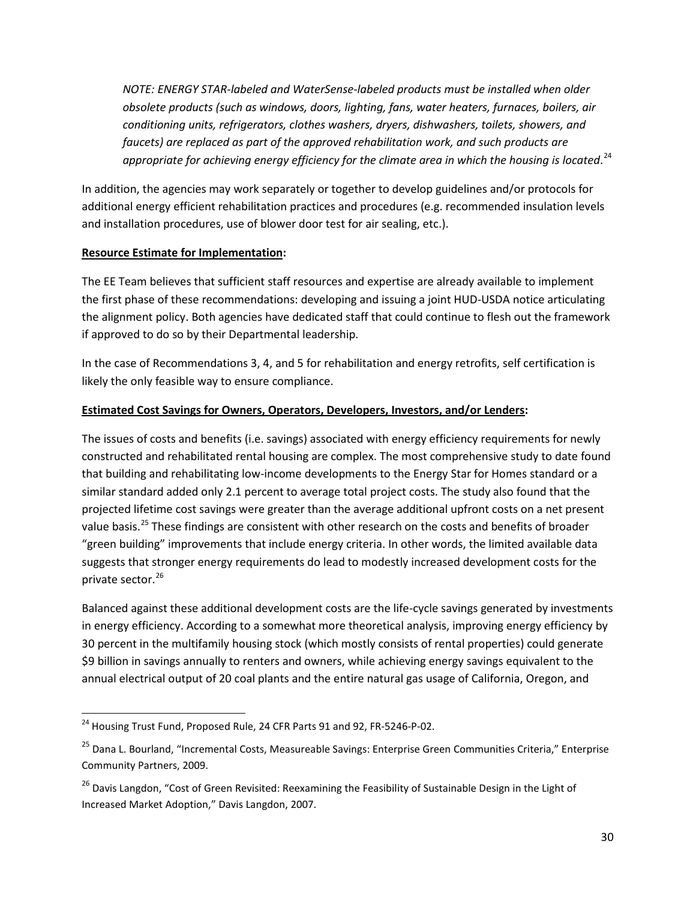*NOTE: ENERGY STAR-labeled and WaterSense-labeled products must be installed when older obsolete products (such as windows, doors, lighting, fans, water heaters, furnaces, boilers, air conditioning units, refrigerators, clothes washers, dryers, dishwashers, toilets, showers, and faucets) are replaced as part of the approved rehabilitation work, and such products are appropriate for achieving energy efficiency for the climate area in which the housing is located*.[24]

In addition, the agencies may work separately or together to develop guidelines and/or protocols for additional energy efficient rehabilitation practices and procedures (e.g. recommended insulation levels and installation procedures, use of blower door test for air sealing, etc.).

**Resource Estimate for Implementation:**

The EE Team believes that sufficient staff resources and expertise are already available to implement the first phase of these recommendations: developing and issuing a joint HUD-USDA notice articulating the alignment policy. Both agencies have dedicated staff that could continue to flesh out the framework if approved to do so by their Departmental leadership.

In the case of Recommendations 3, 4, and 5 for rehabilitation and energy retrofits, self certification is likely the only feasible way to ensure compliance.

**Estimated Cost Savings for Owners, Operators, Developers, Investors, and/or Lenders:**

The issues of costs and benefits (i.e. savings) associated with energy efficiency requirements for newly constructed and rehabilitated rental housing are complex. The most comprehensive study to date found that building and rehabilitating low-income developments to the Energy Star for Homes standard or a similar standard added only 2.1 percent to average total project costs. The study also found that the projected lifetime cost savings were greater than the average additional upfront costs on a net present value basis.[25] These findings are consistent with other research on the costs and benefits of broader "green building" improvements that include energy criteria. In other words, the limited available data suggests that stronger energy requirements do lead to modestly increased development costs for the private sector.[26]

Balanced against these additional development costs are the life-cycle savings generated by investments in energy efficiency. According to a somewhat more theoretical analysis, improving energy efficiency by 30 percent in the multifamily housing stock (which mostly consists of rental properties) could generate $9 billion in savings annually to renters and owners, while achieving energy savings equivalent to the annual electrical output of 20 coal plants and the entire natural gas usage of California, Oregon, and

---

[24] Housing Trust Fund, Proposed Rule, 24 CFR Parts 91 and 92, FR-5246-P-02.

[25] Dana L. Bourland, "Incremental Costs, Measureable Savings: Enterprise Green Communities Criteria," Enterprise Community Partners, 2009.

[26] Davis Langdon, "Cost of Green Revisited: Reexamining the Feasibility of Sustainable Design in the Light of Increased Market Adoption," Davis Langdon, 2007.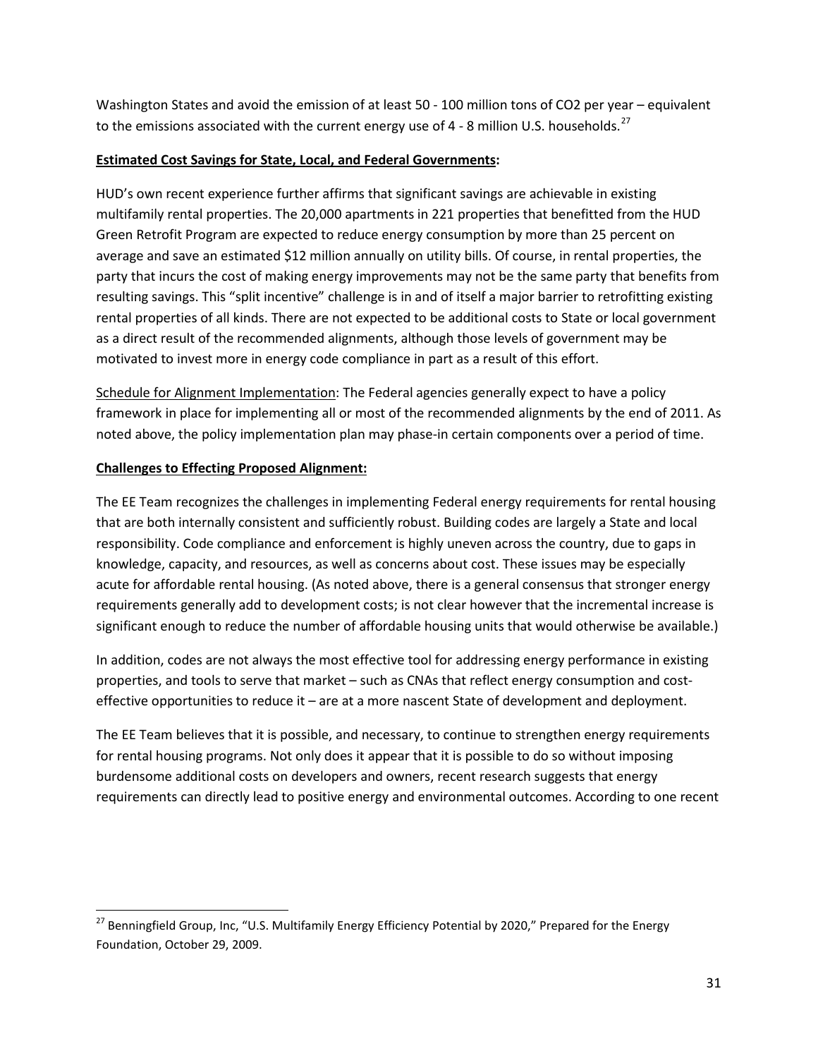Washington States and avoid the emission of at least 50 - 100 million tons of $CO_2$ per year – equivalent to the emissions associated with the current energy use of 4 - 8 million U.S. households.[27]

**Estimated Cost Savings for State, Local, and Federal Governments:**

HUD's own recent experience further affirms that significant savings are achievable in existing multifamily rental properties. The 20,000 apartments in 221 properties that benefitted from the HUD Green Retrofit Program are expected to reduce energy consumption by more than 25 percent on average and save an estimated $12 million annually on utility bills. Of course, in rental properties, the party that incurs the cost of making energy improvements may not be the same party that benefits from resulting savings. This "split incentive" challenge is in and of itself a major barrier to retrofitting existing rental properties of all kinds. There are not expected to be additional costs to State or local government as a direct result of the recommended alignments, although those levels of government may be motivated to invest more in energy code compliance in part as a result of this effort.

Schedule for Alignment Implementation: The Federal agencies generally expect to have a policy framework in place for implementing all or most of the recommended alignments by the end of 2011. As noted above, the policy implementation plan may phase-in certain components over a period of time.

**Challenges to Effecting Proposed Alignment:**

The EE Team recognizes the challenges in implementing Federal energy requirements for rental housing that are both internally consistent and sufficiently robust. Building codes are largely a State and local responsibility. Code compliance and enforcement is highly uneven across the country, due to gaps in knowledge, capacity, and resources, as well as concerns about cost. These issues may be especially acute for affordable rental housing. (As noted above, there is a general consensus that stronger energy requirements generally add to development costs; is not clear however that the incremental increase is significant enough to reduce the number of affordable housing units that would otherwise be available.)

In addition, codes are not always the most effective tool for addressing energy performance in existing properties, and tools to serve that market – such as CNAs that reflect energy consumption and cost-effective opportunities to reduce it – are at a more nascent State of development and deployment.

The EE Team believes that it is possible, and necessary, to continue to strengthen energy requirements for rental housing programs. Not only does it appear that it is possible to do so without imposing burdensome additional costs on developers and owners, recent research suggests that energy requirements can directly lead to positive energy and environmental outcomes. According to one recent

[27] Benningfield Group, Inc, "U.S. Multifamily Energy Efficiency Potential by 2020," Prepared for the Energy Foundation, October 29, 2009.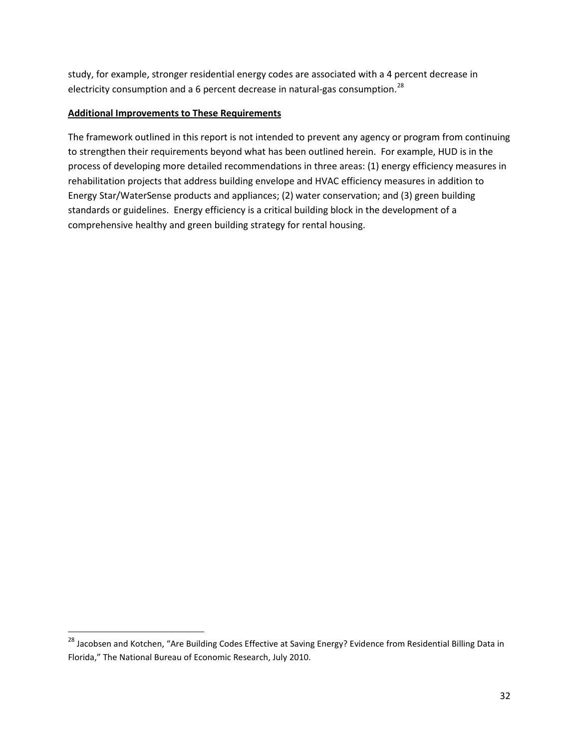study, for example, stronger residential energy codes are associated with a 4 percent decrease in electricity consumption and a 6 percent decrease in natural-gas consumption.[28]

**Additional Improvements to These Requirements**

The framework outlined in this report is not intended to prevent any agency or program from continuing to strengthen their requirements beyond what has been outlined herein. For example, HUD is in the process of developing more detailed recommendations in three areas: (1) energy efficiency measures in rehabilitation projects that address building envelope and HVAC efficiency measures in addition to Energy Star/WaterSense products and appliances; (2) water conservation; and (3) green building standards or guidelines. Energy efficiency is a critical building block in the development of a comprehensive healthy and green building strategy for rental housing.

---

[28] Jacobsen and Kotchen, "Are Building Codes Effective at Saving Energy? Evidence from Residential Billing Data in Florida," The National Bureau of Economic Research, July 2010.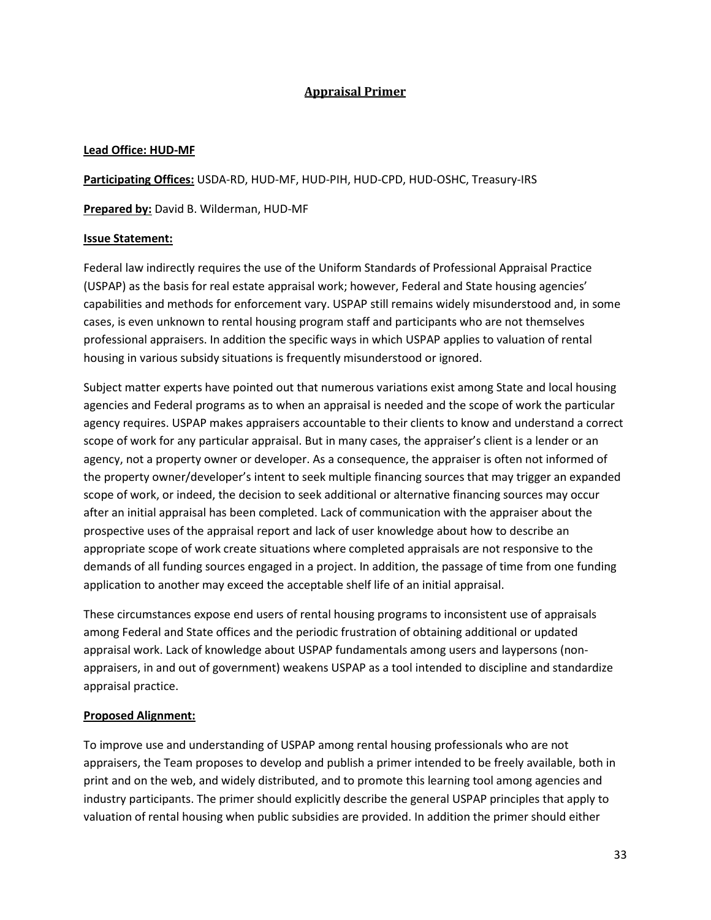## Appraisal Primer

**Lead Office: HUD-MF**

**Participating Offices:** USDA-RD, HUD-MF, HUD-PIH, HUD-CPD, HUD-OSHC, Treasury-IRS

**Prepared by:** David B. Wilderman, HUD-MF

**Issue Statement:**

Federal law indirectly requires the use of the Uniform Standards of Professional Appraisal Practice (USPAP) as the basis for real estate appraisal work; however, Federal and State housing agencies' capabilities and methods for enforcement vary. USPAP still remains widely misunderstood and, in some cases, is even unknown to rental housing program staff and participants who are not themselves professional appraisers. In addition the specific ways in which USPAP applies to valuation of rental housing in various subsidy situations is frequently misunderstood or ignored.

Subject matter experts have pointed out that numerous variations exist among State and local housing agencies and Federal programs as to when an appraisal is needed and the scope of work the particular agency requires. USPAP makes appraisers accountable to their clients to know and understand a correct scope of work for any particular appraisal. But in many cases, the appraiser's client is a lender or an agency, not a property owner or developer. As a consequence, the appraiser is often not informed of the property owner/developer's intent to seek multiple financing sources that may trigger an expanded scope of work, or indeed, the decision to seek additional or alternative financing sources may occur after an initial appraisal has been completed. Lack of communication with the appraiser about the prospective uses of the appraisal report and lack of user knowledge about how to describe an appropriate scope of work create situations where completed appraisals are not responsive to the demands of all funding sources engaged in a project. In addition, the passage of time from one funding application to another may exceed the acceptable shelf life of an initial appraisal.

These circumstances expose end users of rental housing programs to inconsistent use of appraisals among Federal and State offices and the periodic frustration of obtaining additional or updated appraisal work. Lack of knowledge about USPAP fundamentals among users and laypersons (non-appraisers, in and out of government) weakens USPAP as a tool intended to discipline and standardize appraisal practice.

**Proposed Alignment:**

To improve use and understanding of USPAP among rental housing professionals who are not appraisers, the Team proposes to develop and publish a primer intended to be freely available, both in print and on the web, and widely distributed, and to promote this learning tool among agencies and industry participants. The primer should explicitly describe the general USPAP principles that apply to valuation of rental housing when public subsidies are provided. In addition the primer should either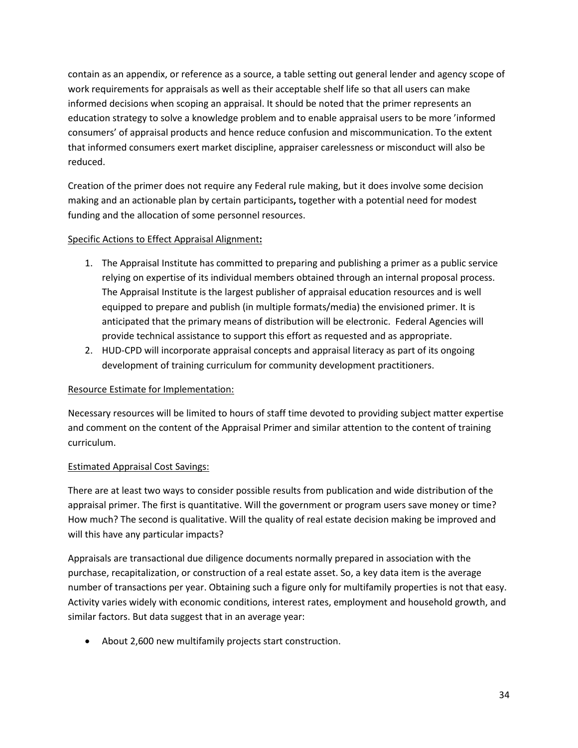contain as an appendix, or reference as a source, a table setting out general lender and agency scope of work requirements for appraisals as well as their acceptable shelf life so that all users can make informed decisions when scoping an appraisal. It should be noted that the primer represents an education strategy to solve a knowledge problem and to enable appraisal users to be more 'informed consumers' of appraisal products and hence reduce confusion and miscommunication. To the extent that informed consumers exert market discipline, appraiser carelessness or misconduct will also be reduced.

Creation of the primer does not require any Federal rule making, but it does involve some decision making and an actionable plan by certain participants**,** together with a potential need for modest funding and the allocation of some personnel resources.

<u>Specific Actions to Effect Appraisal Alignment</u>**:**

1. The Appraisal Institute has committed to preparing and publishing a primer as a public service relying on expertise of its individual members obtained through an internal proposal process. The Appraisal Institute is the largest publisher of appraisal education resources and is well equipped to prepare and publish (in multiple formats/media) the envisioned primer. It is anticipated that the primary means of distribution will be electronic. Federal Agencies will provide technical assistance to support this effort as requested and as appropriate.
2. HUD-CPD will incorporate appraisal concepts and appraisal literacy as part of its ongoing development of training curriculum for community development practitioners.

<u>Resource Estimate for Implementation:</u>

Necessary resources will be limited to hours of staff time devoted to providing subject matter expertise and comment on the content of the Appraisal Primer and similar attention to the content of training curriculum.

<u>Estimated Appraisal Cost Savings:</u>

There are at least two ways to consider possible results from publication and wide distribution of the appraisal primer. The first is quantitative. Will the government or program users save money or time? How much? The second is qualitative. Will the quality of real estate decision making be improved and will this have any particular impacts?

Appraisals are transactional due diligence documents normally prepared in association with the purchase, recapitalization, or construction of a real estate asset. So, a key data item is the average number of transactions per year. Obtaining such a figure only for multifamily properties is not that easy. Activity varies widely with economic conditions, interest rates, employment and household growth, and similar factors. But data suggest that in an average year:

- About 2,600 new multifamily projects start construction.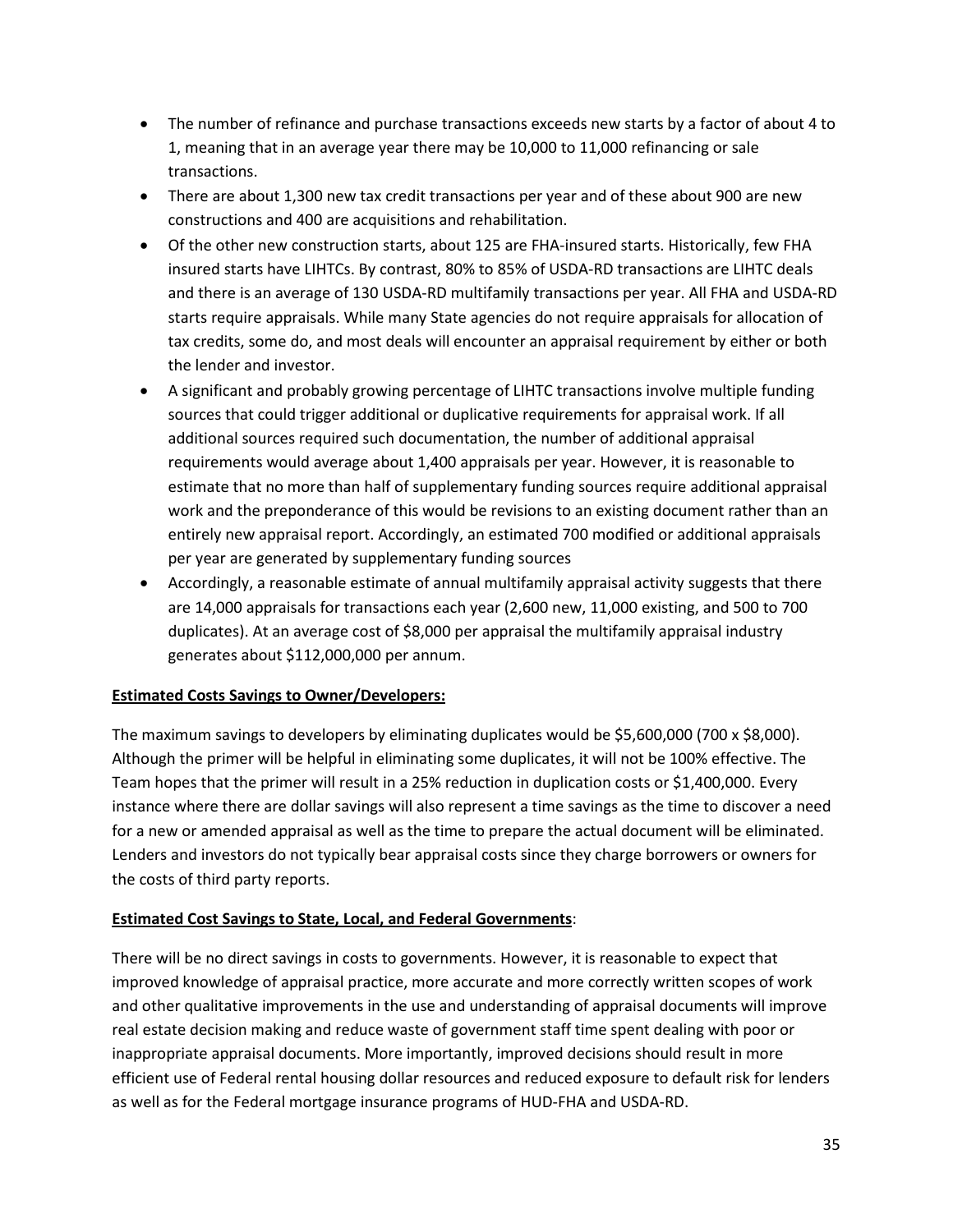- The number of refinance and purchase transactions exceeds new starts by a factor of about 4 to 1, meaning that in an average year there may be 10,000 to 11,000 refinancing or sale transactions.
- There are about 1,300 new tax credit transactions per year and of these about 900 are new constructions and 400 are acquisitions and rehabilitation.
- Of the other new construction starts, about 125 are FHA-insured starts. Historically, few FHA insured starts have LIHTCs. By contrast, 80% to 85% of USDA-RD transactions are LIHTC deals and there is an average of 130 USDA-RD multifamily transactions per year. All FHA and USDA-RD starts require appraisals. While many State agencies do not require appraisals for allocation of tax credits, some do, and most deals will encounter an appraisal requirement by either or both the lender and investor.
- A significant and probably growing percentage of LIHTC transactions involve multiple funding sources that could trigger additional or duplicative requirements for appraisal work. If all additional sources required such documentation, the number of additional appraisal requirements would average about 1,400 appraisals per year. However, it is reasonable to estimate that no more than half of supplementary funding sources require additional appraisal work and the preponderance of this would be revisions to an existing document rather than an entirely new appraisal report. Accordingly, an estimated 700 modified or additional appraisals per year are generated by supplementary funding sources
- Accordingly, a reasonable estimate of annual multifamily appraisal activity suggests that there are 14,000 appraisals for transactions each year (2,600 new, 11,000 existing, and 500 to 700 duplicates). At an average cost of $8,000 per appraisal the multifamily appraisal industry generates about $112,000,000 per annum.

**Estimated Costs Savings to Owner/Developers:**

The maximum savings to developers by eliminating duplicates would be $5,600,000 (700 x $8,000). Although the primer will be helpful in eliminating some duplicates, it will not be 100% effective. The Team hopes that the primer will result in a 25% reduction in duplication costs or $1,400,000. Every instance where there are dollar savings will also represent a time savings as the time to discover a need for a new or amended appraisal as well as the time to prepare the actual document will be eliminated. Lenders and investors do not typically bear appraisal costs since they charge borrowers or owners for the costs of third party reports.

**Estimated Cost Savings to State, Local, and Federal Governments**:

There will be no direct savings in costs to governments. However, it is reasonable to expect that improved knowledge of appraisal practice, more accurate and more correctly written scopes of work and other qualitative improvements in the use and understanding of appraisal documents will improve real estate decision making and reduce waste of government staff time spent dealing with poor or inappropriate appraisal documents. More importantly, improved decisions should result in more efficient use of Federal rental housing dollar resources and reduced exposure to default risk for lenders as well as for the Federal mortgage insurance programs of HUD-FHA and USDA-RD.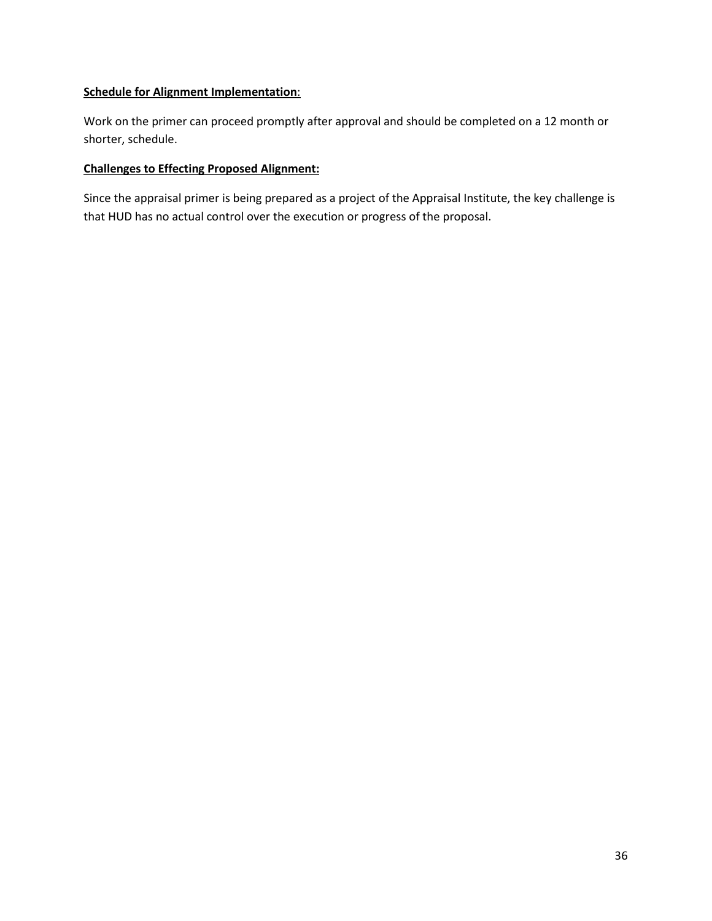**Schedule for Alignment Implementation**:

Work on the primer can proceed promptly after approval and should be completed on a 12 month or shorter, schedule.

**Challenges to Effecting Proposed Alignment:**

Since the appraisal primer is being prepared as a project of the Appraisal Institute, the key challenge is that HUD has no actual control over the execution or progress of the proposal.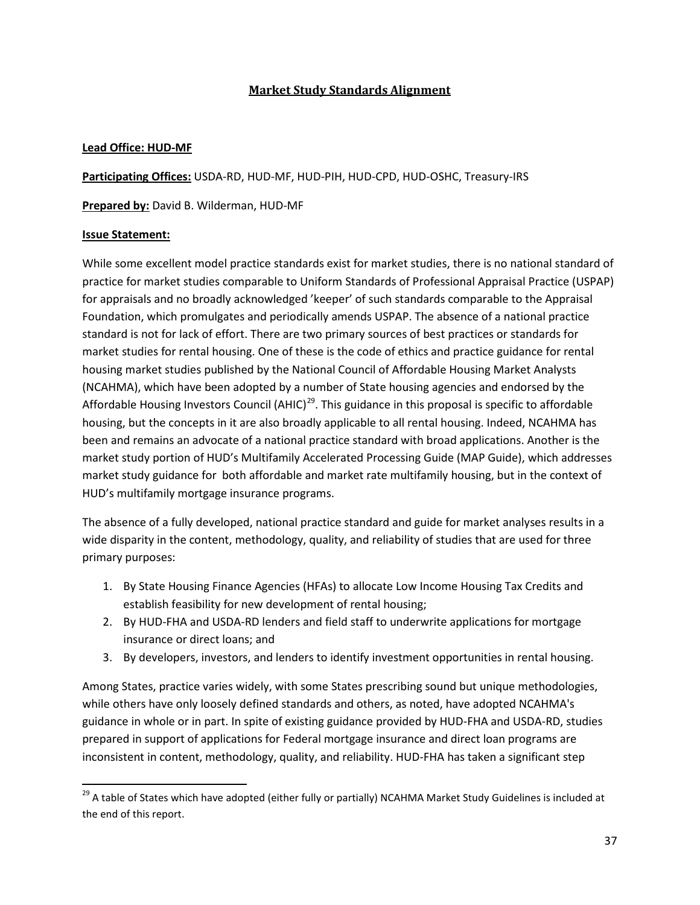## Market Study Standards Alignment

**Lead Office: HUD-MF**

**Participating Offices:** USDA-RD, HUD-MF, HUD-PIH, HUD-CPD, HUD-OSHC, Treasury-IRS

**Prepared by:** David B. Wilderman, HUD-MF

**Issue Statement:**

While some excellent model practice standards exist for market studies, there is no national standard of practice for market studies comparable to Uniform Standards of Professional Appraisal Practice (USPAP) for appraisals and no broadly acknowledged 'keeper' of such standards comparable to the Appraisal Foundation, which promulgates and periodically amends USPAP. The absence of a national practice standard is not for lack of effort. There are two primary sources of best practices or standards for market studies for rental housing. One of these is the code of ethics and practice guidance for rental housing market studies published by the National Council of Affordable Housing Market Analysts (NCAHMA), which have been adopted by a number of State housing agencies and endorsed by the Affordable Housing Investors Council (AHIC)[29]. This guidance in this proposal is specific to affordable housing, but the concepts in it are also broadly applicable to all rental housing. Indeed, NCAHMA has been and remains an advocate of a national practice standard with broad applications. Another is the market study portion of HUD's Multifamily Accelerated Processing Guide (MAP Guide), which addresses market study guidance for both affordable and market rate multifamily housing, but in the context of HUD's multifamily mortgage insurance programs.

The absence of a fully developed, national practice standard and guide for market analyses results in a wide disparity in the content, methodology, quality, and reliability of studies that are used for three primary purposes:

1. By State Housing Finance Agencies (HFAs) to allocate Low Income Housing Tax Credits and establish feasibility for new development of rental housing;
2. By HUD-FHA and USDA-RD lenders and field staff to underwrite applications for mortgage insurance or direct loans; and
3. By developers, investors, and lenders to identify investment opportunities in rental housing.

Among States, practice varies widely, with some States prescribing sound but unique methodologies, while others have only loosely defined standards and others, as noted, have adopted NCAHMA's guidance in whole or in part. In spite of existing guidance provided by HUD-FHA and USDA-RD, studies prepared in support of applications for Federal mortgage insurance and direct loan programs are inconsistent in content, methodology, quality, and reliability. HUD-FHA has taken a significant step

---

[29] A table of States which have adopted (either fully or partially) NCAHMA Market Study Guidelines is included at the end of this report.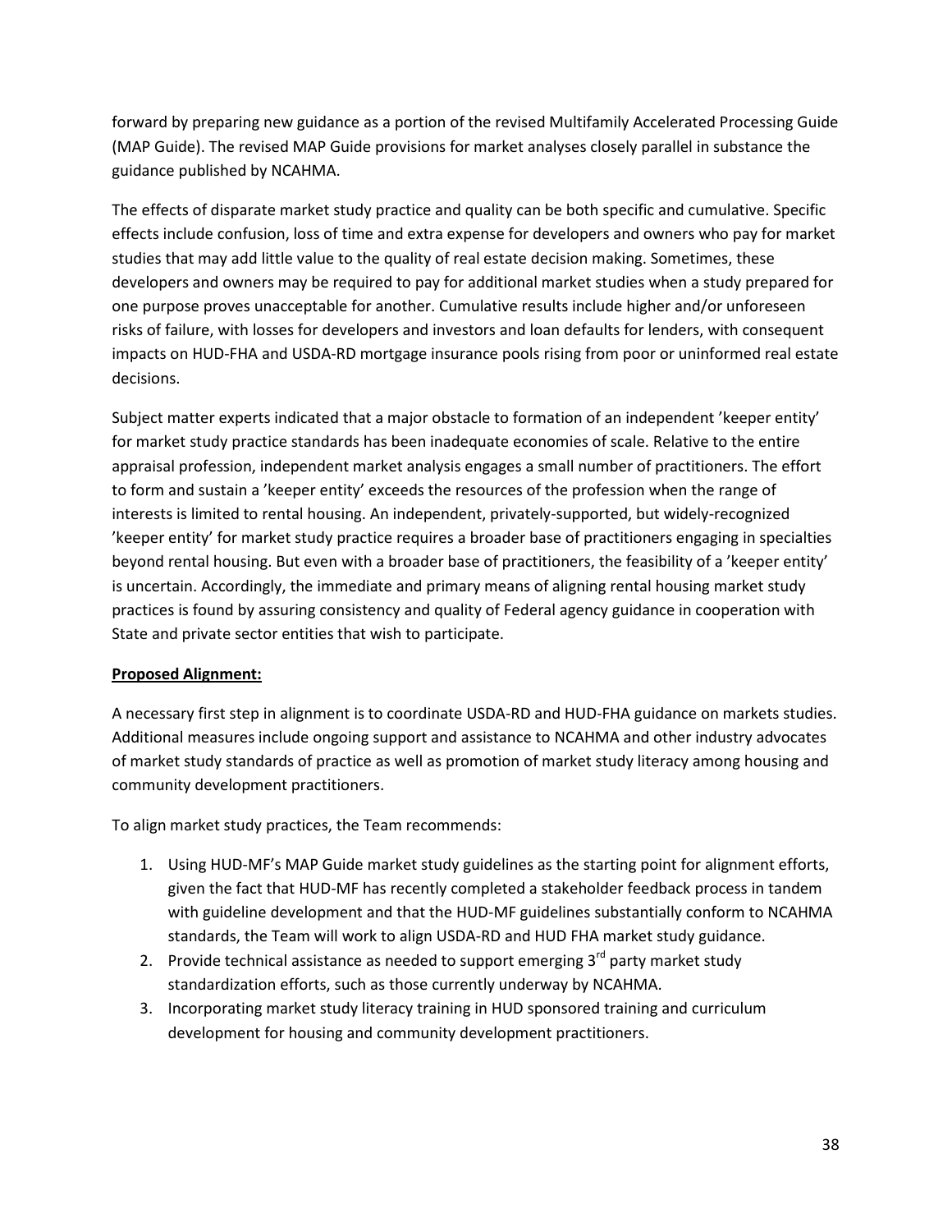forward by preparing new guidance as a portion of the revised Multifamily Accelerated Processing Guide (MAP Guide). The revised MAP Guide provisions for market analyses closely parallel in substance the guidance published by NCAHMA.

The effects of disparate market study practice and quality can be both specific and cumulative. Specific effects include confusion, loss of time and extra expense for developers and owners who pay for market studies that may add little value to the quality of real estate decision making. Sometimes, these developers and owners may be required to pay for additional market studies when a study prepared for one purpose proves unacceptable for another. Cumulative results include higher and/or unforeseen risks of failure, with losses for developers and investors and loan defaults for lenders, with consequent impacts on HUD-FHA and USDA-RD mortgage insurance pools rising from poor or uninformed real estate decisions.

Subject matter experts indicated that a major obstacle to formation of an independent 'keeper entity' for market study practice standards has been inadequate economies of scale. Relative to the entire appraisal profession, independent market analysis engages a small number of practitioners. The effort to form and sustain a 'keeper entity' exceeds the resources of the profession when the range of interests is limited to rental housing. An independent, privately-supported, but widely-recognized 'keeper entity' for market study practice requires a broader base of practitioners engaging in specialties beyond rental housing. But even with a broader base of practitioners, the feasibility of a 'keeper entity' is uncertain. Accordingly, the immediate and primary means of aligning rental housing market study practices is found by assuring consistency and quality of Federal agency guidance in cooperation with State and private sector entities that wish to participate.

**Proposed Alignment:**

A necessary first step in alignment is to coordinate USDA-RD and HUD-FHA guidance on markets studies. Additional measures include ongoing support and assistance to NCAHMA and other industry advocates of market study standards of practice as well as promotion of market study literacy among housing and community development practitioners.

To align market study practices, the Team recommends:

1. Using HUD-MF's MAP Guide market study guidelines as the starting point for alignment efforts, given the fact that HUD-MF has recently completed a stakeholder feedback process in tandem with guideline development and that the HUD-MF guidelines substantially conform to NCAHMA standards, the Team will work to align USDA-RD and HUD FHA market study guidance.
2. Provide technical assistance as needed to support emerging 3rd party market study standardization efforts, such as those currently underway by NCAHMA.
3. Incorporating market study literacy training in HUD sponsored training and curriculum development for housing and community development practitioners.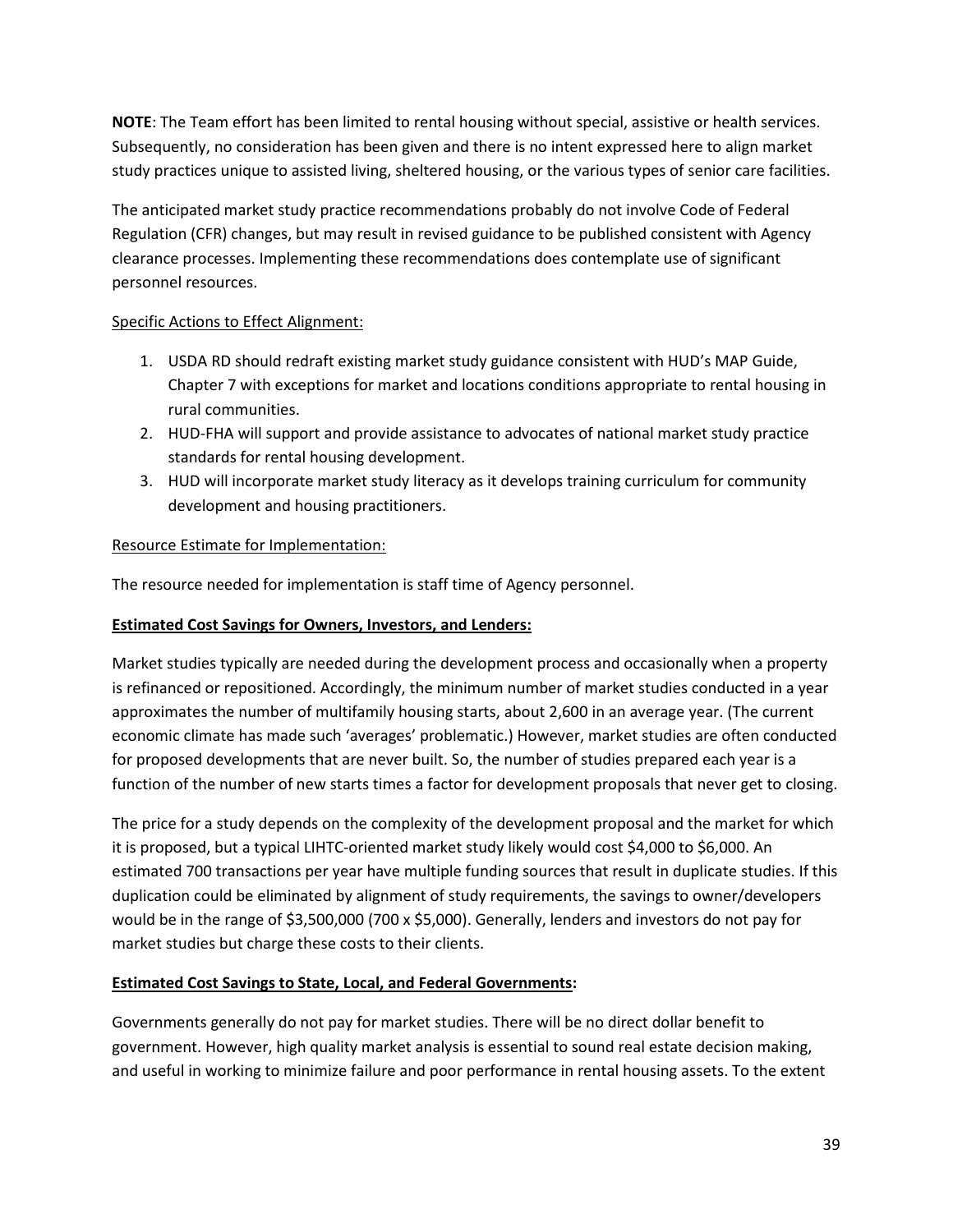**NOTE**: The Team effort has been limited to rental housing without special, assistive or health services. Subsequently, no consideration has been given and there is no intent expressed here to align market study practices unique to assisted living, sheltered housing, or the various types of senior care facilities.

The anticipated market study practice recommendations probably do not involve Code of Federal Regulation (CFR) changes, but may result in revised guidance to be published consistent with Agency clearance processes. Implementing these recommendations does contemplate use of significant personnel resources.

<u>Specific Actions to Effect Alignment:</u>

1. USDA RD should redraft existing market study guidance consistent with HUD's MAP Guide, Chapter 7 with exceptions for market and locations conditions appropriate to rental housing in rural communities.
2. HUD-FHA will support and provide assistance to advocates of national market study practice standards for rental housing development.
3. HUD will incorporate market study literacy as it develops training curriculum for community development and housing practitioners.

<u>Resource Estimate for Implementation:</u>

The resource needed for implementation is staff time of Agency personnel.

**<u>Estimated Cost Savings for Owners, Investors, and Lenders:</u>**

Market studies typically are needed during the development process and occasionally when a property is refinanced or repositioned. Accordingly, the minimum number of market studies conducted in a year approximates the number of multifamily housing starts, about 2,600 in an average year. (The current economic climate has made such 'averages' problematic.) However, market studies are often conducted for proposed developments that are never built. So, the number of studies prepared each year is a function of the number of new starts times a factor for development proposals that never get to closing.

The price for a study depends on the complexity of the development proposal and the market for which it is proposed, but a typical LIHTC-oriented market study likely would cost $4,000 to $6,000. An estimated 700 transactions per year have multiple funding sources that result in duplicate studies. If this duplication could be eliminated by alignment of study requirements, the savings to owner/developers would be in the range of $3,500,000 (700 x $5,000). Generally, lenders and investors do not pay for market studies but charge these costs to their clients.

**<u>Estimated Cost Savings to State, Local, and Federal Governments</u>:**

Governments generally do not pay for market studies. There will be no direct dollar benefit to government. However, high quality market analysis is essential to sound real estate decision making, and useful in working to minimize failure and poor performance in rental housing assets. To the extent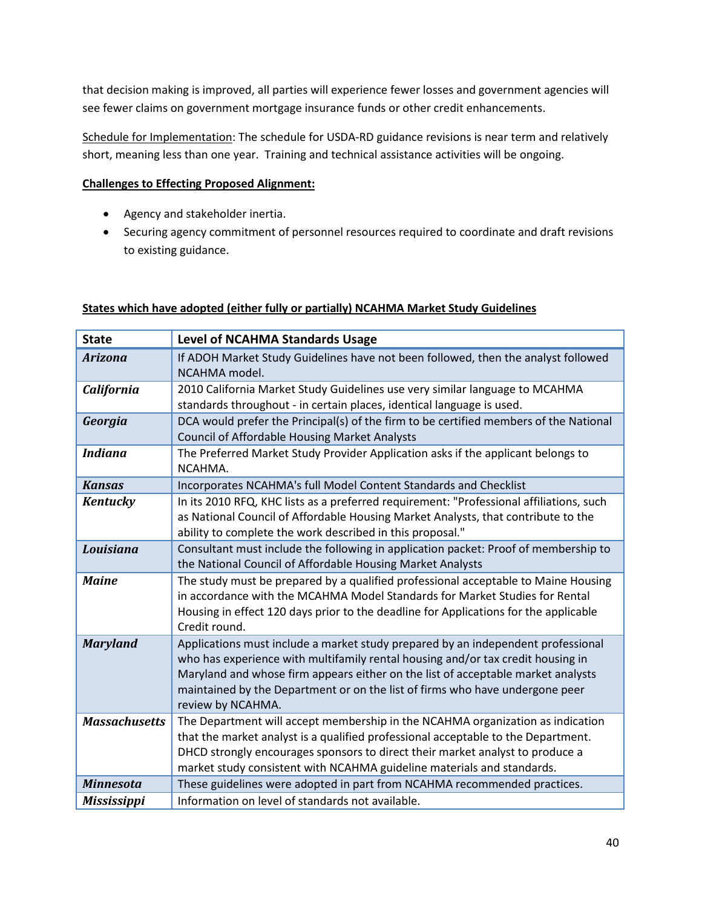that decision making is improved, all parties will experience fewer losses and government agencies will see fewer claims on government mortgage insurance funds or other credit enhancements.

Schedule for Implementation: The schedule for USDA-RD guidance revisions is near term and relatively short, meaning less than one year. Training and technical assistance activities will be ongoing.

**Challenges to Effecting Proposed Alignment:**

- Agency and stakeholder inertia.
- Securing agency commitment of personnel resources required to coordinate and draft revisions to existing guidance.

**States which have adopted (either fully or partially) NCAHMA Market Study Guidelines**

| State | Level of NCAHMA Standards Usage |
|---|---|
| ***Arizona*** | If ADOH Market Study Guidelines have not been followed, then the analyst followed NCAHMA model. |
| ***California*** | 2010 California Market Study Guidelines use very similar language to MCAHMA standards throughout - in certain places, identical language is used. |
| ***Georgia*** | DCA would prefer the Principal(s) of the firm to be certified members of the National Council of Affordable Housing Market Analysts |
| ***Indiana*** | The Preferred Market Study Provider Application asks if the applicant belongs to NCAHMA. |
| ***Kansas*** | Incorporates NCAHMA's full Model Content Standards and Checklist |
| ***Kentucky*** | In its 2010 RFQ, KHC lists as a preferred requirement: "Professional affiliations, such as National Council of Affordable Housing Market Analysts, that contribute to the ability to complete the work described in this proposal." |
| ***Louisiana*** | Consultant must include the following in application packet: Proof of membership to the National Council of Affordable Housing Market Analysts |
| ***Maine*** | The study must be prepared by a qualified professional acceptable to Maine Housing in accordance with the MCAHMA Model Standards for Market Studies for Rental Housing in effect 120 days prior to the deadline for Applications for the applicable Credit round. |
| ***Maryland*** | Applications must include a market study prepared by an independent professional who has experience with multifamily rental housing and/or tax credit housing in Maryland and whose firm appears either on the list of acceptable market analysts maintained by the Department or on the list of firms who have undergone peer review by NCAHMA. |
| ***Massachusetts*** | The Department will accept membership in the NCAHMA organization as indication that the market analyst is a qualified professional acceptable to the Department. DHCD strongly encourages sponsors to direct their market analyst to produce a market study consistent with NCAHMA guideline materials and standards. |
| ***Minnesota*** | These guidelines were adopted in part from NCAHMA recommended practices. |
| ***Mississippi*** | Information on level of standards not available. |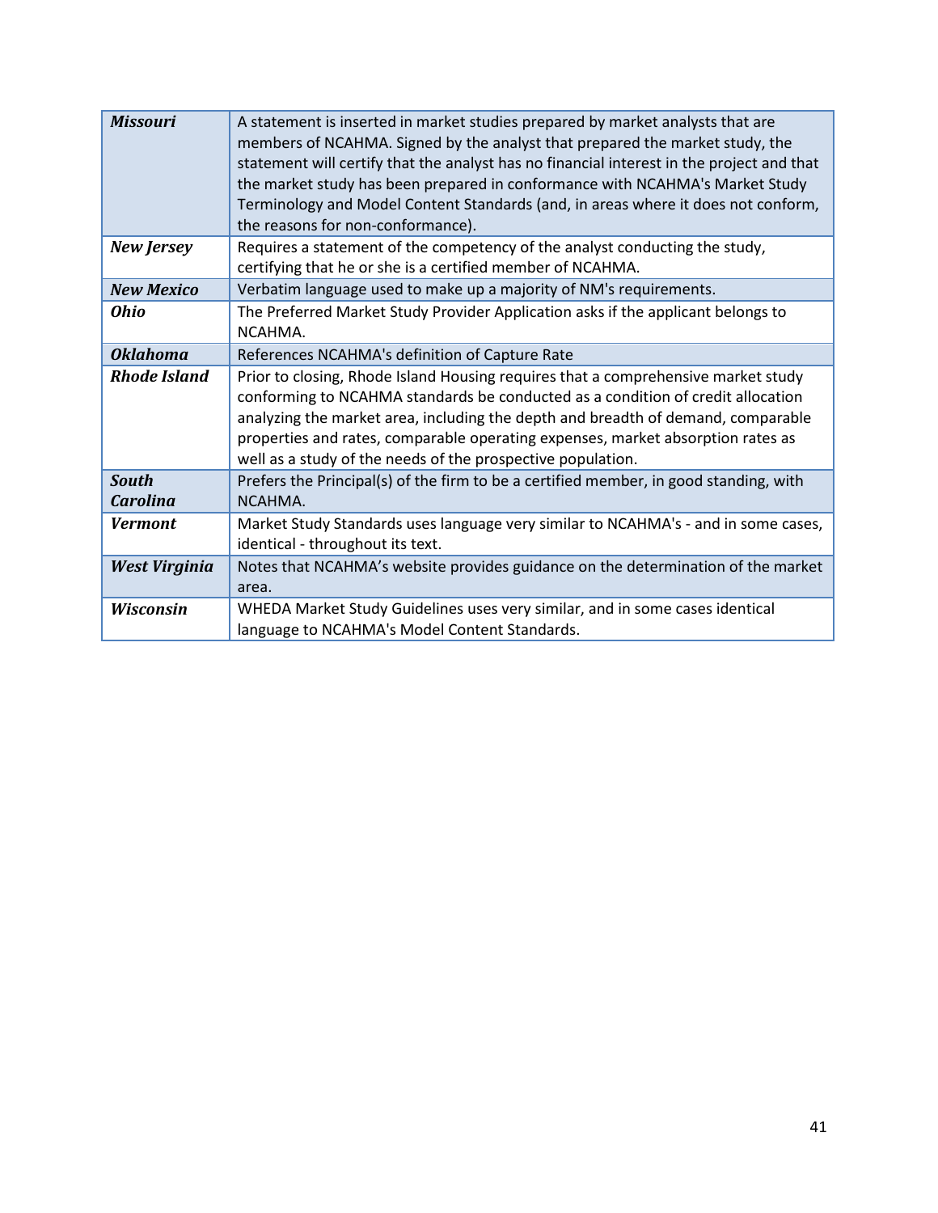| | |
|---|---|
| ***Missouri*** | A statement is inserted in market studies prepared by market analysts that are members of NCAHMA. Signed by the analyst that prepared the market study, the statement will certify that the analyst has no financial interest in the project and that the market study has been prepared in conformance with NCAHMA's Market Study Terminology and Model Content Standards (and, in areas where it does not conform, the reasons for non-conformance). |
| ***New Jersey*** | Requires a statement of the competency of the analyst conducting the study, certifying that he or she is a certified member of NCAHMA. |
| ***New Mexico*** | Verbatim language used to make up a majority of NM's requirements. |
| ***Ohio*** | The Preferred Market Study Provider Application asks if the applicant belongs to NCAHMA. |
| ***Oklahoma*** | References NCAHMA's definition of Capture Rate |
| ***Rhode Island*** | Prior to closing, Rhode Island Housing requires that a comprehensive market study conforming to NCAHMA standards be conducted as a condition of credit allocation analyzing the market area, including the depth and breadth of demand, comparable properties and rates, comparable operating expenses, market absorption rates as well as a study of the needs of the prospective population. |
| ***South Carolina*** | Prefers the Principal(s) of the firm to be a certified member, in good standing, with NCAHMA. |
| ***Vermont*** | Market Study Standards uses language very similar to NCAHMA's - and in some cases, identical - throughout its text. |
| ***West Virginia*** | Notes that NCAHMA's website provides guidance on the determination of the market area. |
| ***Wisconsin*** | WHEDA Market Study Guidelines uses very similar, and in some cases identical language to NCAHMA's Model Content Standards. |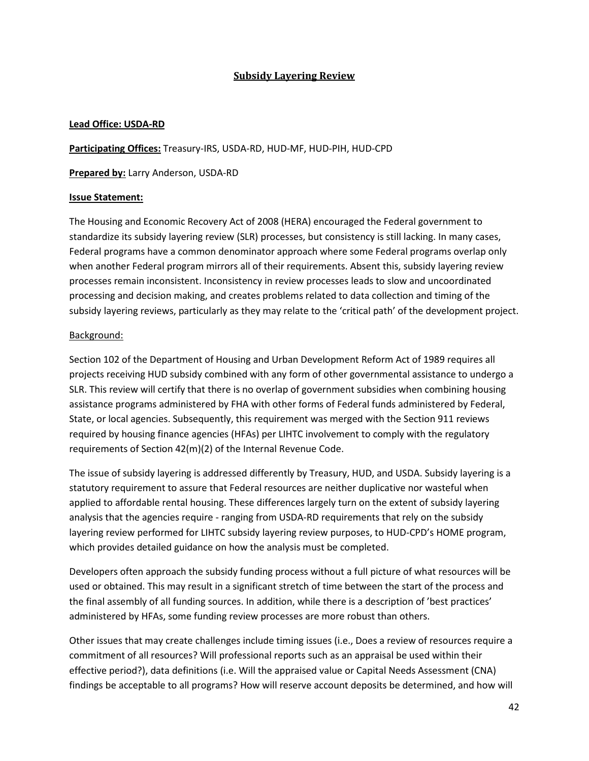## Subsidy Layering Review

**Lead Office: USDA-RD**

**Participating Offices:** Treasury-IRS, USDA-RD, HUD-MF, HUD-PIH, HUD-CPD

**Prepared by:** Larry Anderson, USDA-RD

**Issue Statement:**

The Housing and Economic Recovery Act of 2008 (HERA) encouraged the Federal government to standardize its subsidy layering review (SLR) processes, but consistency is still lacking. In many cases, Federal programs have a common denominator approach where some Federal programs overlap only when another Federal program mirrors all of their requirements. Absent this, subsidy layering review processes remain inconsistent. Inconsistency in review processes leads to slow and uncoordinated processing and decision making, and creates problems related to data collection and timing of the subsidy layering reviews, particularly as they may relate to the 'critical path' of the development project.

Background:

Section 102 of the Department of Housing and Urban Development Reform Act of 1989 requires all projects receiving HUD subsidy combined with any form of other governmental assistance to undergo a SLR. This review will certify that there is no overlap of government subsidies when combining housing assistance programs administered by FHA with other forms of Federal funds administered by Federal, State, or local agencies. Subsequently, this requirement was merged with the Section 911 reviews required by housing finance agencies (HFAs) per LIHTC involvement to comply with the regulatory requirements of Section 42(m)(2) of the Internal Revenue Code.

The issue of subsidy layering is addressed differently by Treasury, HUD, and USDA. Subsidy layering is a statutory requirement to assure that Federal resources are neither duplicative nor wasteful when applied to affordable rental housing. These differences largely turn on the extent of subsidy layering analysis that the agencies require - ranging from USDA-RD requirements that rely on the subsidy layering review performed for LIHTC subsidy layering review purposes, to HUD-CPD's HOME program, which provides detailed guidance on how the analysis must be completed.

Developers often approach the subsidy funding process without a full picture of what resources will be used or obtained. This may result in a significant stretch of time between the start of the process and the final assembly of all funding sources. In addition, while there is a description of 'best practices' administered by HFAs, some funding review processes are more robust than others.

Other issues that may create challenges include timing issues (i.e., Does a review of resources require a commitment of all resources? Will professional reports such as an appraisal be used within their effective period?), data definitions (i.e. Will the appraised value or Capital Needs Assessment (CNA) findings be acceptable to all programs? How will reserve account deposits be determined, and how will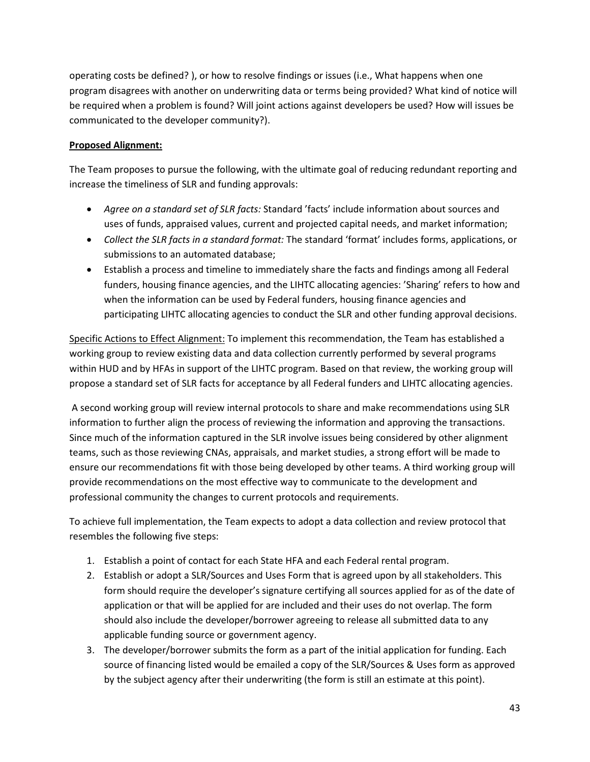operating costs be defined? ), or how to resolve findings or issues (i.e., What happens when one program disagrees with another on underwriting data or terms being provided? What kind of notice will be required when a problem is found? Will joint actions against developers be used? How will issues be communicated to the developer community?).

**Proposed Alignment:**

The Team proposes to pursue the following, with the ultimate goal of reducing redundant reporting and increase the timeliness of SLR and funding approvals:

- *Agree on a standard set of SLR facts:* Standard 'facts' include information about sources and uses of funds, appraised values, current and projected capital needs, and market information;
- *Collect the SLR facts in a standard format:* The standard 'format' includes forms, applications, or submissions to an automated database;
- Establish a process and timeline to immediately share the facts and findings among all Federal funders, housing finance agencies, and the LIHTC allocating agencies: 'Sharing' refers to how and when the information can be used by Federal funders, housing finance agencies and participating LIHTC allocating agencies to conduct the SLR and other funding approval decisions.

Specific Actions to Effect Alignment: To implement this recommendation, the Team has established a working group to review existing data and data collection currently performed by several programs within HUD and by HFAs in support of the LIHTC program. Based on that review, the working group will propose a standard set of SLR facts for acceptance by all Federal funders and LIHTC allocating agencies.

A second working group will review internal protocols to share and make recommendations using SLR information to further align the process of reviewing the information and approving the transactions. Since much of the information captured in the SLR involve issues being considered by other alignment teams, such as those reviewing CNAs, appraisals, and market studies, a strong effort will be made to ensure our recommendations fit with those being developed by other teams. A third working group will provide recommendations on the most effective way to communicate to the development and professional community the changes to current protocols and requirements.

To achieve full implementation, the Team expects to adopt a data collection and review protocol that resembles the following five steps:

1. Establish a point of contact for each State HFA and each Federal rental program.
2. Establish or adopt a SLR/Sources and Uses Form that is agreed upon by all stakeholders. This form should require the developer's signature certifying all sources applied for as of the date of application or that will be applied for are included and their uses do not overlap. The form should also include the developer/borrower agreeing to release all submitted data to any applicable funding source or government agency.
3. The developer/borrower submits the form as a part of the initial application for funding. Each source of financing listed would be emailed a copy of the SLR/Sources & Uses form as approved by the subject agency after their underwriting (the form is still an estimate at this point).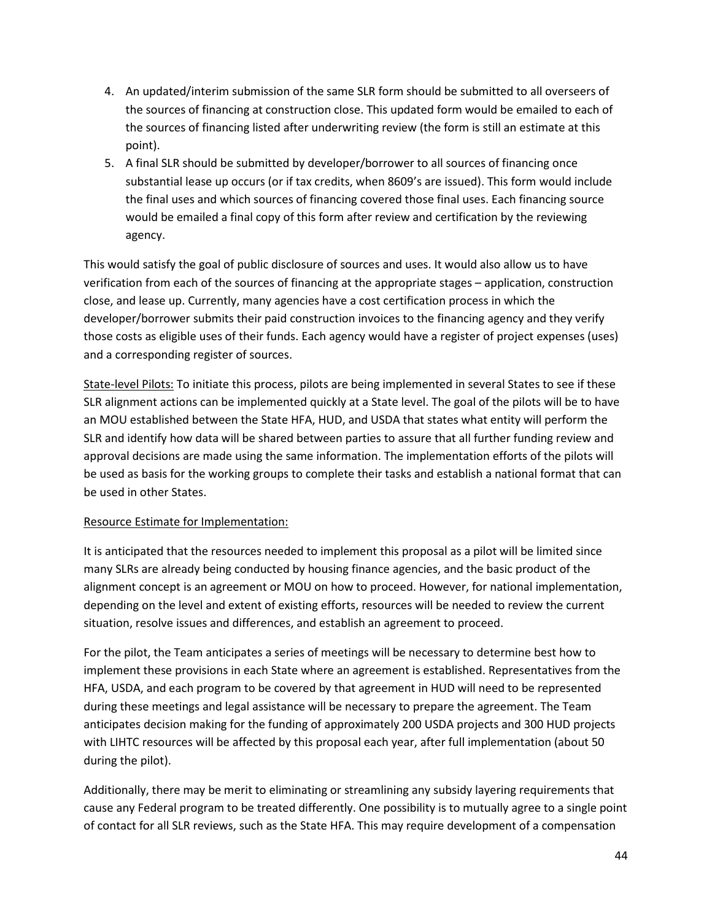4. An updated/interim submission of the same SLR form should be submitted to all overseers of the sources of financing at construction close. This updated form would be emailed to each of the sources of financing listed after underwriting review (the form is still an estimate at this point).
5. A final SLR should be submitted by developer/borrower to all sources of financing once substantial lease up occurs (or if tax credits, when 8609's are issued). This form would include the final uses and which sources of financing covered those final uses. Each financing source would be emailed a final copy of this form after review and certification by the reviewing agency.

This would satisfy the goal of public disclosure of sources and uses. It would also allow us to have verification from each of the sources of financing at the appropriate stages – application, construction close, and lease up. Currently, many agencies have a cost certification process in which the developer/borrower submits their paid construction invoices to the financing agency and they verify those costs as eligible uses of their funds. Each agency would have a register of project expenses (uses) and a corresponding register of sources.

State-level Pilots: To initiate this process, pilots are being implemented in several States to see if these SLR alignment actions can be implemented quickly at a State level. The goal of the pilots will be to have an MOU established between the State HFA, HUD, and USDA that states what entity will perform the SLR and identify how data will be shared between parties to assure that all further funding review and approval decisions are made using the same information. The implementation efforts of the pilots will be used as basis for the working groups to complete their tasks and establish a national format that can be used in other States.

Resource Estimate for Implementation:

It is anticipated that the resources needed to implement this proposal as a pilot will be limited since many SLRs are already being conducted by housing finance agencies, and the basic product of the alignment concept is an agreement or MOU on how to proceed. However, for national implementation, depending on the level and extent of existing efforts, resources will be needed to review the current situation, resolve issues and differences, and establish an agreement to proceed.

For the pilot, the Team anticipates a series of meetings will be necessary to determine best how to implement these provisions in each State where an agreement is established. Representatives from the HFA, USDA, and each program to be covered by that agreement in HUD will need to be represented during these meetings and legal assistance will be necessary to prepare the agreement. The Team anticipates decision making for the funding of approximately 200 USDA projects and 300 HUD projects with LIHTC resources will be affected by this proposal each year, after full implementation (about 50 during the pilot).

Additionally, there may be merit to eliminating or streamlining any subsidy layering requirements that cause any Federal program to be treated differently. One possibility is to mutually agree to a single point of contact for all SLR reviews, such as the State HFA. This may require development of a compensation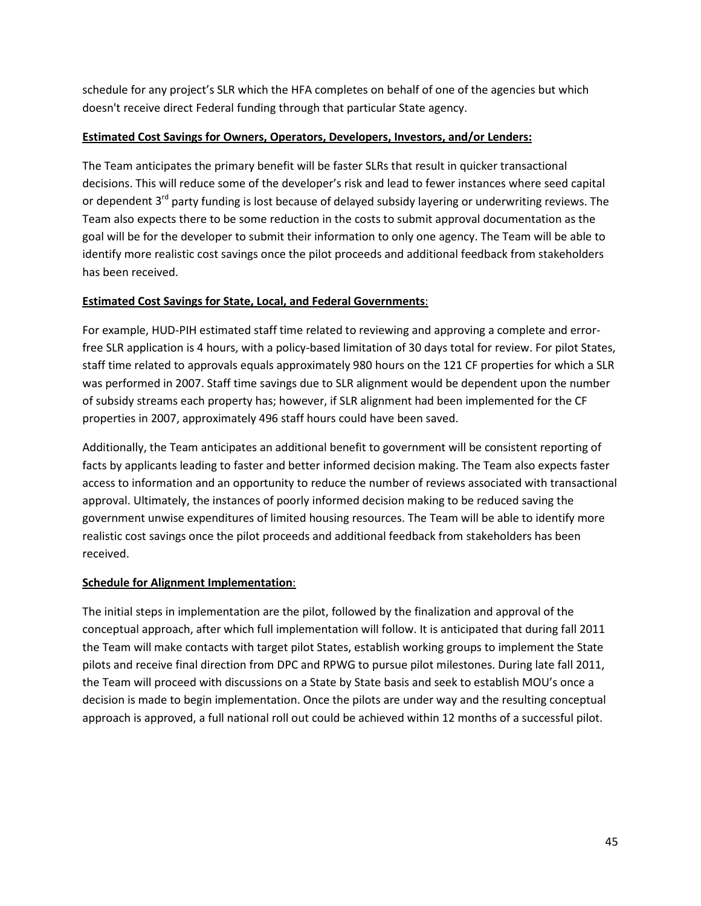schedule for any project's SLR which the HFA completes on behalf of one of the agencies but which doesn't receive direct Federal funding through that particular State agency.

**Estimated Cost Savings for Owners, Operators, Developers, Investors, and/or Lenders:**

The Team anticipates the primary benefit will be faster SLRs that result in quicker transactional decisions. This will reduce some of the developer's risk and lead to fewer instances where seed capital or dependent 3rd party funding is lost because of delayed subsidy layering or underwriting reviews. The Team also expects there to be some reduction in the costs to submit approval documentation as the goal will be for the developer to submit their information to only one agency. The Team will be able to identify more realistic cost savings once the pilot proceeds and additional feedback from stakeholders has been received.

**Estimated Cost Savings for State, Local, and Federal Governments**:

For example, HUD-PIH estimated staff time related to reviewing and approving a complete and error-free SLR application is 4 hours, with a policy-based limitation of 30 days total for review. For pilot States, staff time related to approvals equals approximately 980 hours on the 121 CF properties for which a SLR was performed in 2007. Staff time savings due to SLR alignment would be dependent upon the number of subsidy streams each property has; however, if SLR alignment had been implemented for the CF properties in 2007, approximately 496 staff hours could have been saved.

Additionally, the Team anticipates an additional benefit to government will be consistent reporting of facts by applicants leading to faster and better informed decision making. The Team also expects faster access to information and an opportunity to reduce the number of reviews associated with transactional approval. Ultimately, the instances of poorly informed decision making to be reduced saving the government unwise expenditures of limited housing resources. The Team will be able to identify more realistic cost savings once the pilot proceeds and additional feedback from stakeholders has been received.

**Schedule for Alignment Implementation**:

The initial steps in implementation are the pilot, followed by the finalization and approval of the conceptual approach, after which full implementation will follow. It is anticipated that during fall 2011 the Team will make contacts with target pilot States, establish working groups to implement the State pilots and receive final direction from DPC and RPWG to pursue pilot milestones. During late fall 2011, the Team will proceed with discussions on a State by State basis and seek to establish MOU's once a decision is made to begin implementation. Once the pilots are under way and the resulting conceptual approach is approved, a full national roll out could be achieved within 12 months of a successful pilot.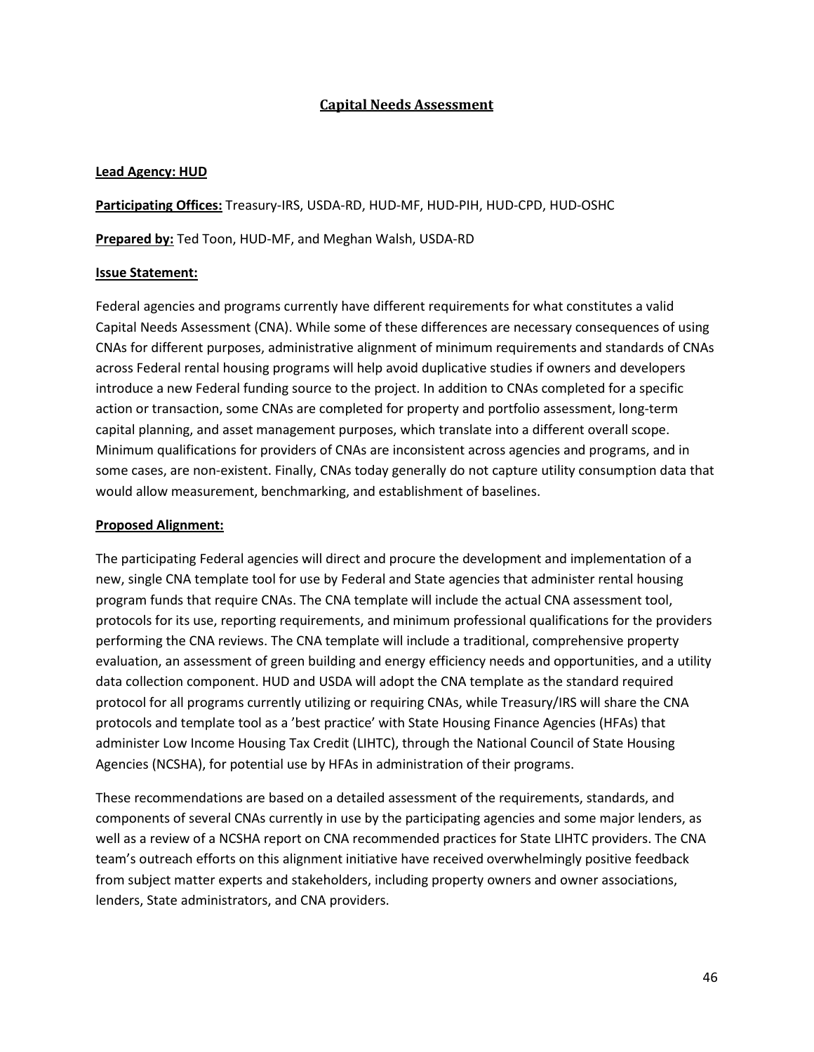## Capital Needs Assessment

**Lead Agency: HUD**

**Participating Offices:** Treasury-IRS, USDA-RD, HUD-MF, HUD-PIH, HUD-CPD, HUD-OSHC

**Prepared by:** Ted Toon, HUD-MF, and Meghan Walsh, USDA-RD

**Issue Statement:**

Federal agencies and programs currently have different requirements for what constitutes a valid Capital Needs Assessment (CNA). While some of these differences are necessary consequences of using CNAs for different purposes, administrative alignment of minimum requirements and standards of CNAs across Federal rental housing programs will help avoid duplicative studies if owners and developers introduce a new Federal funding source to the project. In addition to CNAs completed for a specific action or transaction, some CNAs are completed for property and portfolio assessment, long-term capital planning, and asset management purposes, which translate into a different overall scope. Minimum qualifications for providers of CNAs are inconsistent across agencies and programs, and in some cases, are non-existent. Finally, CNAs today generally do not capture utility consumption data that would allow measurement, benchmarking, and establishment of baselines.

**Proposed Alignment:**

The participating Federal agencies will direct and procure the development and implementation of a new, single CNA template tool for use by Federal and State agencies that administer rental housing program funds that require CNAs. The CNA template will include the actual CNA assessment tool, protocols for its use, reporting requirements, and minimum professional qualifications for the providers performing the CNA reviews. The CNA template will include a traditional, comprehensive property evaluation, an assessment of green building and energy efficiency needs and opportunities, and a utility data collection component. HUD and USDA will adopt the CNA template as the standard required protocol for all programs currently utilizing or requiring CNAs, while Treasury/IRS will share the CNA protocols and template tool as a 'best practice' with State Housing Finance Agencies (HFAs) that administer Low Income Housing Tax Credit (LIHTC), through the National Council of State Housing Agencies (NCSHA), for potential use by HFAs in administration of their programs.

These recommendations are based on a detailed assessment of the requirements, standards, and components of several CNAs currently in use by the participating agencies and some major lenders, as well as a review of a NCSHA report on CNA recommended practices for State LIHTC providers. The CNA team's outreach efforts on this alignment initiative have received overwhelmingly positive feedback from subject matter experts and stakeholders, including property owners and owner associations, lenders, State administrators, and CNA providers.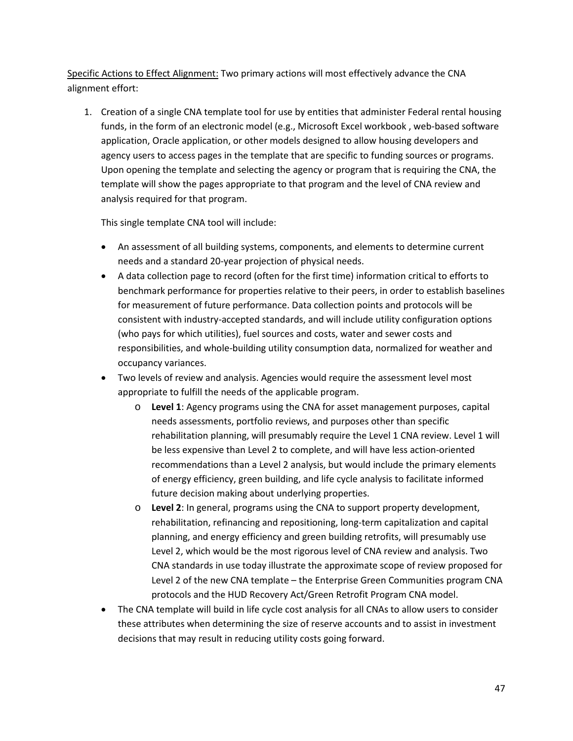<u>Specific Actions to Effect Alignment:</u> Two primary actions will most effectively advance the CNA alignment effort:

1. Creation of a single CNA template tool for use by entities that administer Federal rental housing funds, in the form of an electronic model (e.g., Microsoft Excel workbook , web-based software application, Oracle application, or other models designed to allow housing developers and agency users to access pages in the template that are specific to funding sources or programs. Upon opening the template and selecting the agency or program that is requiring the CNA, the template will show the pages appropriate to that program and the level of CNA review and analysis required for that program.

   This single template CNA tool will include:

   - An assessment of all building systems, components, and elements to determine current needs and a standard 20-year projection of physical needs.
   - A data collection page to record (often for the first time) information critical to efforts to benchmark performance for properties relative to their peers, in order to establish baselines for measurement of future performance. Data collection points and protocols will be consistent with industry-accepted standards, and will include utility configuration options (who pays for which utilities), fuel sources and costs, water and sewer costs and responsibilities, and whole-building utility consumption data, normalized for weather and occupancy variances.
   - Two levels of review and analysis. Agencies would require the assessment level most appropriate to fulfill the needs of the applicable program.
     - **Level 1**: Agency programs using the CNA for asset management purposes, capital needs assessments, portfolio reviews, and purposes other than specific rehabilitation planning, will presumably require the Level 1 CNA review. Level 1 will be less expensive than Level 2 to complete, and will have less action-oriented recommendations than a Level 2 analysis, but would include the primary elements of energy efficiency, green building, and life cycle analysis to facilitate informed future decision making about underlying properties.
     - **Level 2**: In general, programs using the CNA to support property development, rehabilitation, refinancing and repositioning, long-term capitalization and capital planning, and energy efficiency and green building retrofits, will presumably use Level 2, which would be the most rigorous level of CNA review and analysis. Two CNA standards in use today illustrate the approximate scope of review proposed for Level 2 of the new CNA template – the Enterprise Green Communities program CNA protocols and the HUD Recovery Act/Green Retrofit Program CNA model.
   - The CNA template will build in life cycle cost analysis for all CNAs to allow users to consider these attributes when determining the size of reserve accounts and to assist in investment decisions that may result in reducing utility costs going forward.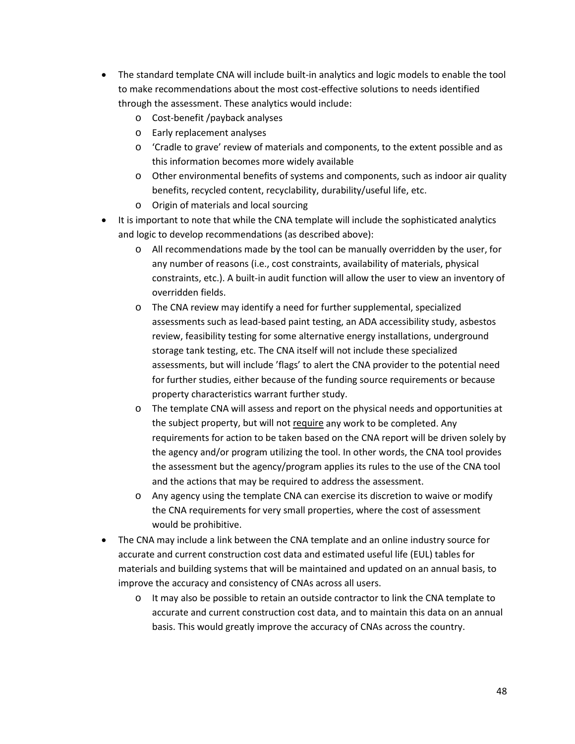- The standard template CNA will include built-in analytics and logic models to enable the tool to make recommendations about the most cost-effective solutions to needs identified through the assessment. These analytics would include:
  - Cost-benefit /payback analyses
  - Early replacement analyses
  - 'Cradle to grave' review of materials and components, to the extent possible and as this information becomes more widely available
  - Other environmental benefits of systems and components, such as indoor air quality benefits, recycled content, recyclability, durability/useful life, etc.
  - Origin of materials and local sourcing
- It is important to note that while the CNA template will include the sophisticated analytics and logic to develop recommendations (as described above):
  - All recommendations made by the tool can be manually overridden by the user, for any number of reasons (i.e., cost constraints, availability of materials, physical constraints, etc.). A built-in audit function will allow the user to view an inventory of overridden fields.
  - The CNA review may identify a need for further supplemental, specialized assessments such as lead-based paint testing, an ADA accessibility study, asbestos review, feasibility testing for some alternative energy installations, underground storage tank testing, etc. The CNA itself will not include these specialized assessments, but will include 'flags' to alert the CNA provider to the potential need for further studies, either because of the funding source requirements or because property characteristics warrant further study.
  - The template CNA will assess and report on the physical needs and opportunities at the subject property, but will not <u>require</u> any work to be completed. Any requirements for action to be taken based on the CNA report will be driven solely by the agency and/or program utilizing the tool. In other words, the CNA tool provides the assessment but the agency/program applies its rules to the use of the CNA tool and the actions that may be required to address the assessment.
  - Any agency using the template CNA can exercise its discretion to waive or modify the CNA requirements for very small properties, where the cost of assessment would be prohibitive.
- The CNA may include a link between the CNA template and an online industry source for accurate and current construction cost data and estimated useful life (EUL) tables for materials and building systems that will be maintained and updated on an annual basis, to improve the accuracy and consistency of CNAs across all users.
  - It may also be possible to retain an outside contractor to link the CNA template to accurate and current construction cost data, and to maintain this data on an annual basis. This would greatly improve the accuracy of CNAs across the country.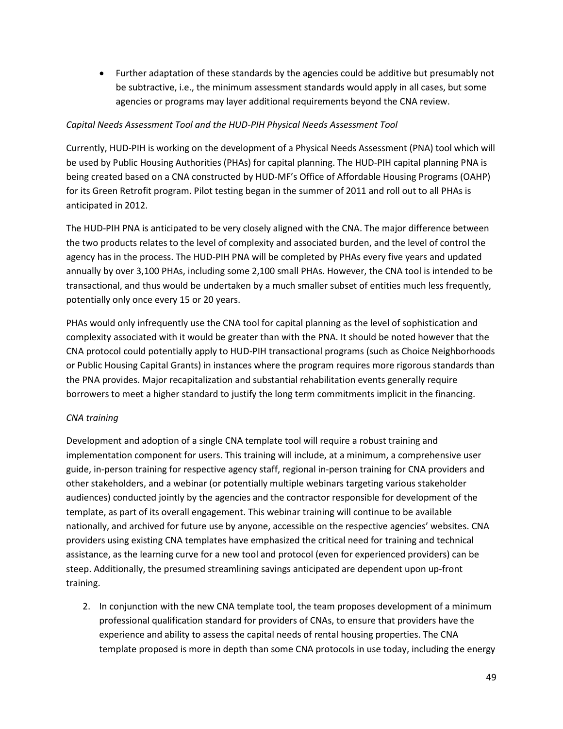- Further adaptation of these standards by the agencies could be additive but presumably not be subtractive, i.e., the minimum assessment standards would apply in all cases, but some agencies or programs may layer additional requirements beyond the CNA review.

*Capital Needs Assessment Tool and the HUD-PIH Physical Needs Assessment Tool*

Currently, HUD-PIH is working on the development of a Physical Needs Assessment (PNA) tool which will be used by Public Housing Authorities (PHAs) for capital planning. The HUD-PIH capital planning PNA is being created based on a CNA constructed by HUD-MF's Office of Affordable Housing Programs (OAHP) for its Green Retrofit program. Pilot testing began in the summer of 2011 and roll out to all PHAs is anticipated in 2012.

The HUD-PIH PNA is anticipated to be very closely aligned with the CNA. The major difference between the two products relates to the level of complexity and associated burden, and the level of control the agency has in the process. The HUD-PIH PNA will be completed by PHAs every five years and updated annually by over 3,100 PHAs, including some 2,100 small PHAs. However, the CNA tool is intended to be transactional, and thus would be undertaken by a much smaller subset of entities much less frequently, potentially only once every 15 or 20 years.

PHAs would only infrequently use the CNA tool for capital planning as the level of sophistication and complexity associated with it would be greater than with the PNA. It should be noted however that the CNA protocol could potentially apply to HUD-PIH transactional programs (such as Choice Neighborhoods or Public Housing Capital Grants) in instances where the program requires more rigorous standards than the PNA provides. Major recapitalization and substantial rehabilitation events generally require borrowers to meet a higher standard to justify the long term commitments implicit in the financing.

*CNA training*

Development and adoption of a single CNA template tool will require a robust training and implementation component for users. This training will include, at a minimum, a comprehensive user guide, in-person training for respective agency staff, regional in-person training for CNA providers and other stakeholders, and a webinar (or potentially multiple webinars targeting various stakeholder audiences) conducted jointly by the agencies and the contractor responsible for development of the template, as part of its overall engagement. This webinar training will continue to be available nationally, and archived for future use by anyone, accessible on the respective agencies' websites. CNA providers using existing CNA templates have emphasized the critical need for training and technical assistance, as the learning curve for a new tool and protocol (even for experienced providers) can be steep. Additionally, the presumed streamlining savings anticipated are dependent upon up-front training.

2. In conjunction with the new CNA template tool, the team proposes development of a minimum professional qualification standard for providers of CNAs, to ensure that providers have the experience and ability to assess the capital needs of rental housing properties. The CNA template proposed is more in depth than some CNA protocols in use today, including the energy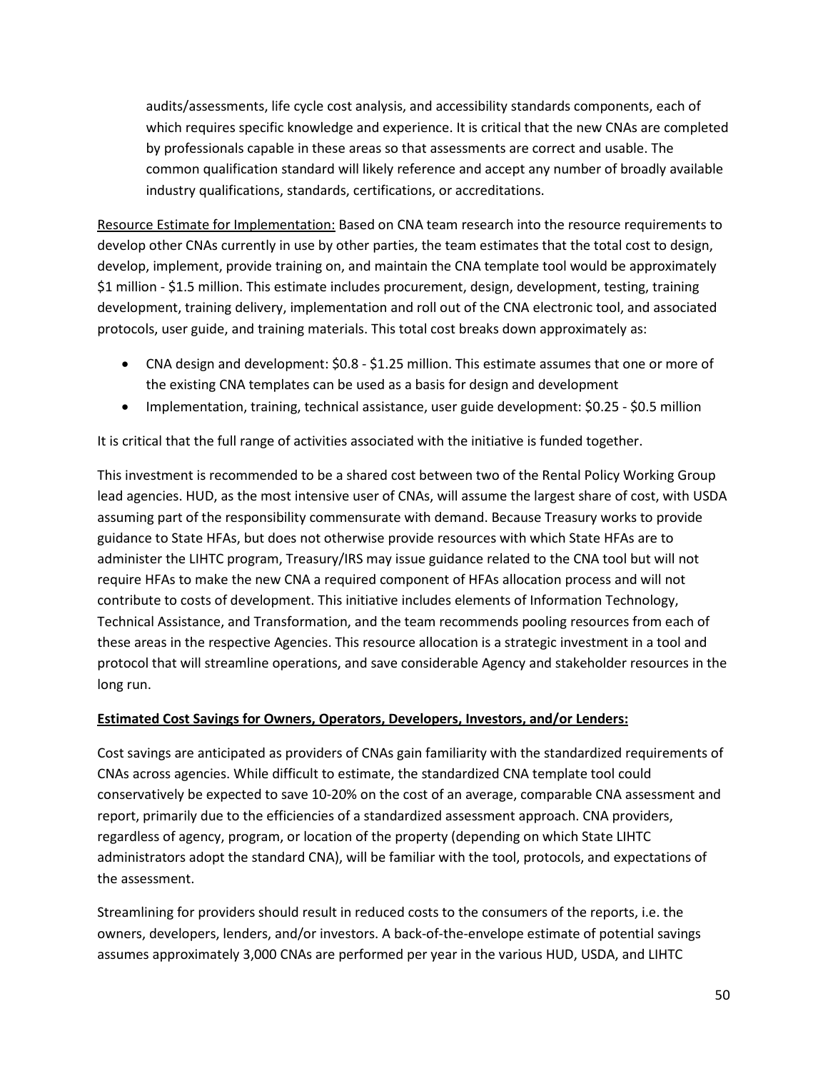audits/assessments, life cycle cost analysis, and accessibility standards components, each of which requires specific knowledge and experience. It is critical that the new CNAs are completed by professionals capable in these areas so that assessments are correct and usable. The common qualification standard will likely reference and accept any number of broadly available industry qualifications, standards, certifications, or accreditations.

Resource Estimate for Implementation: Based on CNA team research into the resource requirements to develop other CNAs currently in use by other parties, the team estimates that the total cost to design, develop, implement, provide training on, and maintain the CNA template tool would be approximately \$1 million - \$1.5 million. This estimate includes procurement, design, development, testing, training development, training delivery, implementation and roll out of the CNA electronic tool, and associated protocols, user guide, and training materials. This total cost breaks down approximately as:

- CNA design and development: \$0.8 - \$1.25 million. This estimate assumes that one or more of the existing CNA templates can be used as a basis for design and development
- Implementation, training, technical assistance, user guide development: \$0.25 - \$0.5 million

It is critical that the full range of activities associated with the initiative is funded together.

This investment is recommended to be a shared cost between two of the Rental Policy Working Group lead agencies. HUD, as the most intensive user of CNAs, will assume the largest share of cost, with USDA assuming part of the responsibility commensurate with demand. Because Treasury works to provide guidance to State HFAs, but does not otherwise provide resources with which State HFAs are to administer the LIHTC program, Treasury/IRS may issue guidance related to the CNA tool but will not require HFAs to make the new CNA a required component of HFAs allocation process and will not contribute to costs of development. This initiative includes elements of Information Technology, Technical Assistance, and Transformation, and the team recommends pooling resources from each of these areas in the respective Agencies. This resource allocation is a strategic investment in a tool and protocol that will streamline operations, and save considerable Agency and stakeholder resources in the long run.

**Estimated Cost Savings for Owners, Operators, Developers, Investors, and/or Lenders:**

Cost savings are anticipated as providers of CNAs gain familiarity with the standardized requirements of CNAs across agencies. While difficult to estimate, the standardized CNA template tool could conservatively be expected to save 10-20% on the cost of an average, comparable CNA assessment and report, primarily due to the efficiencies of a standardized assessment approach. CNA providers, regardless of agency, program, or location of the property (depending on which State LIHTC administrators adopt the standard CNA), will be familiar with the tool, protocols, and expectations of the assessment.

Streamlining for providers should result in reduced costs to the consumers of the reports, i.e. the owners, developers, lenders, and/or investors. A back-of-the-envelope estimate of potential savings assumes approximately 3,000 CNAs are performed per year in the various HUD, USDA, and LIHTC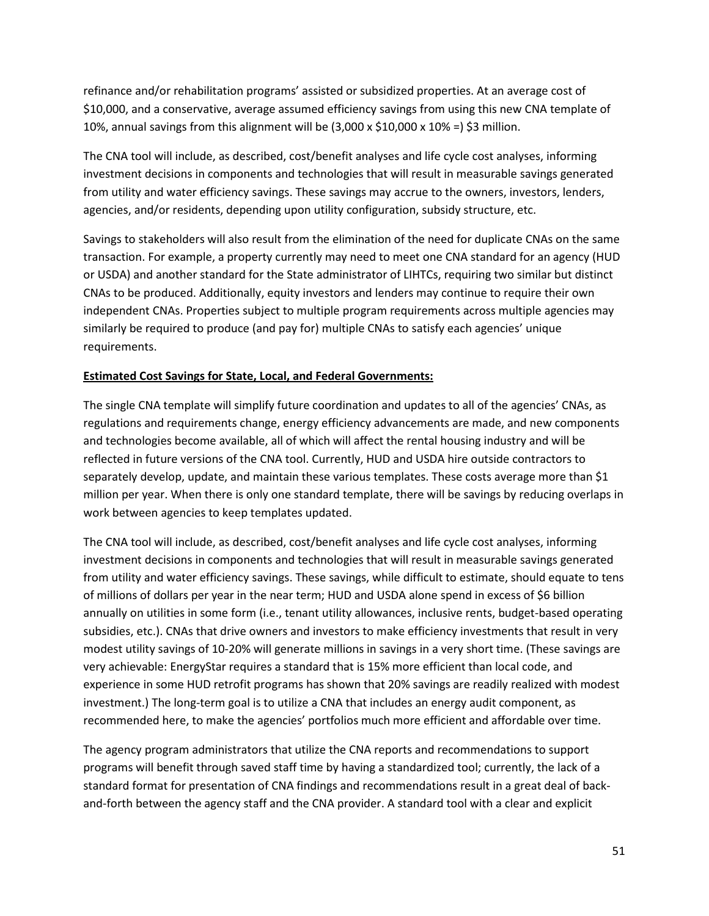refinance and/or rehabilitation programs' assisted or subsidized properties. At an average cost of $10,000, and a conservative, average assumed efficiency savings from using this new CNA template of 10%, annual savings from this alignment will be (3,000 x $10,000 x 10% =) $3 million.

The CNA tool will include, as described, cost/benefit analyses and life cycle cost analyses, informing investment decisions in components and technologies that will result in measurable savings generated from utility and water efficiency savings. These savings may accrue to the owners, investors, lenders, agencies, and/or residents, depending upon utility configuration, subsidy structure, etc.

Savings to stakeholders will also result from the elimination of the need for duplicate CNAs on the same transaction. For example, a property currently may need to meet one CNA standard for an agency (HUD or USDA) and another standard for the State administrator of LIHTCs, requiring two similar but distinct CNAs to be produced. Additionally, equity investors and lenders may continue to require their own independent CNAs. Properties subject to multiple program requirements across multiple agencies may similarly be required to produce (and pay for) multiple CNAs to satisfy each agencies' unique requirements.

**Estimated Cost Savings for State, Local, and Federal Governments:**

The single CNA template will simplify future coordination and updates to all of the agencies' CNAs, as regulations and requirements change, energy efficiency advancements are made, and new components and technologies become available, all of which will affect the rental housing industry and will be reflected in future versions of the CNA tool. Currently, HUD and USDA hire outside contractors to separately develop, update, and maintain these various templates. These costs average more than $1 million per year. When there is only one standard template, there will be savings by reducing overlaps in work between agencies to keep templates updated.

The CNA tool will include, as described, cost/benefit analyses and life cycle cost analyses, informing investment decisions in components and technologies that will result in measurable savings generated from utility and water efficiency savings. These savings, while difficult to estimate, should equate to tens of millions of dollars per year in the near term; HUD and USDA alone spend in excess of $6 billion annually on utilities in some form (i.e., tenant utility allowances, inclusive rents, budget-based operating subsidies, etc.). CNAs that drive owners and investors to make efficiency investments that result in very modest utility savings of 10-20% will generate millions in savings in a very short time. (These savings are very achievable: EnergyStar requires a standard that is 15% more efficient than local code, and experience in some HUD retrofit programs has shown that 20% savings are readily realized with modest investment.) The long-term goal is to utilize a CNA that includes an energy audit component, as recommended here, to make the agencies' portfolios much more efficient and affordable over time.

The agency program administrators that utilize the CNA reports and recommendations to support programs will benefit through saved staff time by having a standardized tool; currently, the lack of a standard format for presentation of CNA findings and recommendations result in a great deal of back-and-forth between the agency staff and the CNA provider. A standard tool with a clear and explicit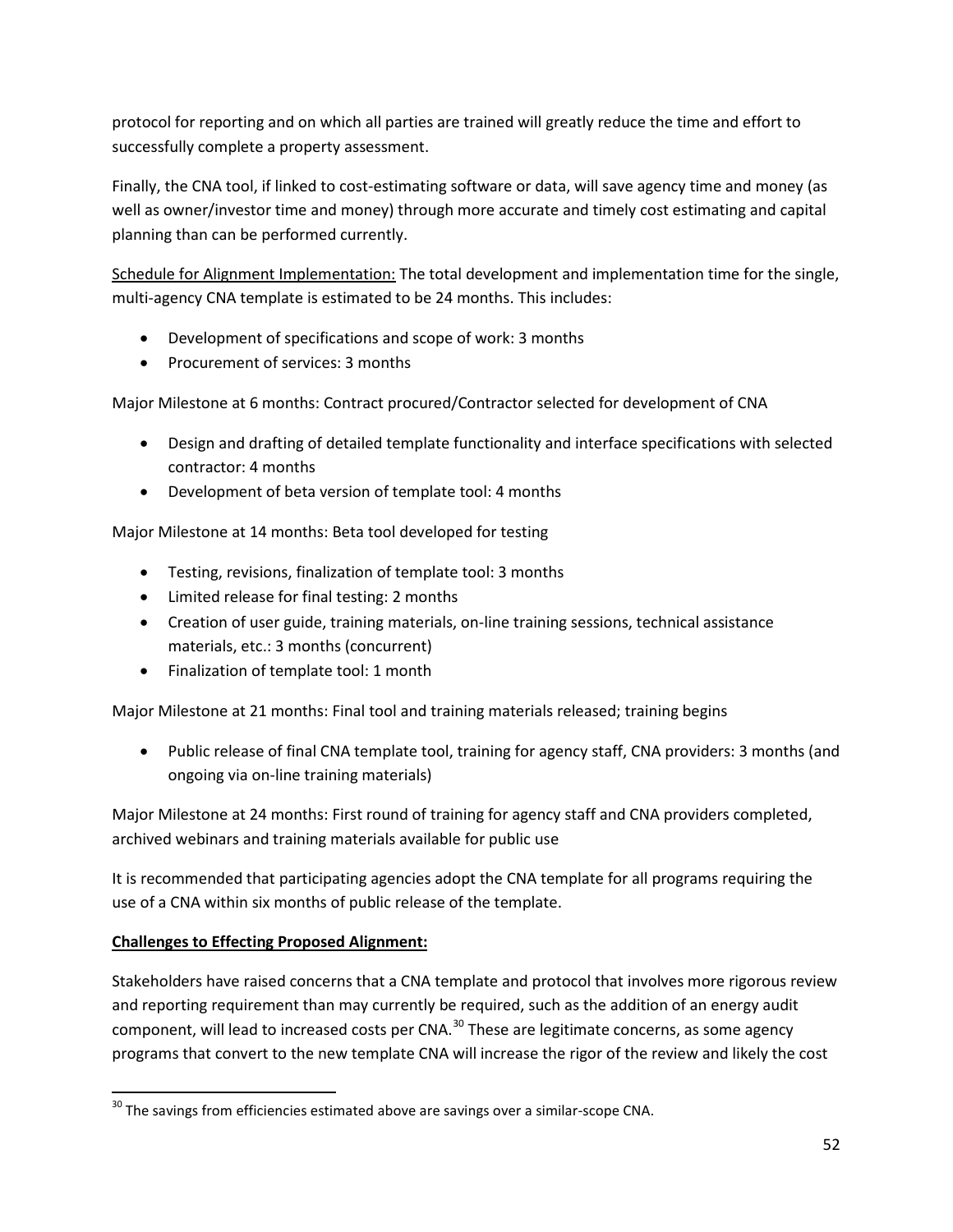protocol for reporting and on which all parties are trained will greatly reduce the time and effort to successfully complete a property assessment.

Finally, the CNA tool, if linked to cost-estimating software or data, will save agency time and money (as well as owner/investor time and money) through more accurate and timely cost estimating and capital planning than can be performed currently.

Schedule for Alignment Implementation: The total development and implementation time for the single, multi-agency CNA template is estimated to be 24 months. This includes:

- Development of specifications and scope of work: 3 months
- Procurement of services: 3 months

Major Milestone at 6 months: Contract procured/Contractor selected for development of CNA

- Design and drafting of detailed template functionality and interface specifications with selected contractor: 4 months
- Development of beta version of template tool: 4 months

Major Milestone at 14 months: Beta tool developed for testing

- Testing, revisions, finalization of template tool: 3 months
- Limited release for final testing: 2 months
- Creation of user guide, training materials, on-line training sessions, technical assistance materials, etc.: 3 months (concurrent)
- Finalization of template tool: 1 month

Major Milestone at 21 months: Final tool and training materials released; training begins

- Public release of final CNA template tool, training for agency staff, CNA providers: 3 months (and ongoing via on-line training materials)

Major Milestone at 24 months: First round of training for agency staff and CNA providers completed, archived webinars and training materials available for public use

It is recommended that participating agencies adopt the CNA template for all programs requiring the use of a CNA within six months of public release of the template.

**Challenges to Effecting Proposed Alignment:**

Stakeholders have raised concerns that a CNA template and protocol that involves more rigorous review and reporting requirement than may currently be required, such as the addition of an energy audit component, will lead to increased costs per CNA.[30] These are legitimate concerns, as some agency programs that convert to the new template CNA will increase the rigor of the review and likely the cost

[30] The savings from efficiencies estimated above are savings over a similar-scope CNA.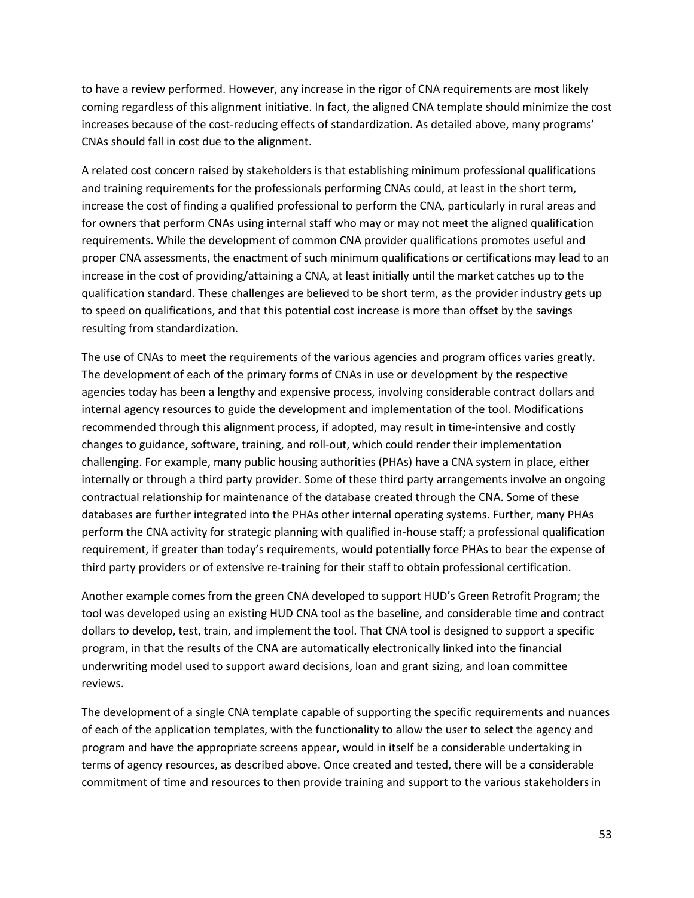to have a review performed. However, any increase in the rigor of CNA requirements are most likely coming regardless of this alignment initiative. In fact, the aligned CNA template should minimize the cost increases because of the cost-reducing effects of standardization. As detailed above, many programs' CNAs should fall in cost due to the alignment.

A related cost concern raised by stakeholders is that establishing minimum professional qualifications and training requirements for the professionals performing CNAs could, at least in the short term, increase the cost of finding a qualified professional to perform the CNA, particularly in rural areas and for owners that perform CNAs using internal staff who may or may not meet the aligned qualification requirements. While the development of common CNA provider qualifications promotes useful and proper CNA assessments, the enactment of such minimum qualifications or certifications may lead to an increase in the cost of providing/attaining a CNA, at least initially until the market catches up to the qualification standard. These challenges are believed to be short term, as the provider industry gets up to speed on qualifications, and that this potential cost increase is more than offset by the savings resulting from standardization.

The use of CNAs to meet the requirements of the various agencies and program offices varies greatly. The development of each of the primary forms of CNAs in use or development by the respective agencies today has been a lengthy and expensive process, involving considerable contract dollars and internal agency resources to guide the development and implementation of the tool. Modifications recommended through this alignment process, if adopted, may result in time-intensive and costly changes to guidance, software, training, and roll-out, which could render their implementation challenging. For example, many public housing authorities (PHAs) have a CNA system in place, either internally or through a third party provider. Some of these third party arrangements involve an ongoing contractual relationship for maintenance of the database created through the CNA. Some of these databases are further integrated into the PHAs other internal operating systems. Further, many PHAs perform the CNA activity for strategic planning with qualified in-house staff; a professional qualification requirement, if greater than today's requirements, would potentially force PHAs to bear the expense of third party providers or of extensive re-training for their staff to obtain professional certification.

Another example comes from the green CNA developed to support HUD's Green Retrofit Program; the tool was developed using an existing HUD CNA tool as the baseline, and considerable time and contract dollars to develop, test, train, and implement the tool. That CNA tool is designed to support a specific program, in that the results of the CNA are automatically electronically linked into the financial underwriting model used to support award decisions, loan and grant sizing, and loan committee reviews.

The development of a single CNA template capable of supporting the specific requirements and nuances of each of the application templates, with the functionality to allow the user to select the agency and program and have the appropriate screens appear, would in itself be a considerable undertaking in terms of agency resources, as described above. Once created and tested, there will be a considerable commitment of time and resources to then provide training and support to the various stakeholders in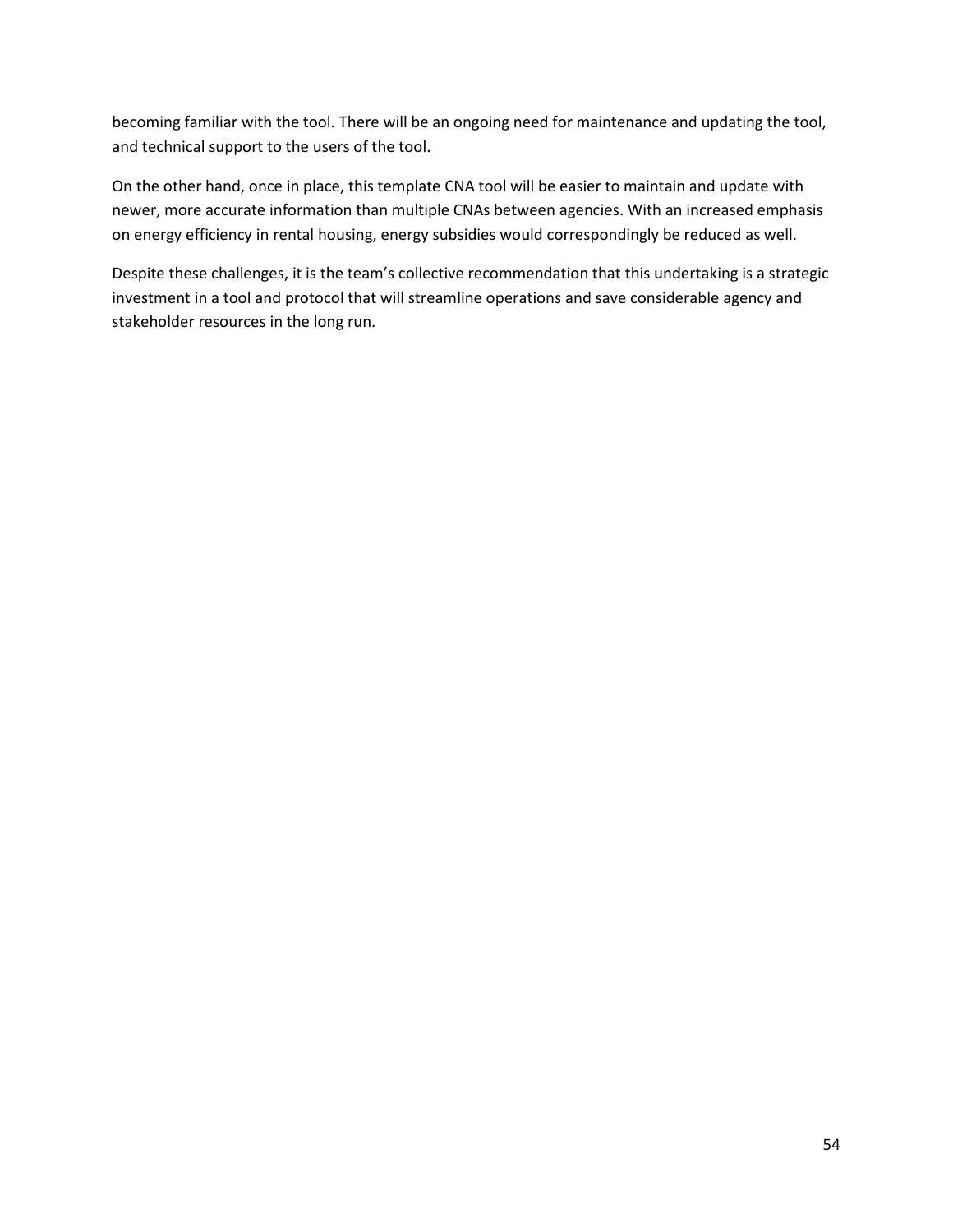becoming familiar with the tool. There will be an ongoing need for maintenance and updating the tool, and technical support to the users of the tool.

On the other hand, once in place, this template CNA tool will be easier to maintain and update with newer, more accurate information than multiple CNAs between agencies. With an increased emphasis on energy efficiency in rental housing, energy subsidies would correspondingly be reduced as well.

Despite these challenges, it is the team's collective recommendation that this undertaking is a strategic investment in a tool and protocol that will streamline operations and save considerable agency and stakeholder resources in the long run.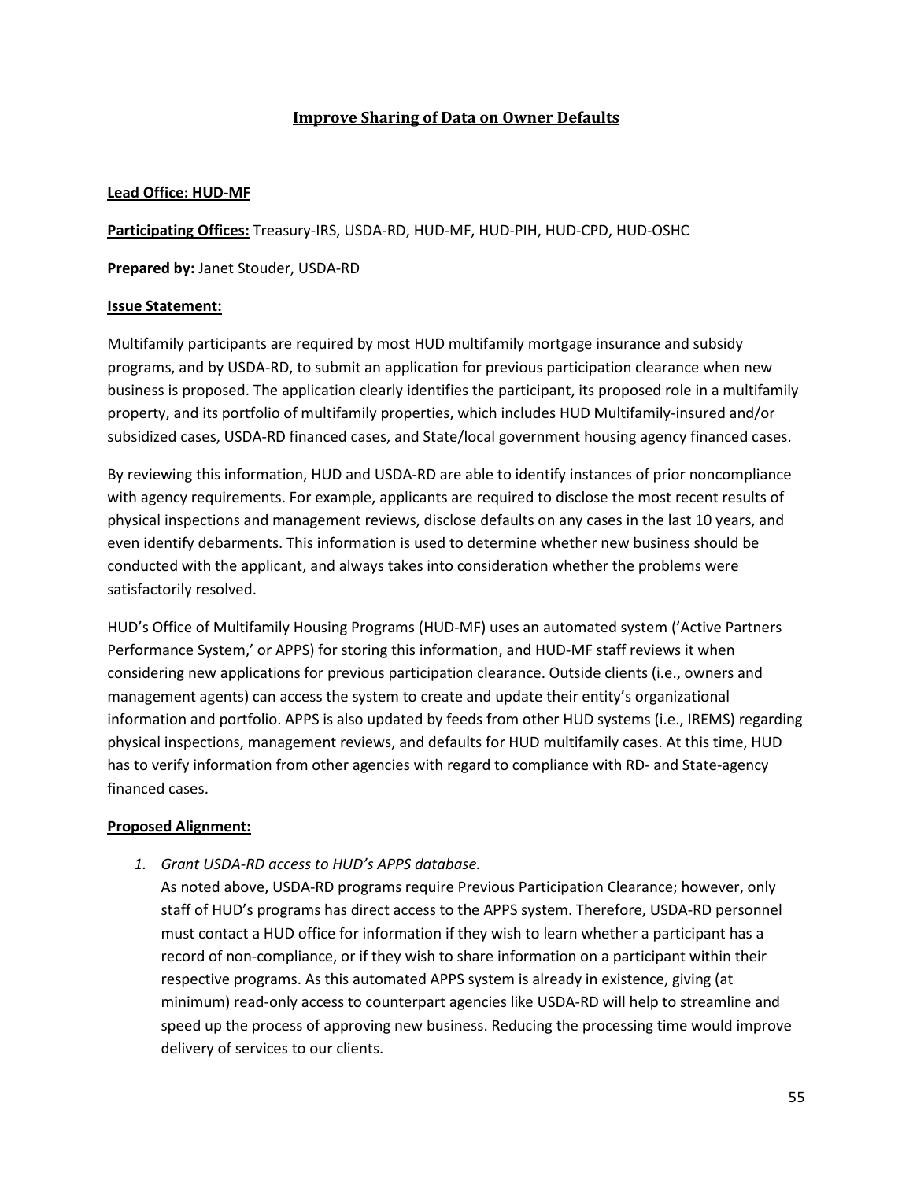## Improve Sharing of Data on Owner Defaults

**Lead Office: HUD-MF**

**Participating Offices:** Treasury-IRS, USDA-RD, HUD-MF, HUD-PIH, HUD-CPD, HUD-OSHC

**Prepared by:** Janet Stouder, USDA-RD

**Issue Statement:**

Multifamily participants are required by most HUD multifamily mortgage insurance and subsidy programs, and by USDA-RD, to submit an application for previous participation clearance when new business is proposed. The application clearly identifies the participant, its proposed role in a multifamily property, and its portfolio of multifamily properties, which includes HUD Multifamily-insured and/or subsidized cases, USDA-RD financed cases, and State/local government housing agency financed cases.

By reviewing this information, HUD and USDA-RD are able to identify instances of prior noncompliance with agency requirements. For example, applicants are required to disclose the most recent results of physical inspections and management reviews, disclose defaults on any cases in the last 10 years, and even identify debarments. This information is used to determine whether new business should be conducted with the applicant, and always takes into consideration whether the problems were satisfactorily resolved.

HUD's Office of Multifamily Housing Programs (HUD-MF) uses an automated system ('Active Partners Performance System,' or APPS) for storing this information, and HUD-MF staff reviews it when considering new applications for previous participation clearance. Outside clients (i.e., owners and management agents) can access the system to create and update their entity's organizational information and portfolio. APPS is also updated by feeds from other HUD systems (i.e., IREMS) regarding physical inspections, management reviews, and defaults for HUD multifamily cases. At this time, HUD has to verify information from other agencies with regard to compliance with RD- and State-agency financed cases.

**Proposed Alignment:**

1. *Grant USDA-RD access to HUD's APPS database.*
   As noted above, USDA-RD programs require Previous Participation Clearance; however, only staff of HUD's programs has direct access to the APPS system. Therefore, USDA-RD personnel must contact a HUD office for information if they wish to learn whether a participant has a record of non-compliance, or if they wish to share information on a participant within their respective programs. As this automated APPS system is already in existence, giving (at minimum) read-only access to counterpart agencies like USDA-RD will help to streamline and speed up the process of approving new business. Reducing the processing time would improve delivery of services to our clients.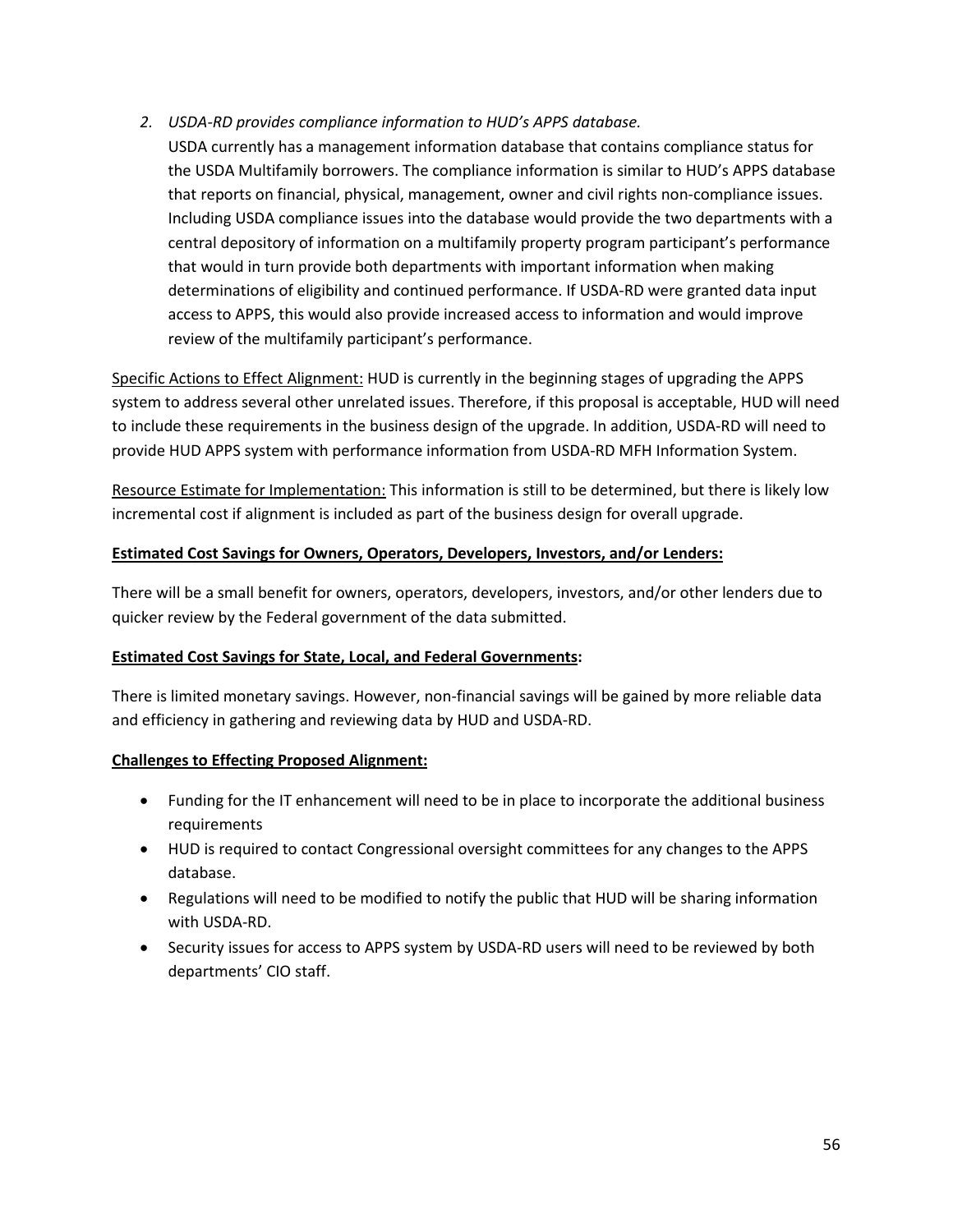2. *USDA-RD provides compliance information to HUD's APPS database.*
   USDA currently has a management information database that contains compliance status for the USDA Multifamily borrowers. The compliance information is similar to HUD's APPS database that reports on financial, physical, management, owner and civil rights non-compliance issues. Including USDA compliance issues into the database would provide the two departments with a central depository of information on a multifamily property program participant's performance that would in turn provide both departments with important information when making determinations of eligibility and continued performance. If USDA-RD were granted data input access to APPS, this would also provide increased access to information and would improve review of the multifamily participant's performance.

<u>Specific Actions to Effect Alignment:</u> HUD is currently in the beginning stages of upgrading the APPS system to address several other unrelated issues. Therefore, if this proposal is acceptable, HUD will need to include these requirements in the business design of the upgrade. In addition, USDA-RD will need to provide HUD APPS system with performance information from USDA-RD MFH Information System.

<u>Resource Estimate for Implementation:</u> This information is still to be determined, but there is likely low incremental cost if alignment is included as part of the business design for overall upgrade.

**<u>Estimated Cost Savings for Owners, Operators, Developers, Investors, and/or Lenders:</u>**

There will be a small benefit for owners, operators, developers, investors, and/or other lenders due to quicker review by the Federal government of the data submitted.

**<u>Estimated Cost Savings for State, Local, and Federal Governments</u>:**

There is limited monetary savings. However, non-financial savings will be gained by more reliable data and efficiency in gathering and reviewing data by HUD and USDA-RD.

**<u>Challenges to Effecting Proposed Alignment:</u>**

- Funding for the IT enhancement will need to be in place to incorporate the additional business requirements
- HUD is required to contact Congressional oversight committees for any changes to the APPS database.
- Regulations will need to be modified to notify the public that HUD will be sharing information with USDA-RD.
- Security issues for access to APPS system by USDA-RD users will need to be reviewed by both departments' CIO staff.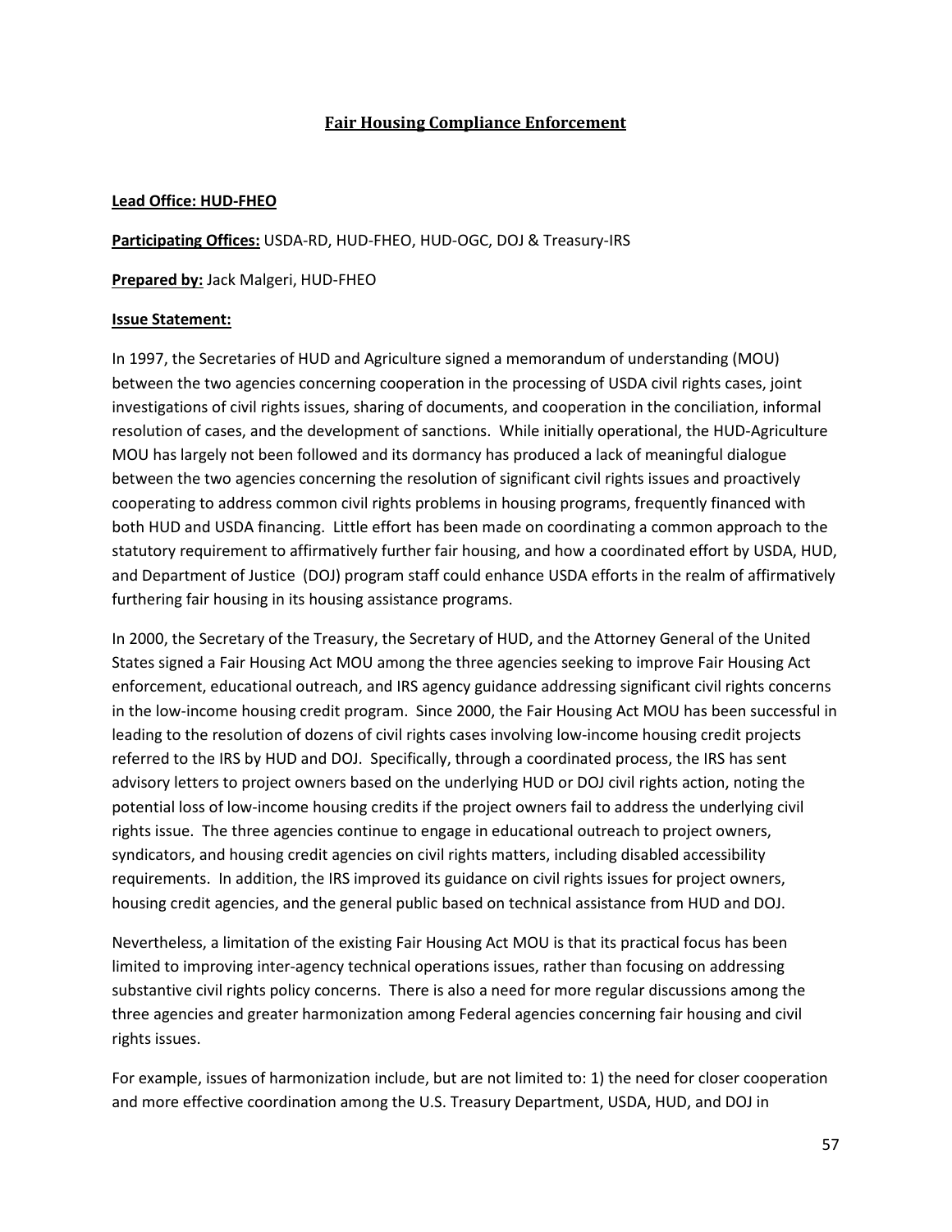# Fair Housing Compliance Enforcement

**Lead Office: HUD-FHEO**

**Participating Offices:** USDA-RD, HUD-FHEO, HUD-OGC, DOJ & Treasury-IRS

**Prepared by:** Jack Malgeri, HUD-FHEO

**Issue Statement:**

In 1997, the Secretaries of HUD and Agriculture signed a memorandum of understanding (MOU) between the two agencies concerning cooperation in the processing of USDA civil rights cases, joint investigations of civil rights issues, sharing of documents, and cooperation in the conciliation, informal resolution of cases, and the development of sanctions. While initially operational, the HUD-Agriculture MOU has largely not been followed and its dormancy has produced a lack of meaningful dialogue between the two agencies concerning the resolution of significant civil rights issues and proactively cooperating to address common civil rights problems in housing programs, frequently financed with both HUD and USDA financing. Little effort has been made on coordinating a common approach to the statutory requirement to affirmatively further fair housing, and how a coordinated effort by USDA, HUD, and Department of Justice (DOJ) program staff could enhance USDA efforts in the realm of affirmatively furthering fair housing in its housing assistance programs.

In 2000, the Secretary of the Treasury, the Secretary of HUD, and the Attorney General of the United States signed a Fair Housing Act MOU among the three agencies seeking to improve Fair Housing Act enforcement, educational outreach, and IRS agency guidance addressing significant civil rights concerns in the low-income housing credit program. Since 2000, the Fair Housing Act MOU has been successful in leading to the resolution of dozens of civil rights cases involving low-income housing credit projects referred to the IRS by HUD and DOJ. Specifically, through a coordinated process, the IRS has sent advisory letters to project owners based on the underlying HUD or DOJ civil rights action, noting the potential loss of low-income housing credits if the project owners fail to address the underlying civil rights issue. The three agencies continue to engage in educational outreach to project owners, syndicators, and housing credit agencies on civil rights matters, including disabled accessibility requirements. In addition, the IRS improved its guidance on civil rights issues for project owners, housing credit agencies, and the general public based on technical assistance from HUD and DOJ.

Nevertheless, a limitation of the existing Fair Housing Act MOU is that its practical focus has been limited to improving inter-agency technical operations issues, rather than focusing on addressing substantive civil rights policy concerns. There is also a need for more regular discussions among the three agencies and greater harmonization among Federal agencies concerning fair housing and civil rights issues.

For example, issues of harmonization include, but are not limited to: 1) the need for closer cooperation and more effective coordination among the U.S. Treasury Department, USDA, HUD, and DOJ in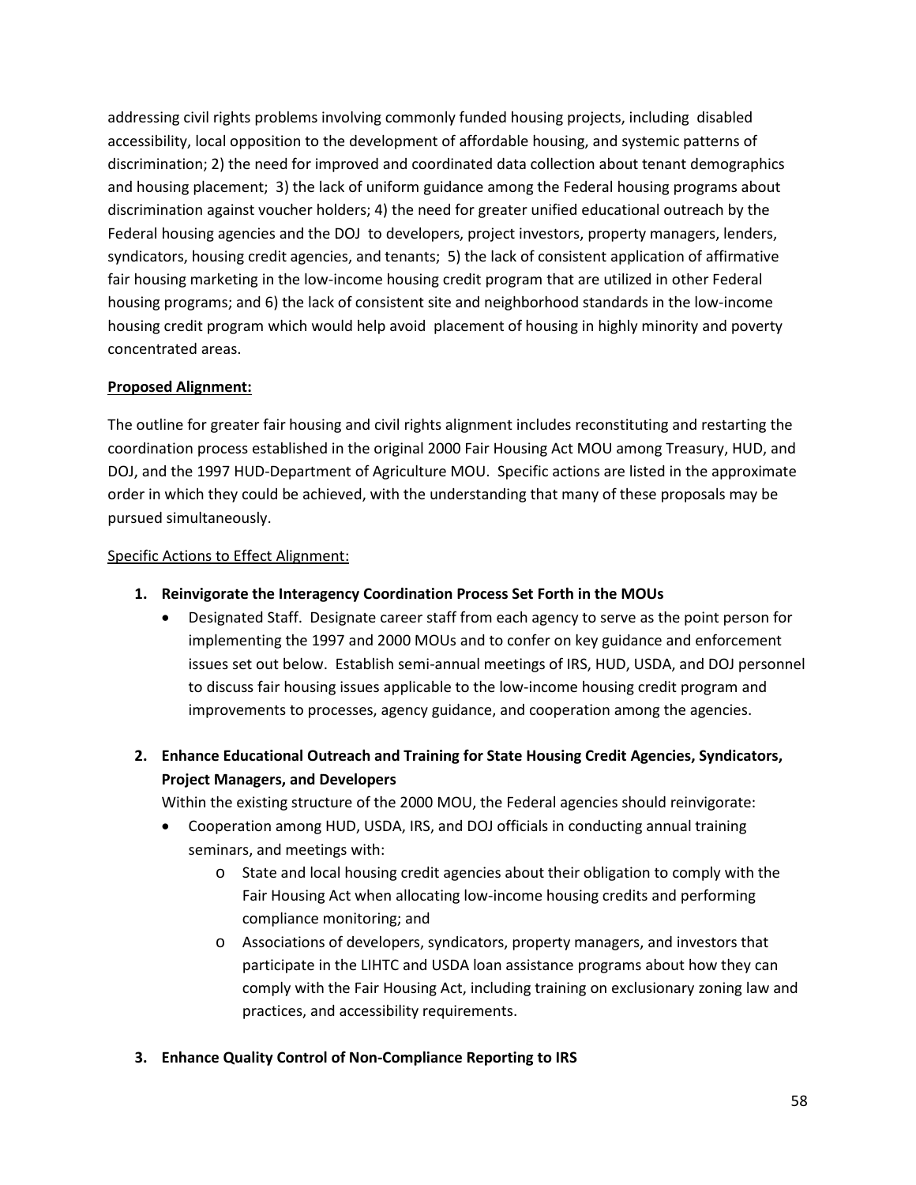addressing civil rights problems involving commonly funded housing projects, including disabled accessibility, local opposition to the development of affordable housing, and systemic patterns of discrimination; 2) the need for improved and coordinated data collection about tenant demographics and housing placement; 3) the lack of uniform guidance among the Federal housing programs about discrimination against voucher holders; 4) the need for greater unified educational outreach by the Federal housing agencies and the DOJ to developers, project investors, property managers, lenders, syndicators, housing credit agencies, and tenants; 5) the lack of consistent application of affirmative fair housing marketing in the low-income housing credit program that are utilized in other Federal housing programs; and 6) the lack of consistent site and neighborhood standards in the low-income housing credit program which would help avoid placement of housing in highly minority and poverty concentrated areas.

**Proposed Alignment:**

The outline for greater fair housing and civil rights alignment includes reconstituting and restarting the coordination process established in the original 2000 Fair Housing Act MOU among Treasury, HUD, and DOJ, and the 1997 HUD-Department of Agriculture MOU. Specific actions are listed in the approximate order in which they could be achieved, with the understanding that many of these proposals may be pursued simultaneously.

Specific Actions to Effect Alignment:

1. **Reinvigorate the Interagency Coordination Process Set Forth in the MOUs**
   - Designated Staff. Designate career staff from each agency to serve as the point person for implementing the 1997 and 2000 MOUs and to confer on key guidance and enforcement issues set out below. Establish semi-annual meetings of IRS, HUD, USDA, and DOJ personnel to discuss fair housing issues applicable to the low-income housing credit program and improvements to processes, agency guidance, and cooperation among the agencies.

2. **Enhance Educational Outreach and Training for State Housing Credit Agencies, Syndicators, Project Managers, and Developers**

   Within the existing structure of the 2000 MOU, the Federal agencies should reinvigorate:
   - Cooperation among HUD, USDA, IRS, and DOJ officials in conducting annual training seminars, and meetings with:
     - State and local housing credit agencies about their obligation to comply with the Fair Housing Act when allocating low-income housing credits and performing compliance monitoring; and
     - Associations of developers, syndicators, property managers, and investors that participate in the LIHTC and USDA loan assistance programs about how they can comply with the Fair Housing Act, including training on exclusionary zoning law and practices, and accessibility requirements.

3. **Enhance Quality Control of Non-Compliance Reporting to IRS**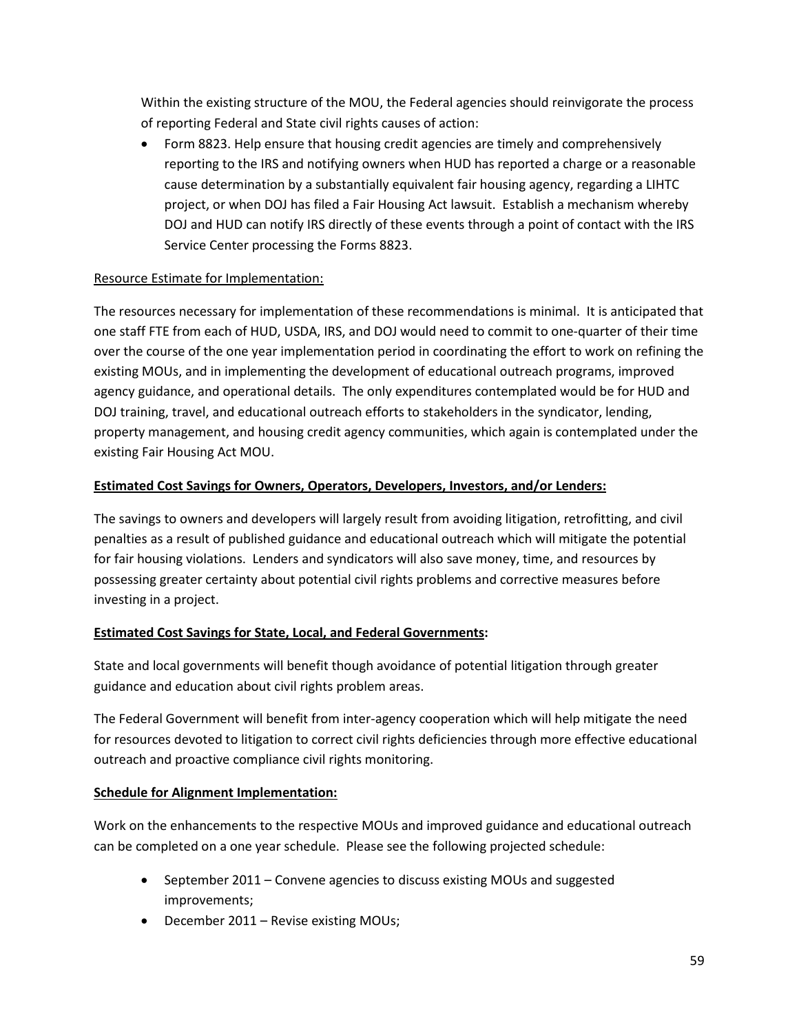Within the existing structure of the MOU, the Federal agencies should reinvigorate the process of reporting Federal and State civil rights causes of action:

- Form 8823. Help ensure that housing credit agencies are timely and comprehensively reporting to the IRS and notifying owners when HUD has reported a charge or a reasonable cause determination by a substantially equivalent fair housing agency, regarding a LIHTC project, or when DOJ has filed a Fair Housing Act lawsuit. Establish a mechanism whereby DOJ and HUD can notify IRS directly of these events through a point of contact with the IRS Service Center processing the Forms 8823.

<u>Resource Estimate for Implementation:</u>

The resources necessary for implementation of these recommendations is minimal. It is anticipated that one staff FTE from each of HUD, USDA, IRS, and DOJ would need to commit to one-quarter of their time over the course of the one year implementation period in coordinating the effort to work on refining the existing MOUs, and in implementing the development of educational outreach programs, improved agency guidance, and operational details. The only expenditures contemplated would be for HUD and DOJ training, travel, and educational outreach efforts to stakeholders in the syndicator, lending, property management, and housing credit agency communities, which again is contemplated under the existing Fair Housing Act MOU.

**<u>Estimated Cost Savings for Owners, Operators, Developers, Investors, and/or Lenders:</u>**

The savings to owners and developers will largely result from avoiding litigation, retrofitting, and civil penalties as a result of published guidance and educational outreach which will mitigate the potential for fair housing violations. Lenders and syndicators will also save money, time, and resources by possessing greater certainty about potential civil rights problems and corrective measures before investing in a project.

**<u>Estimated Cost Savings for State, Local, and Federal Governments</u>:**

State and local governments will benefit though avoidance of potential litigation through greater guidance and education about civil rights problem areas.

The Federal Government will benefit from inter-agency cooperation which will help mitigate the need for resources devoted to litigation to correct civil rights deficiencies through more effective educational outreach and proactive compliance civil rights monitoring.

**<u>Schedule for Alignment Implementation:</u>**

Work on the enhancements to the respective MOUs and improved guidance and educational outreach can be completed on a one year schedule. Please see the following projected schedule:

- September 2011 – Convene agencies to discuss existing MOUs and suggested improvements;
- December 2011 – Revise existing MOUs;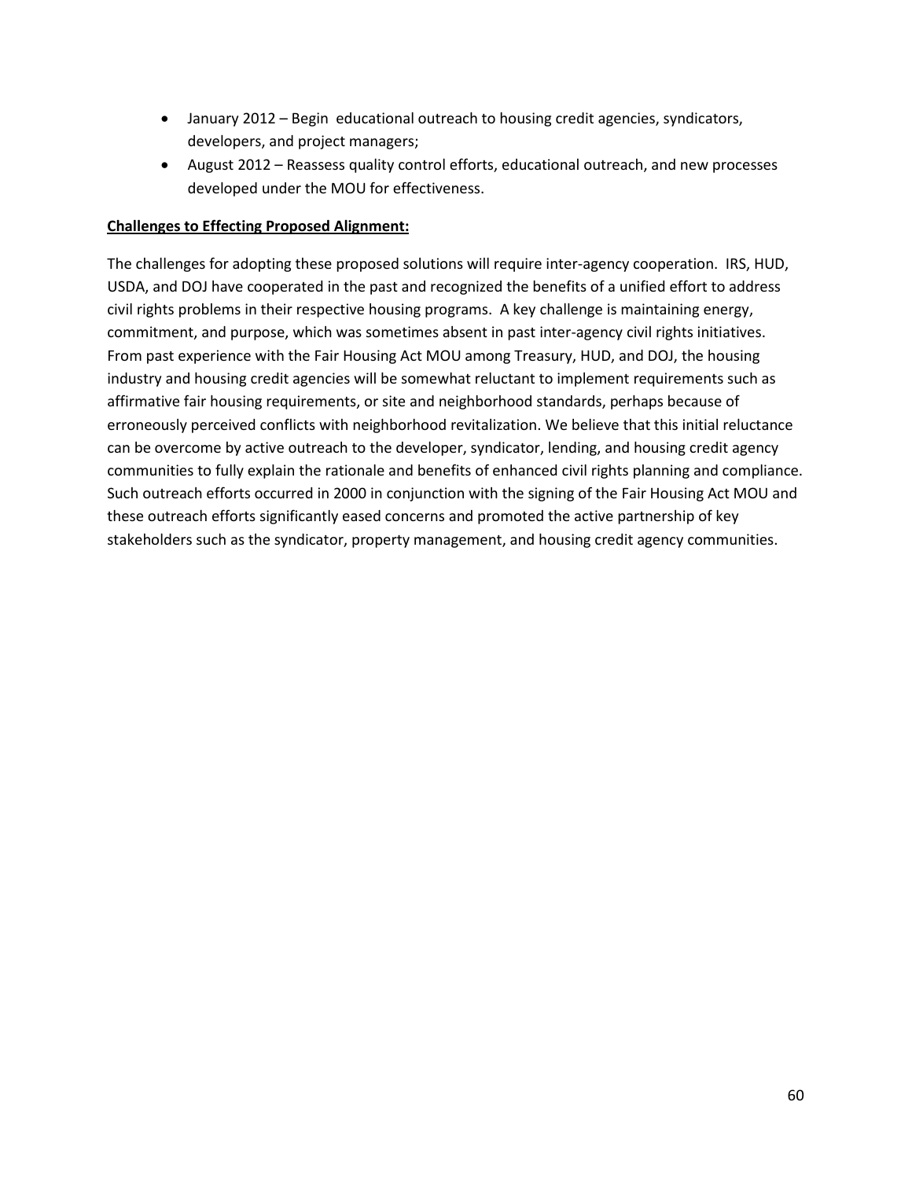- January 2012 – Begin  educational outreach to housing credit agencies, syndicators, developers, and project managers;
- August 2012 – Reassess quality control efforts, educational outreach, and new processes developed under the MOU for effectiveness.

**Challenges to Effecting Proposed Alignment:**

The challenges for adopting these proposed solutions will require inter-agency cooperation.  IRS, HUD, USDA, and DOJ have cooperated in the past and recognized the benefits of a unified effort to address civil rights problems in their respective housing programs.  A key challenge is maintaining energy, commitment, and purpose, which was sometimes absent in past inter-agency civil rights initiatives. From past experience with the Fair Housing Act MOU among Treasury, HUD, and DOJ, the housing industry and housing credit agencies will be somewhat reluctant to implement requirements such as affirmative fair housing requirements, or site and neighborhood standards, perhaps because of erroneously perceived conflicts with neighborhood revitalization. We believe that this initial reluctance can be overcome by active outreach to the developer, syndicator, lending, and housing credit agency communities to fully explain the rationale and benefits of enhanced civil rights planning and compliance. Such outreach efforts occurred in 2000 in conjunction with the signing of the Fair Housing Act MOU and these outreach efforts significantly eased concerns and promoted the active partnership of key stakeholders such as the syndicator, property management, and housing credit agency communities.